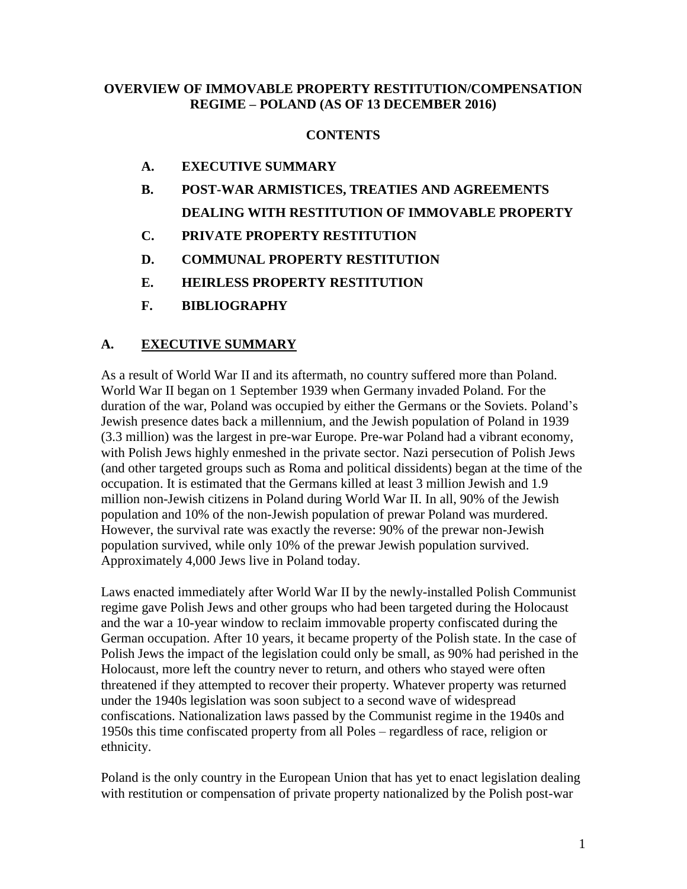**OVERVIEW OF IMMOVABLE PROPERTY RESTITUTION/COMPENSATION REGIME – POLAND (AS OF 13 DECEMBER 2016)**

**CONTENTS**

- **A. EXECUTIVE SUMMARY**
- **B. POST-WAR ARMISTICES, TREATIES AND AGREEMENTS DEALING WITH RESTITUTION OF IMMOVABLE PROPERTY**
- **C. PRIVATE PROPERTY RESTITUTION**
- **D. COMMUNAL PROPERTY RESTITUTION**
- **E. HEIRLESS PROPERTY RESTITUTION**
- **F. BIBLIOGRAPHY**

## A. EXECUTIVE SUMMARY

As a result of World War II and its aftermath, no country suffered more than Poland. World War II began on 1 September 1939 when Germany invaded Poland. For the duration of the war, Poland was occupied by either the Germans or the Soviets. Poland's Jewish presence dates back a millennium, and the Jewish population of Poland in 1939 (3.3 million) was the largest in pre-war Europe. Pre-war Poland had a vibrant economy, with Polish Jews highly enmeshed in the private sector. Nazi persecution of Polish Jews (and other targeted groups such as Roma and political dissidents) began at the time of the occupation. It is estimated that the Germans killed at least 3 million Jewish and 1.9 million non-Jewish citizens in Poland during World War II. In all, 90% of the Jewish population and 10% of the non-Jewish population of prewar Poland was murdered. However, the survival rate was exactly the reverse: 90% of the prewar non-Jewish population survived, while only 10% of the prewar Jewish population survived. Approximately 4,000 Jews live in Poland today.

Laws enacted immediately after World War II by the newly-installed Polish Communist regime gave Polish Jews and other groups who had been targeted during the Holocaust and the war a 10-year window to reclaim immovable property confiscated during the German occupation. After 10 years, it became property of the Polish state. In the case of Polish Jews the impact of the legislation could only be small, as 90% had perished in the Holocaust, more left the country never to return, and others who stayed were often threatened if they attempted to recover their property. Whatever property was returned under the 1940s legislation was soon subject to a second wave of widespread confiscations. Nationalization laws passed by the Communist regime in the 1940s and 1950s this time confiscated property from all Poles – regardless of race, religion or ethnicity.

Poland is the only country in the European Union that has yet to enact legislation dealing with restitution or compensation of private property nationalized by the Polish post-war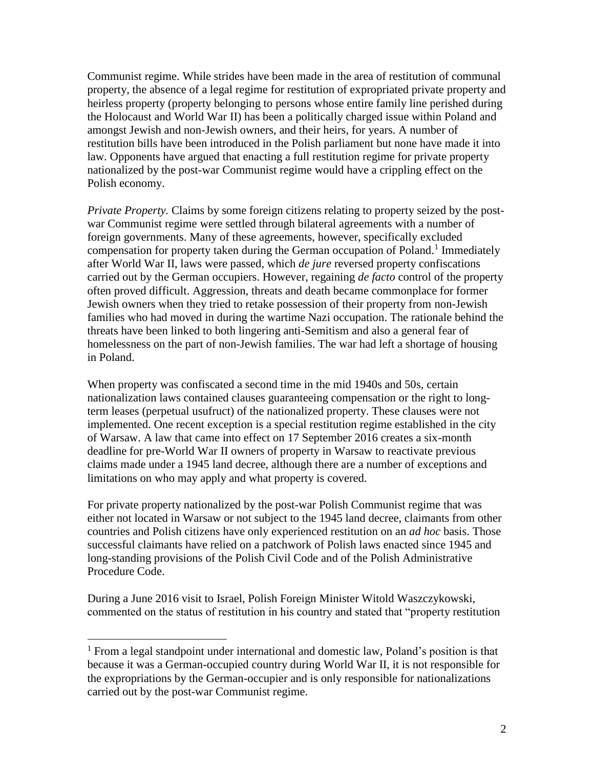Communist regime. While strides have been made in the area of restitution of communal property, the absence of a legal regime for restitution of expropriated private property and heirless property (property belonging to persons whose entire family line perished during the Holocaust and World War II) has been a politically charged issue within Poland and amongst Jewish and non-Jewish owners, and their heirs, for years. A number of restitution bills have been introduced in the Polish parliament but none have made it into law. Opponents have argued that enacting a full restitution regime for private property nationalized by the post-war Communist regime would have a crippling effect on the Polish economy.

*Private Property.* Claims by some foreign citizens relating to property seized by the post-war Communist regime were settled through bilateral agreements with a number of foreign governments. Many of these agreements, however, specifically excluded compensation for property taken during the German occupation of Poland.[1] Immediately after World War II, laws were passed, which *de jure* reversed property confiscations carried out by the German occupiers. However, regaining *de facto* control of the property often proved difficult. Aggression, threats and death became commonplace for former Jewish owners when they tried to retake possession of their property from non-Jewish families who had moved in during the wartime Nazi occupation. The rationale behind the threats have been linked to both lingering anti-Semitism and also a general fear of homelessness on the part of non-Jewish families. The war had left a shortage of housing in Poland.

When property was confiscated a second time in the mid 1940s and 50s, certain nationalization laws contained clauses guaranteeing compensation or the right to long-term leases (perpetual usufruct) of the nationalized property. These clauses were not implemented. One recent exception is a special restitution regime established in the city of Warsaw. A law that came into effect on 17 September 2016 creates a six-month deadline for pre-World War II owners of property in Warsaw to reactivate previous claims made under a 1945 land decree, although there are a number of exceptions and limitations on who may apply and what property is covered.

For private property nationalized by the post-war Polish Communist regime that was either not located in Warsaw or not subject to the 1945 land decree, claimants from other countries and Polish citizens have only experienced restitution on an *ad hoc* basis. Those successful claimants have relied on a patchwork of Polish laws enacted since 1945 and long-standing provisions of the Polish Civil Code and of the Polish Administrative Procedure Code.

During a June 2016 visit to Israel, Polish Foreign Minister Witold Waszczykowski, commented on the status of restitution in his country and stated that "property restitution

---

[1] From a legal standpoint under international and domestic law, Poland's position is that because it was a German-occupied country during World War II, it is not responsible for the expropriations by the German-occupier and is only responsible for nationalizations carried out by the post-war Communist regime.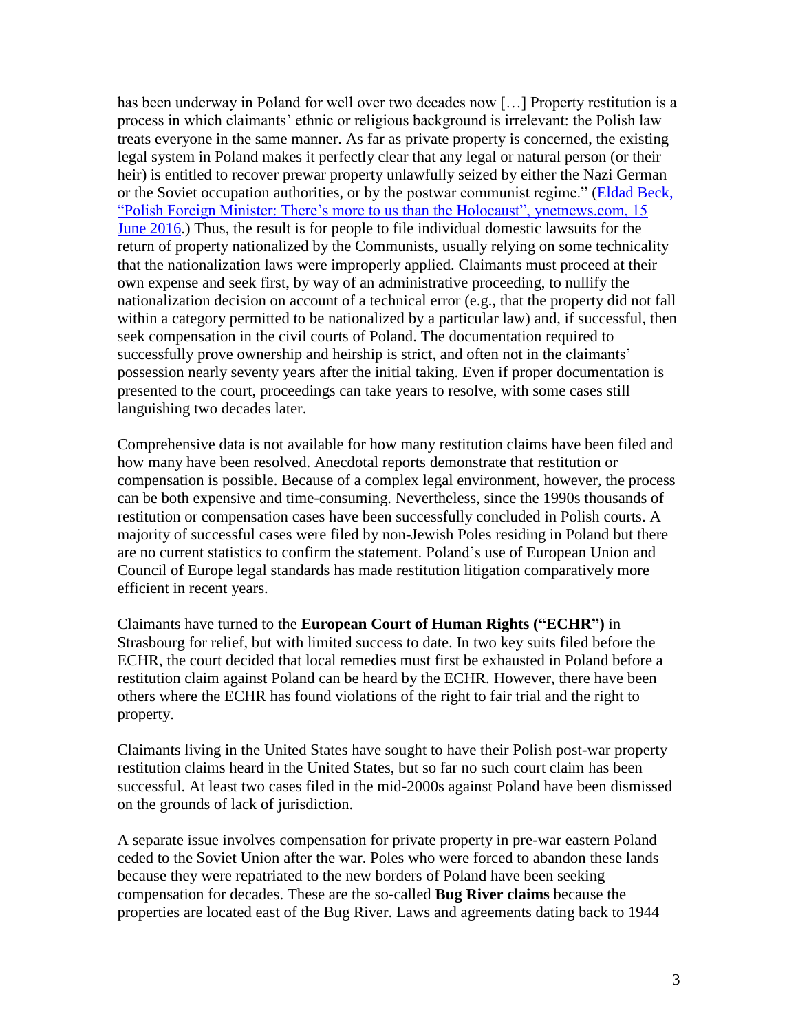has been underway in Poland for well over two decades now […] Property restitution is a process in which claimants' ethnic or religious background is irrelevant: the Polish law treats everyone in the same manner. As far as private property is concerned, the existing legal system in Poland makes it perfectly clear that any legal or natural person (or their heir) is entitled to recover prewar property unlawfully seized by either the Nazi German or the Soviet occupation authorities, or by the postwar communist regime." (Eldad Beck, "Polish Foreign Minister: There's more to us than the Holocaust", ynetnews.com, 15 June 2016.) Thus, the result is for people to file individual domestic lawsuits for the return of property nationalized by the Communists, usually relying on some technicality that the nationalization laws were improperly applied. Claimants must proceed at their own expense and seek first, by way of an administrative proceeding, to nullify the nationalization decision on account of a technical error (e.g., that the property did not fall within a category permitted to be nationalized by a particular law) and, if successful, then seek compensation in the civil courts of Poland. The documentation required to successfully prove ownership and heirship is strict, and often not in the claimants' possession nearly seventy years after the initial taking. Even if proper documentation is presented to the court, proceedings can take years to resolve, with some cases still languishing two decades later.

Comprehensive data is not available for how many restitution claims have been filed and how many have been resolved. Anecdotal reports demonstrate that restitution or compensation is possible. Because of a complex legal environment, however, the process can be both expensive and time-consuming. Nevertheless, since the 1990s thousands of restitution or compensation cases have been successfully concluded in Polish courts. A majority of successful cases were filed by non-Jewish Poles residing in Poland but there are no current statistics to confirm the statement. Poland's use of European Union and Council of Europe legal standards has made restitution litigation comparatively more efficient in recent years.

Claimants have turned to the **European Court of Human Rights ("ECHR")** in Strasbourg for relief, but with limited success to date. In two key suits filed before the ECHR, the court decided that local remedies must first be exhausted in Poland before a restitution claim against Poland can be heard by the ECHR. However, there have been others where the ECHR has found violations of the right to fair trial and the right to property.

Claimants living in the United States have sought to have their Polish post-war property restitution claims heard in the United States, but so far no such court claim has been successful. At least two cases filed in the mid-2000s against Poland have been dismissed on the grounds of lack of jurisdiction.

A separate issue involves compensation for private property in pre-war eastern Poland ceded to the Soviet Union after the war. Poles who were forced to abandon these lands because they were repatriated to the new borders of Poland have been seeking compensation for decades. These are the so-called **Bug River claims** because the properties are located east of the Bug River. Laws and agreements dating back to 1944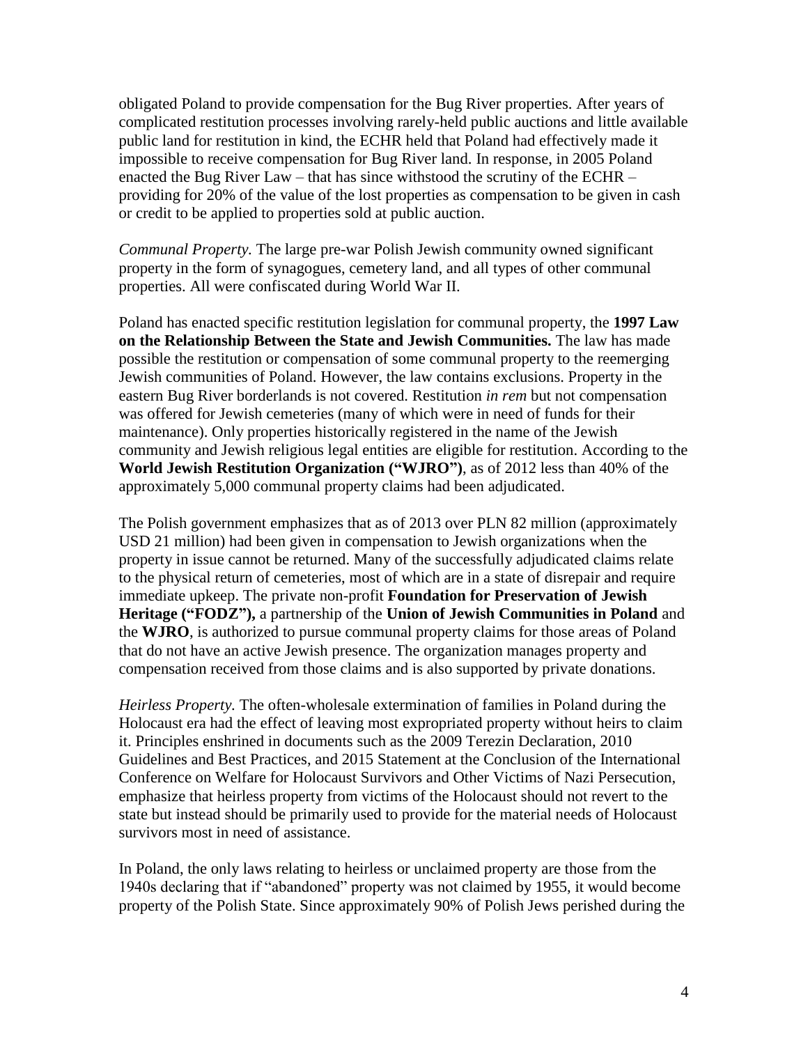obligated Poland to provide compensation for the Bug River properties. After years of complicated restitution processes involving rarely-held public auctions and little available public land for restitution in kind, the ECHR held that Poland had effectively made it impossible to receive compensation for Bug River land. In response, in 2005 Poland enacted the Bug River Law – that has since withstood the scrutiny of the ECHR – providing for 20% of the value of the lost properties as compensation to be given in cash or credit to be applied to properties sold at public auction.

*Communal Property.* The large pre-war Polish Jewish community owned significant property in the form of synagogues, cemetery land, and all types of other communal properties. All were confiscated during World War II.

Poland has enacted specific restitution legislation for communal property, the **1997 Law on the Relationship Between the State and Jewish Communities.** The law has made possible the restitution or compensation of some communal property to the reemerging Jewish communities of Poland. However, the law contains exclusions. Property in the eastern Bug River borderlands is not covered. Restitution *in rem* but not compensation was offered for Jewish cemeteries (many of which were in need of funds for their maintenance). Only properties historically registered in the name of the Jewish community and Jewish religious legal entities are eligible for restitution. According to the **World Jewish Restitution Organization ("WJRO")**, as of 2012 less than 40% of the approximately 5,000 communal property claims had been adjudicated.

The Polish government emphasizes that as of 2013 over PLN 82 million (approximately USD 21 million) had been given in compensation to Jewish organizations when the property in issue cannot be returned. Many of the successfully adjudicated claims relate to the physical return of cemeteries, most of which are in a state of disrepair and require immediate upkeep. The private non-profit **Foundation for Preservation of Jewish Heritage ("FODZ"),** a partnership of the **Union of Jewish Communities in Poland** and the **WJRO**, is authorized to pursue communal property claims for those areas of Poland that do not have an active Jewish presence. The organization manages property and compensation received from those claims and is also supported by private donations.

*Heirless Property.* The often-wholesale extermination of families in Poland during the Holocaust era had the effect of leaving most expropriated property without heirs to claim it. Principles enshrined in documents such as the 2009 Terezin Declaration, 2010 Guidelines and Best Practices, and 2015 Statement at the Conclusion of the International Conference on Welfare for Holocaust Survivors and Other Victims of Nazi Persecution, emphasize that heirless property from victims of the Holocaust should not revert to the state but instead should be primarily used to provide for the material needs of Holocaust survivors most in need of assistance.

In Poland, the only laws relating to heirless or unclaimed property are those from the 1940s declaring that if "abandoned" property was not claimed by 1955, it would become property of the Polish State. Since approximately 90% of Polish Jews perished during the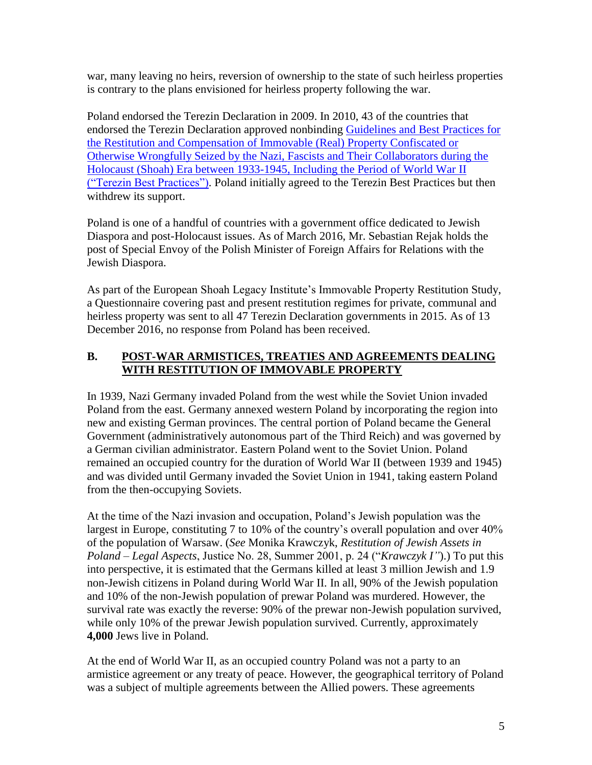war, many leaving no heirs, reversion of ownership to the state of such heirless properties is contrary to the plans envisioned for heirless property following the war.

Poland endorsed the Terezin Declaration in 2009. In 2010, 43 of the countries that endorsed the Terezin Declaration approved nonbinding Guidelines and Best Practices for the Restitution and Compensation of Immovable (Real) Property Confiscated or Otherwise Wrongfully Seized by the Nazi, Fascists and Their Collaborators during the Holocaust (Shoah) Era between 1933-1945, Including the Period of World War II ("Terezin Best Practices"). Poland initially agreed to the Terezin Best Practices but then withdrew its support.

Poland is one of a handful of countries with a government office dedicated to Jewish Diaspora and post-Holocaust issues. As of March 2016, Mr. Sebastian Rejak holds the post of Special Envoy of the Polish Minister of Foreign Affairs for Relations with the Jewish Diaspora.

As part of the European Shoah Legacy Institute's Immovable Property Restitution Study, a Questionnaire covering past and present restitution regimes for private, communal and heirless property was sent to all 47 Terezin Declaration governments in 2015. As of 13 December 2016, no response from Poland has been received.

## B. POST-WAR ARMISTICES, TREATIES AND AGREEMENTS DEALING WITH RESTITUTION OF IMMOVABLE PROPERTY

In 1939, Nazi Germany invaded Poland from the west while the Soviet Union invaded Poland from the east. Germany annexed western Poland by incorporating the region into new and existing German provinces. The central portion of Poland became the General Government (administratively autonomous part of the Third Reich) and was governed by a German civilian administrator. Eastern Poland went to the Soviet Union. Poland remained an occupied country for the duration of World War II (between 1939 and 1945) and was divided until Germany invaded the Soviet Union in 1941, taking eastern Poland from the then-occupying Soviets.

At the time of the Nazi invasion and occupation, Poland's Jewish population was the largest in Europe, constituting 7 to 10% of the country's overall population and over 40% of the population of Warsaw. (*See* Monika Krawczyk, *Restitution of Jewish Assets in Poland – Legal Aspects*, Justice No. 28, Summer 2001, p. 24 ("*Krawczyk I"*).) To put this into perspective, it is estimated that the Germans killed at least 3 million Jewish and 1.9 non-Jewish citizens in Poland during World War II. In all, 90% of the Jewish population and 10% of the non-Jewish population of prewar Poland was murdered. However, the survival rate was exactly the reverse: 90% of the prewar non-Jewish population survived, while only 10% of the prewar Jewish population survived. Currently, approximately **4,000** Jews live in Poland.

At the end of World War II, as an occupied country Poland was not a party to an armistice agreement or any treaty of peace. However, the geographical territory of Poland was a subject of multiple agreements between the Allied powers. These agreements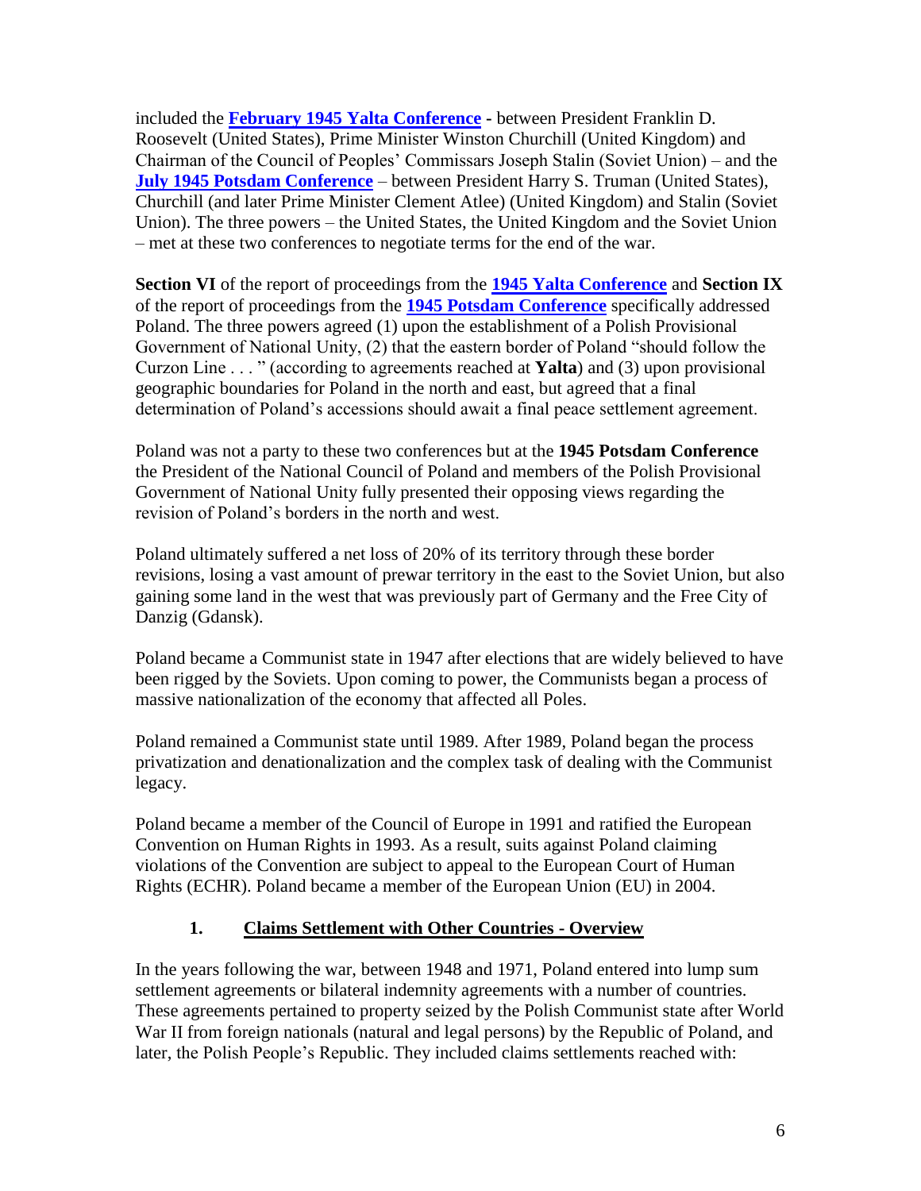included the **February 1945 Yalta Conference** - between President Franklin D. Roosevelt (United States), Prime Minister Winston Churchill (United Kingdom) and Chairman of the Council of Peoples' Commissars Joseph Stalin (Soviet Union) – and the **July 1945 Potsdam Conference** – between President Harry S. Truman (United States), Churchill (and later Prime Minister Clement Atlee) (United Kingdom) and Stalin (Soviet Union). The three powers – the United States, the United Kingdom and the Soviet Union – met at these two conferences to negotiate terms for the end of the war.

**Section VI** of the report of proceedings from the **1945 Yalta Conference** and **Section IX** of the report of proceedings from the **1945 Potsdam Conference** specifically addressed Poland. The three powers agreed (1) upon the establishment of a Polish Provisional Government of National Unity, (2) that the eastern border of Poland "should follow the Curzon Line . . . " (according to agreements reached at **Yalta**) and (3) upon provisional geographic boundaries for Poland in the north and east, but agreed that a final determination of Poland's accessions should await a final peace settlement agreement.

Poland was not a party to these two conferences but at the **1945 Potsdam Conference** the President of the National Council of Poland and members of the Polish Provisional Government of National Unity fully presented their opposing views regarding the revision of Poland's borders in the north and west.

Poland ultimately suffered a net loss of 20% of its territory through these border revisions, losing a vast amount of prewar territory in the east to the Soviet Union, but also gaining some land in the west that was previously part of Germany and the Free City of Danzig (Gdansk).

Poland became a Communist state in 1947 after elections that are widely believed to have been rigged by the Soviets. Upon coming to power, the Communists began a process of massive nationalization of the economy that affected all Poles.

Poland remained a Communist state until 1989. After 1989, Poland began the process privatization and denationalization and the complex task of dealing with the Communist legacy.

Poland became a member of the Council of Europe in 1991 and ratified the European Convention on Human Rights in 1993. As a result, suits against Poland claiming violations of the Convention are subject to appeal to the European Court of Human Rights (ECHR). Poland became a member of the European Union (EU) in 2004.

### 1. Claims Settlement with Other Countries - Overview

In the years following the war, between 1948 and 1971, Poland entered into lump sum settlement agreements or bilateral indemnity agreements with a number of countries. These agreements pertained to property seized by the Polish Communist state after World War II from foreign nationals (natural and legal persons) by the Republic of Poland, and later, the Polish People's Republic. They included claims settlements reached with: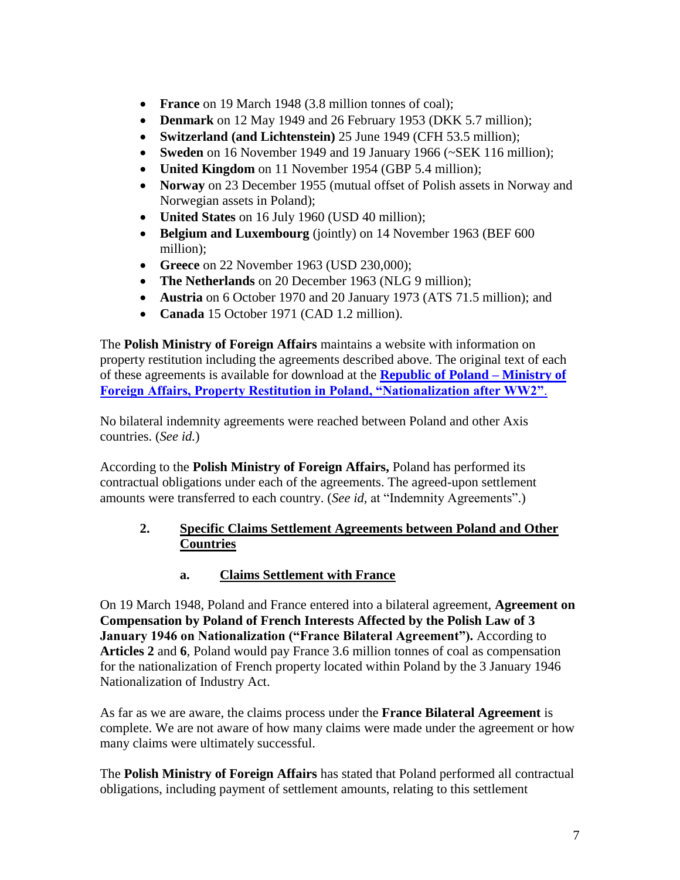- **France** on 19 March 1948 (3.8 million tonnes of coal);
- **Denmark** on 12 May 1949 and 26 February 1953 (DKK 5.7 million);
- **Switzerland (and Lichtenstein)** 25 June 1949 (CFH 53.5 million);
- **Sweden** on 16 November 1949 and 19 January 1966 (~SEK 116 million);
- **United Kingdom** on 11 November 1954 (GBP 5.4 million);
- **Norway** on 23 December 1955 (mutual offset of Polish assets in Norway and Norwegian assets in Poland);
- **United States** on 16 July 1960 (USD 40 million);
- **Belgium and Luxembourg** (jointly) on 14 November 1963 (BEF 600 million);
- **Greece** on 22 November 1963 (USD 230,000);
- **The Netherlands** on 20 December 1963 (NLG 9 million);
- **Austria** on 6 October 1970 and 20 January 1973 (ATS 71.5 million); and
- **Canada** 15 October 1971 (CAD 1.2 million).

The **Polish Ministry of Foreign Affairs** maintains a website with information on property restitution including the agreements described above. The original text of each of these agreements is available for download at the **Republic of Poland – Ministry of Foreign Affairs, Property Restitution in Poland, "Nationalization after WW2"**.

No bilateral indemnity agreements were reached between Poland and other Axis countries. (*See id.*)

According to the **Polish Ministry of Foreign Affairs,** Poland has performed its contractual obligations under each of the agreements. The agreed-upon settlement amounts were transferred to each country. (*See id,* at "Indemnity Agreements".)

### 2. Specific Claims Settlement Agreements between Poland and Other Countries

#### a. Claims Settlement with France

On 19 March 1948, Poland and France entered into a bilateral agreement, **Agreement on Compensation by Poland of French Interests Affected by the Polish Law of 3 January 1946 on Nationalization ("France Bilateral Agreement").** According to **Articles 2** and **6**, Poland would pay France 3.6 million tonnes of coal as compensation for the nationalization of French property located within Poland by the 3 January 1946 Nationalization of Industry Act.

As far as we are aware, the claims process under the **France Bilateral Agreement** is complete. We are not aware of how many claims were made under the agreement or how many claims were ultimately successful.

The **Polish Ministry of Foreign Affairs** has stated that Poland performed all contractual obligations, including payment of settlement amounts, relating to this settlement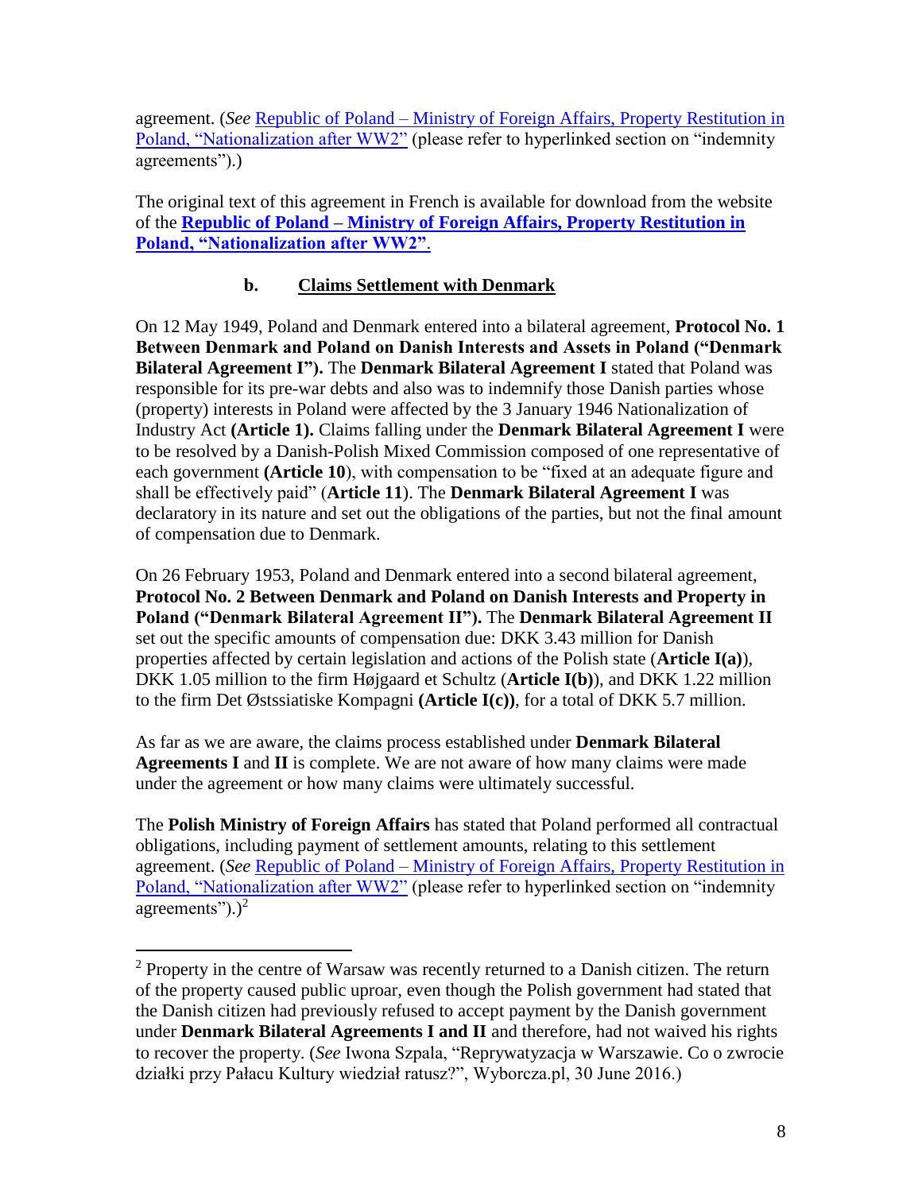agreement. (*See* [Republic of Poland – Ministry of Foreign Affairs, Property Restitution in Poland, "Nationalization after WW2"](#) (please refer to hyperlinked section on "indemnity agreements").)

The original text of this agreement in French is available for download from the website of the **[Republic of Poland – Ministry of Foreign Affairs, Property Restitution in Poland, "Nationalization after WW2"](#)**.

### b. Claims Settlement with Denmark

On 12 May 1949, Poland and Denmark entered into a bilateral agreement, **Protocol No. 1 Between Denmark and Poland on Danish Interests and Assets in Poland ("Denmark Bilateral Agreement I").** The **Denmark Bilateral Agreement I** stated that Poland was responsible for its pre-war debts and also was to indemnify those Danish parties whose (property) interests in Poland were affected by the 3 January 1946 Nationalization of Industry Act **(Article 1).** Claims falling under the **Denmark Bilateral Agreement I** were to be resolved by a Danish-Polish Mixed Commission composed of one representative of each government **(Article 10**), with compensation to be "fixed at an adequate figure and shall be effectively paid" (**Article 11**). The **Denmark Bilateral Agreement I** was declaratory in its nature and set out the obligations of the parties, but not the final amount of compensation due to Denmark.

On 26 February 1953, Poland and Denmark entered into a second bilateral agreement, **Protocol No. 2 Between Denmark and Poland on Danish Interests and Property in Poland ("Denmark Bilateral Agreement II").** The **Denmark Bilateral Agreement II** set out the specific amounts of compensation due: DKK 3.43 million for Danish properties affected by certain legislation and actions of the Polish state (**Article I(a)**), DKK 1.05 million to the firm Højgaard et Schultz (**Article I(b)**), and DKK 1.22 million to the firm Det Østssiatiske Kompagni **(Article I(c))**, for a total of DKK 5.7 million.

As far as we are aware, the claims process established under **Denmark Bilateral Agreements I** and **II** is complete. We are not aware of how many claims were made under the agreement or how many claims were ultimately successful.

The **Polish Ministry of Foreign Affairs** has stated that Poland performed all contractual obligations, including payment of settlement amounts, relating to this settlement agreement. (*See* [Republic of Poland – Ministry of Foreign Affairs, Property Restitution in Poland, "Nationalization after WW2"](#) (please refer to hyperlinked section on "indemnity agreements").)[2]

---

[2] Property in the centre of Warsaw was recently returned to a Danish citizen. The return of the property caused public uproar, even though the Polish government had stated that the Danish citizen had previously refused to accept payment by the Danish government under **Denmark Bilateral Agreements I and II** and therefore, had not waived his rights to recover the property. (*See* Iwona Szpala, "Reprywatyzacja w Warszawie. Co o zwrocie działki przy Pałacu Kultury wiedział ratusz?", Wyborcza.pl, 30 June 2016.)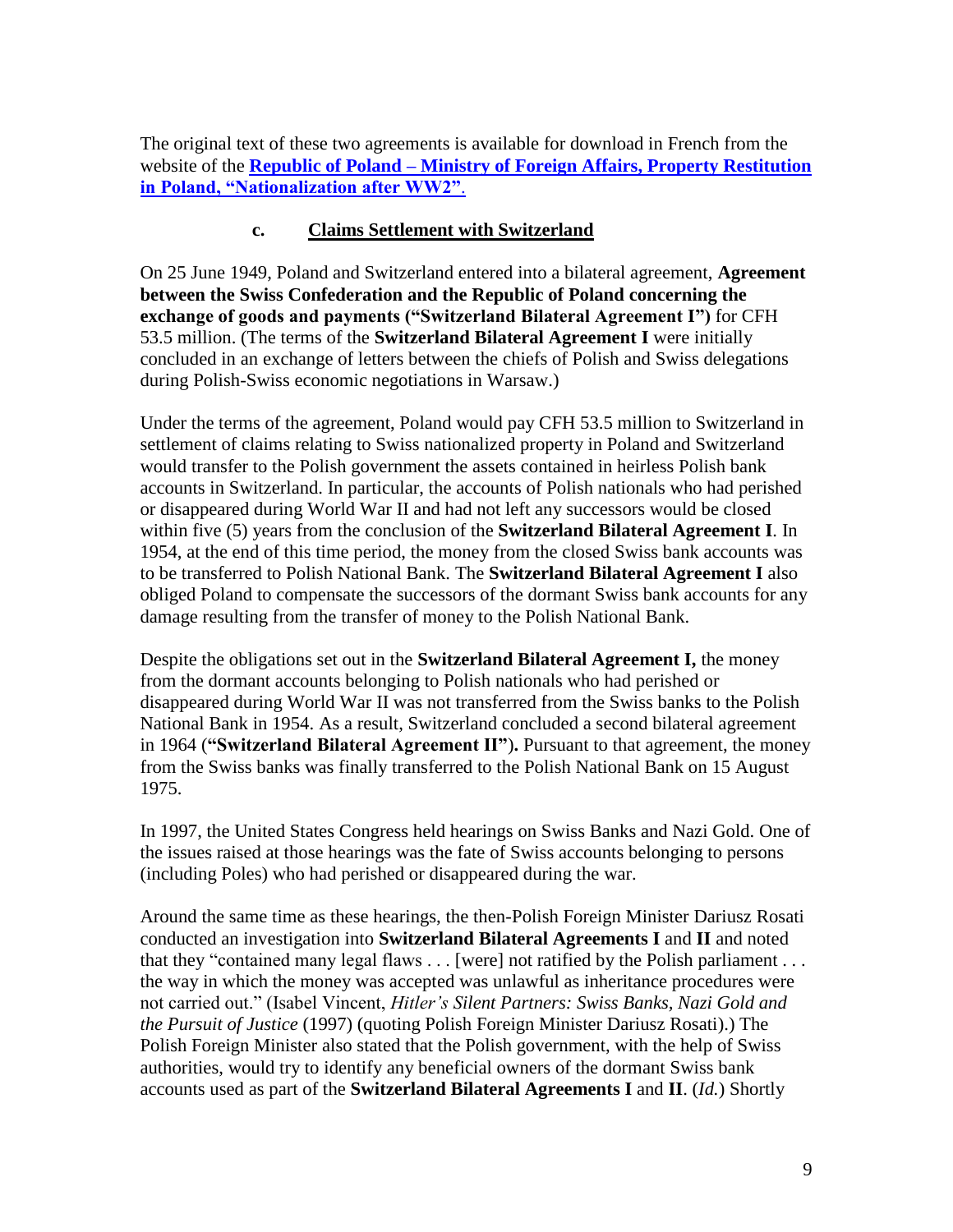The original text of these two agreements is available for download in French from the website of the **[Republic of Poland – Ministry of Foreign Affairs, Property Restitution in Poland, "Nationalization after WW2"](#)**.

### c. Claims Settlement with Switzerland

On 25 June 1949, Poland and Switzerland entered into a bilateral agreement, **Agreement between the Swiss Confederation and the Republic of Poland concerning the exchange of goods and payments ("Switzerland Bilateral Agreement I")** for CFH 53.5 million. (The terms of the **Switzerland Bilateral Agreement I** were initially concluded in an exchange of letters between the chiefs of Polish and Swiss delegations during Polish-Swiss economic negotiations in Warsaw.)

Under the terms of the agreement, Poland would pay CFH 53.5 million to Switzerland in settlement of claims relating to Swiss nationalized property in Poland and Switzerland would transfer to the Polish government the assets contained in heirless Polish bank accounts in Switzerland. In particular, the accounts of Polish nationals who had perished or disappeared during World War II and had not left any successors would be closed within five (5) years from the conclusion of the **Switzerland Bilateral Agreement I**. In 1954, at the end of this time period, the money from the closed Swiss bank accounts was to be transferred to Polish National Bank. The **Switzerland Bilateral Agreement I** also obliged Poland to compensate the successors of the dormant Swiss bank accounts for any damage resulting from the transfer of money to the Polish National Bank.

Despite the obligations set out in the **Switzerland Bilateral Agreement I,** the money from the dormant accounts belonging to Polish nationals who had perished or disappeared during World War II was not transferred from the Swiss banks to the Polish National Bank in 1954. As a result, Switzerland concluded a second bilateral agreement in 1964 (**"Switzerland Bilateral Agreement II").** Pursuant to that agreement, the money from the Swiss banks was finally transferred to the Polish National Bank on 15 August 1975.

In 1997, the United States Congress held hearings on Swiss Banks and Nazi Gold. One of the issues raised at those hearings was the fate of Swiss accounts belonging to persons (including Poles) who had perished or disappeared during the war.

Around the same time as these hearings, the then-Polish Foreign Minister Dariusz Rosati conducted an investigation into **Switzerland Bilateral Agreements I** and **II** and noted that they "contained many legal flaws . . . [were] not ratified by the Polish parliament . . . the way in which the money was accepted was unlawful as inheritance procedures were not carried out." (Isabel Vincent, *Hitler's Silent Partners: Swiss Banks, Nazi Gold and the Pursuit of Justice* (1997) (quoting Polish Foreign Minister Dariusz Rosati).) The Polish Foreign Minister also stated that the Polish government, with the help of Swiss authorities, would try to identify any beneficial owners of the dormant Swiss bank accounts used as part of the **Switzerland Bilateral Agreements I** and **II**. (*Id.*) Shortly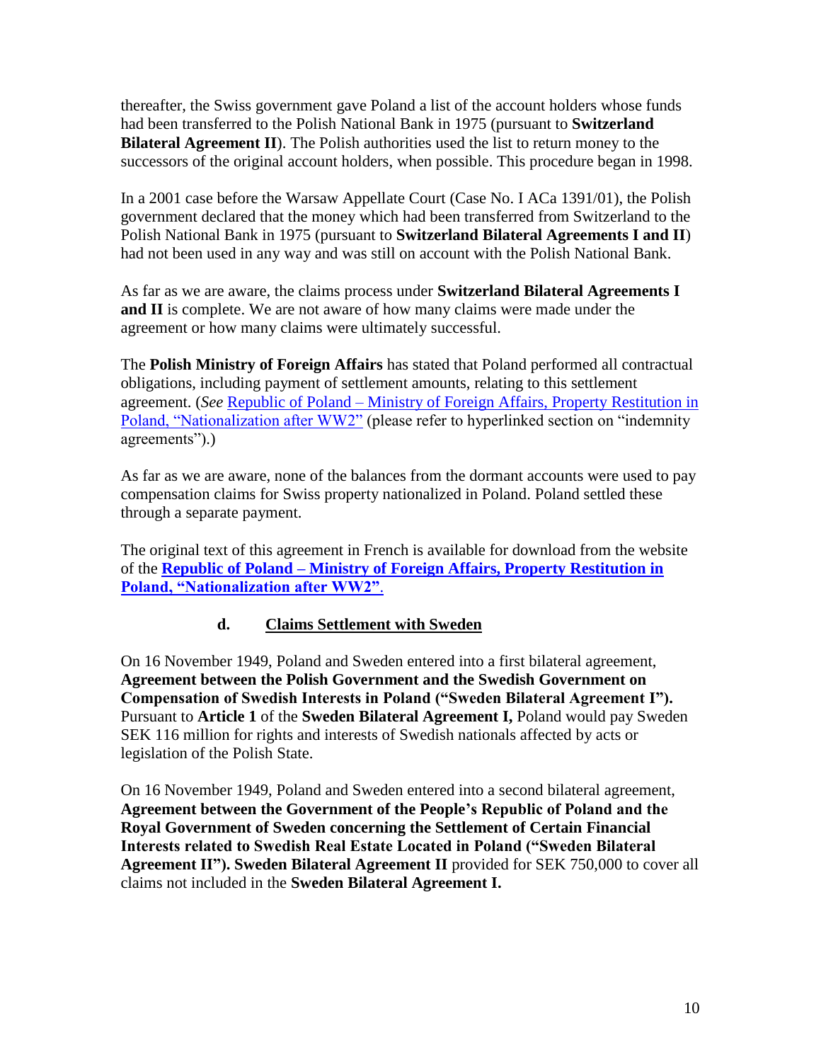thereafter, the Swiss government gave Poland a list of the account holders whose funds had been transferred to the Polish National Bank in 1975 (pursuant to **Switzerland Bilateral Agreement II**). The Polish authorities used the list to return money to the successors of the original account holders, when possible. This procedure began in 1998.

In a 2001 case before the Warsaw Appellate Court (Case No. I ACa 1391/01), the Polish government declared that the money which had been transferred from Switzerland to the Polish National Bank in 1975 (pursuant to **Switzerland Bilateral Agreements I and II**) had not been used in any way and was still on account with the Polish National Bank.

As far as we are aware, the claims process under **Switzerland Bilateral Agreements I and II** is complete. We are not aware of how many claims were made under the agreement or how many claims were ultimately successful.

The **Polish Ministry of Foreign Affairs** has stated that Poland performed all contractual obligations, including payment of settlement amounts, relating to this settlement agreement. (*See* Republic of Poland – Ministry of Foreign Affairs, Property Restitution in Poland, "Nationalization after WW2" (please refer to hyperlinked section on "indemnity agreements").)

As far as we are aware, none of the balances from the dormant accounts were used to pay compensation claims for Swiss property nationalized in Poland. Poland settled these through a separate payment.

The original text of this agreement in French is available for download from the website of the **Republic of Poland – Ministry of Foreign Affairs, Property Restitution in Poland, "Nationalization after WW2"**.

### d. Claims Settlement with Sweden

On 16 November 1949, Poland and Sweden entered into a first bilateral agreement, **Agreement between the Polish Government and the Swedish Government on Compensation of Swedish Interests in Poland ("Sweden Bilateral Agreement I").** Pursuant to **Article 1** of the **Sweden Bilateral Agreement I,** Poland would pay Sweden SEK 116 million for rights and interests of Swedish nationals affected by acts or legislation of the Polish State.

On 16 November 1949, Poland and Sweden entered into a second bilateral agreement, **Agreement between the Government of the People's Republic of Poland and the Royal Government of Sweden concerning the Settlement of Certain Financial Interests related to Swedish Real Estate Located in Poland ("Sweden Bilateral Agreement II"). Sweden Bilateral Agreement II** provided for SEK 750,000 to cover all claims not included in the **Sweden Bilateral Agreement I.**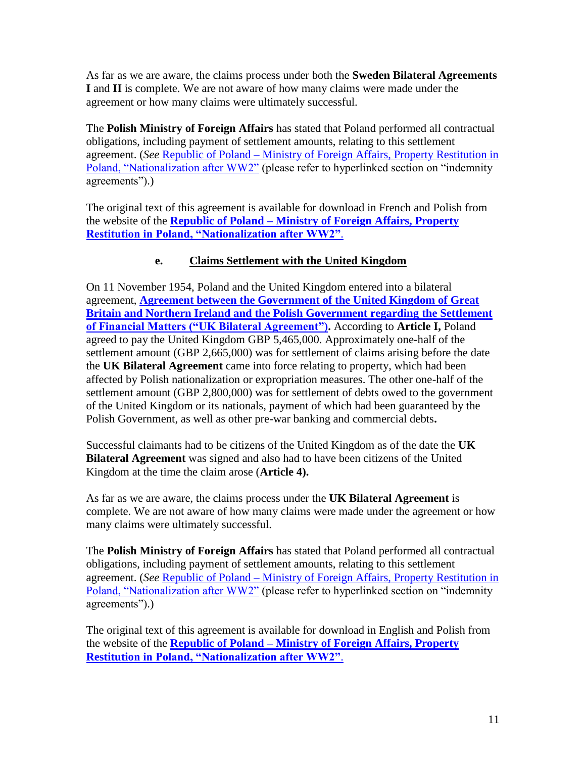As far as we are aware, the claims process under both the **Sweden Bilateral Agreements I** and **II** is complete. We are not aware of how many claims were made under the agreement or how many claims were ultimately successful.

The **Polish Ministry of Foreign Affairs** has stated that Poland performed all contractual obligations, including payment of settlement amounts, relating to this settlement agreement. (*See* Republic of Poland – Ministry of Foreign Affairs, Property Restitution in Poland, "Nationalization after WW2" (please refer to hyperlinked section on "indemnity agreements").)

The original text of this agreement is available for download in French and Polish from the website of the **Republic of Poland – Ministry of Foreign Affairs, Property Restitution in Poland, "Nationalization after WW2"**.

### e. Claims Settlement with the United Kingdom

On 11 November 1954, Poland and the United Kingdom entered into a bilateral agreement, **Agreement between the Government of the United Kingdom of Great Britain and Northern Ireland and the Polish Government regarding the Settlement of Financial Matters ("UK Bilateral Agreement").** According to **Article I,** Poland agreed to pay the United Kingdom GBP 5,465,000. Approximately one-half of the settlement amount (GBP 2,665,000) was for settlement of claims arising before the date the **UK Bilateral Agreement** came into force relating to property, which had been affected by Polish nationalization or expropriation measures. The other one-half of the settlement amount (GBP 2,800,000) was for settlement of debts owed to the government of the United Kingdom or its nationals, payment of which had been guaranteed by the Polish Government, as well as other pre-war banking and commercial debts**.**

Successful claimants had to be citizens of the United Kingdom as of the date the **UK Bilateral Agreement** was signed and also had to have been citizens of the United Kingdom at the time the claim arose (**Article 4).**

As far as we are aware, the claims process under the **UK Bilateral Agreement** is complete. We are not aware of how many claims were made under the agreement or how many claims were ultimately successful.

The **Polish Ministry of Foreign Affairs** has stated that Poland performed all contractual obligations, including payment of settlement amounts, relating to this settlement agreement. (*See* Republic of Poland – Ministry of Foreign Affairs, Property Restitution in Poland, "Nationalization after WW2" (please refer to hyperlinked section on "indemnity agreements").)

The original text of this agreement is available for download in English and Polish from the website of the **Republic of Poland – Ministry of Foreign Affairs, Property Restitution in Poland, "Nationalization after WW2"**.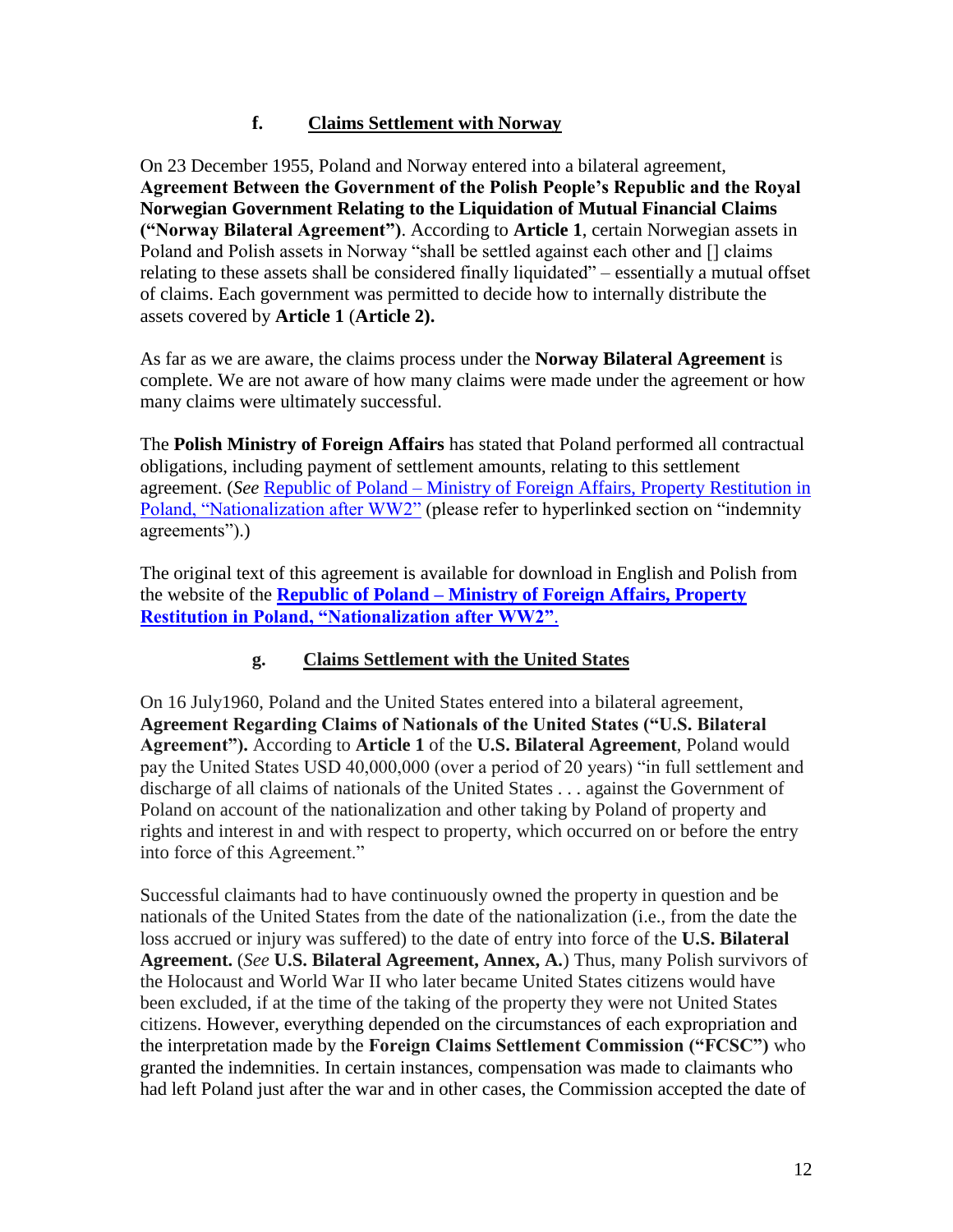### f. Claims Settlement with Norway

On 23 December 1955, Poland and Norway entered into a bilateral agreement, **Agreement Between the Government of the Polish People's Republic and the Royal Norwegian Government Relating to the Liquidation of Mutual Financial Claims ("Norway Bilateral Agreement")**. According to **Article 1**, certain Norwegian assets in Poland and Polish assets in Norway "shall be settled against each other and [] claims relating to these assets shall be considered finally liquidated" – essentially a mutual offset of claims. Each government was permitted to decide how to internally distribute the assets covered by **Article 1** (**Article 2).**

As far as we are aware, the claims process under the **Norway Bilateral Agreement** is complete. We are not aware of how many claims were made under the agreement or how many claims were ultimately successful.

The **Polish Ministry of Foreign Affairs** has stated that Poland performed all contractual obligations, including payment of settlement amounts, relating to this settlement agreement. (*See* Republic of Poland – Ministry of Foreign Affairs, Property Restitution in Poland, "Nationalization after WW2" (please refer to hyperlinked section on "indemnity agreements").)

The original text of this agreement is available for download in English and Polish from the website of the **Republic of Poland – Ministry of Foreign Affairs, Property Restitution in Poland, "Nationalization after WW2"**.

### g. Claims Settlement with the United States

On 16 July1960, Poland and the United States entered into a bilateral agreement, **Agreement Regarding Claims of Nationals of the United States ("U.S. Bilateral Agreement").** According to **Article 1** of the **U.S. Bilateral Agreement**, Poland would pay the United States USD 40,000,000 (over a period of 20 years) "in full settlement and discharge of all claims of nationals of the United States . . . against the Government of Poland on account of the nationalization and other taking by Poland of property and rights and interest in and with respect to property, which occurred on or before the entry into force of this Agreement."

Successful claimants had to have continuously owned the property in question and be nationals of the United States from the date of the nationalization (i.e., from the date the loss accrued or injury was suffered) to the date of entry into force of the **U.S. Bilateral Agreement.** (*See* **U.S. Bilateral Agreement, Annex, A.**) Thus, many Polish survivors of the Holocaust and World War II who later became United States citizens would have been excluded, if at the time of the taking of the property they were not United States citizens. However, everything depended on the circumstances of each expropriation and the interpretation made by the **Foreign Claims Settlement Commission ("FCSC")** who granted the indemnities. In certain instances, compensation was made to claimants who had left Poland just after the war and in other cases, the Commission accepted the date of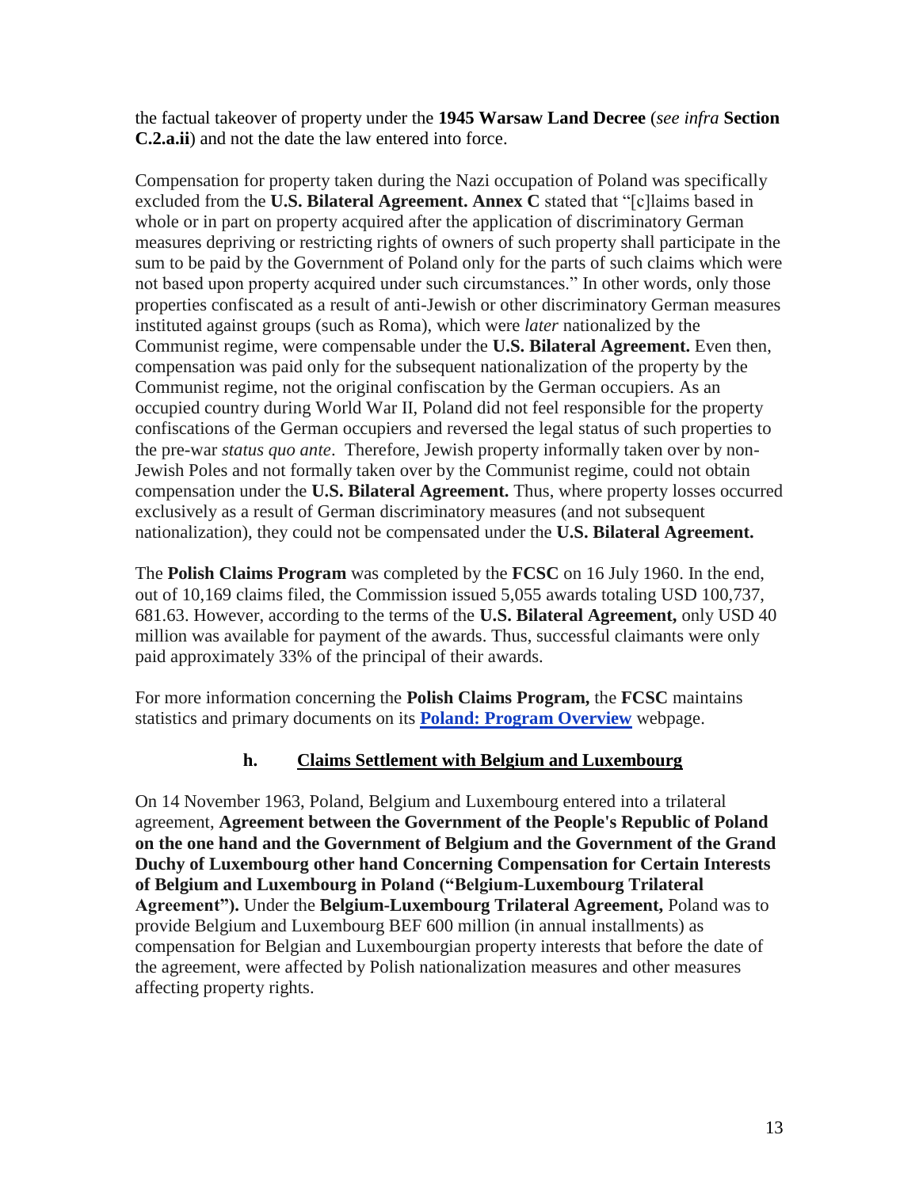the factual takeover of property under the **1945 Warsaw Land Decree** (*see infra* **Section C.2.a.ii**) and not the date the law entered into force.

Compensation for property taken during the Nazi occupation of Poland was specifically excluded from the **U.S. Bilateral Agreement. Annex C** stated that "[c]laims based in whole or in part on property acquired after the application of discriminatory German measures depriving or restricting rights of owners of such property shall participate in the sum to be paid by the Government of Poland only for the parts of such claims which were not based upon property acquired under such circumstances." In other words, only those properties confiscated as a result of anti-Jewish or other discriminatory German measures instituted against groups (such as Roma), which were *later* nationalized by the Communist regime, were compensable under the **U.S. Bilateral Agreement.** Even then, compensation was paid only for the subsequent nationalization of the property by the Communist regime, not the original confiscation by the German occupiers. As an occupied country during World War II, Poland did not feel responsible for the property confiscations of the German occupiers and reversed the legal status of such properties to the pre-war *status quo ante*. Therefore, Jewish property informally taken over by non-Jewish Poles and not formally taken over by the Communist regime, could not obtain compensation under the **U.S. Bilateral Agreement.** Thus, where property losses occurred exclusively as a result of German discriminatory measures (and not subsequent nationalization), they could not be compensated under the **U.S. Bilateral Agreement.**

The **Polish Claims Program** was completed by the **FCSC** on 16 July 1960. In the end, out of 10,169 claims filed, the Commission issued 5,055 awards totaling USD 100,737, 681.63. However, according to the terms of the **U.S. Bilateral Agreement,** only USD 40 million was available for payment of the awards. Thus, successful claimants were only paid approximately 33% of the principal of their awards.

For more information concerning the **Polish Claims Program,** the **FCSC** maintains statistics and primary documents on its **Poland: Program Overview** webpage.

#### h. Claims Settlement with Belgium and Luxembourg

On 14 November 1963, Poland, Belgium and Luxembourg entered into a trilateral agreement, **Agreement between the Government of the People's Republic of Poland on the one hand and the Government of Belgium and the Government of the Grand Duchy of Luxembourg other hand Concerning Compensation for Certain Interests of Belgium and Luxembourg in Poland ("Belgium-Luxembourg Trilateral Agreement").** Under the **Belgium-Luxembourg Trilateral Agreement,** Poland was to provide Belgium and Luxembourg BEF 600 million (in annual installments) as compensation for Belgian and Luxembourgian property interests that before the date of the agreement, were affected by Polish nationalization measures and other measures affecting property rights.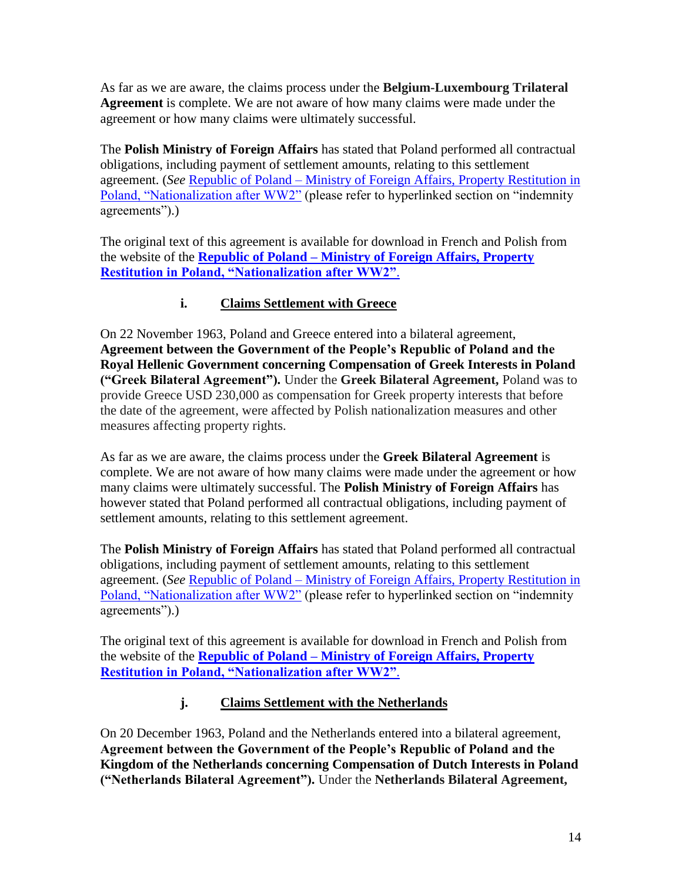As far as we are aware, the claims process under the **Belgium-Luxembourg Trilateral Agreement** is complete. We are not aware of how many claims were made under the agreement or how many claims were ultimately successful.

The **Polish Ministry of Foreign Affairs** has stated that Poland performed all contractual obligations, including payment of settlement amounts, relating to this settlement agreement. (*See* Republic of Poland – Ministry of Foreign Affairs, Property Restitution in Poland, "Nationalization after WW2" (please refer to hyperlinked section on "indemnity agreements").)

The original text of this agreement is available for download in French and Polish from the website of the **Republic of Poland – Ministry of Foreign Affairs, Property Restitution in Poland, "Nationalization after WW2"**.

### i. Claims Settlement with Greece

On 22 November 1963, Poland and Greece entered into a bilateral agreement, **Agreement between the Government of the People's Republic of Poland and the Royal Hellenic Government concerning Compensation of Greek Interests in Poland ("Greek Bilateral Agreement").** Under the **Greek Bilateral Agreement,** Poland was to provide Greece USD 230,000 as compensation for Greek property interests that before the date of the agreement, were affected by Polish nationalization measures and other measures affecting property rights.

As far as we are aware, the claims process under the **Greek Bilateral Agreement** is complete. We are not aware of how many claims were made under the agreement or how many claims were ultimately successful. The **Polish Ministry of Foreign Affairs** has however stated that Poland performed all contractual obligations, including payment of settlement amounts, relating to this settlement agreement.

The **Polish Ministry of Foreign Affairs** has stated that Poland performed all contractual obligations, including payment of settlement amounts, relating to this settlement agreement. (*See* Republic of Poland – Ministry of Foreign Affairs, Property Restitution in Poland, "Nationalization after WW2" (please refer to hyperlinked section on "indemnity agreements").)

The original text of this agreement is available for download in French and Polish from the website of the **Republic of Poland – Ministry of Foreign Affairs, Property Restitution in Poland, "Nationalization after WW2"**.

### j. Claims Settlement with the Netherlands

On 20 December 1963, Poland and the Netherlands entered into a bilateral agreement, **Agreement between the Government of the People's Republic of Poland and the Kingdom of the Netherlands concerning Compensation of Dutch Interests in Poland ("Netherlands Bilateral Agreement").** Under the **Netherlands Bilateral Agreement,**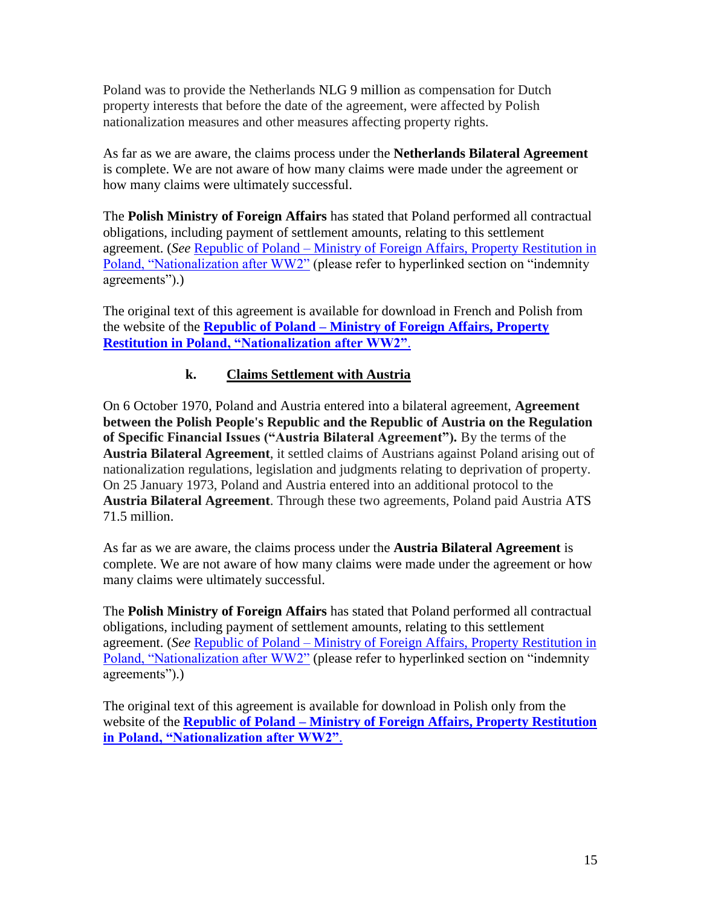Poland was to provide the Netherlands NLG 9 million as compensation for Dutch property interests that before the date of the agreement, were affected by Polish nationalization measures and other measures affecting property rights.

As far as we are aware, the claims process under the **Netherlands Bilateral Agreement** is complete. We are not aware of how many claims were made under the agreement or how many claims were ultimately successful.

The **Polish Ministry of Foreign Affairs** has stated that Poland performed all contractual obligations, including payment of settlement amounts, relating to this settlement agreement. (*See* Republic of Poland – Ministry of Foreign Affairs, Property Restitution in Poland, "Nationalization after WW2" (please refer to hyperlinked section on "indemnity agreements").)

The original text of this agreement is available for download in French and Polish from the website of the **Republic of Poland – Ministry of Foreign Affairs, Property Restitution in Poland, "Nationalization after WW2"**.

### k. Claims Settlement with Austria

On 6 October 1970, Poland and Austria entered into a bilateral agreement, **Agreement between the Polish People's Republic and the Republic of Austria on the Regulation of Specific Financial Issues ("Austria Bilateral Agreement").** By the terms of the **Austria Bilateral Agreement**, it settled claims of Austrians against Poland arising out of nationalization regulations, legislation and judgments relating to deprivation of property. On 25 January 1973, Poland and Austria entered into an additional protocol to the **Austria Bilateral Agreement**. Through these two agreements, Poland paid Austria ATS 71.5 million.

As far as we are aware, the claims process under the **Austria Bilateral Agreement** is complete. We are not aware of how many claims were made under the agreement or how many claims were ultimately successful.

The **Polish Ministry of Foreign Affairs** has stated that Poland performed all contractual obligations, including payment of settlement amounts, relating to this settlement agreement. (*See* Republic of Poland – Ministry of Foreign Affairs, Property Restitution in Poland, "Nationalization after WW2" (please refer to hyperlinked section on "indemnity agreements").)

The original text of this agreement is available for download in Polish only from the website of the **Republic of Poland – Ministry of Foreign Affairs, Property Restitution in Poland, "Nationalization after WW2"**.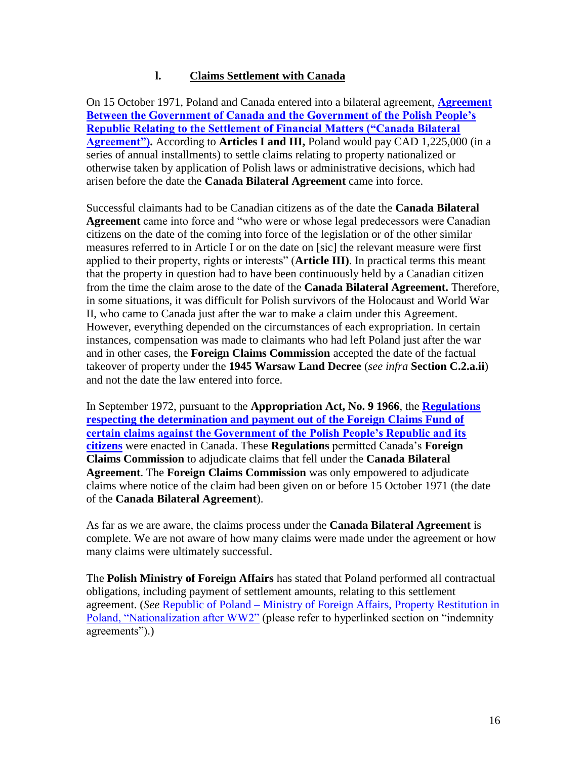### l. Claims Settlement with Canada

On 15 October 1971, Poland and Canada entered into a bilateral agreement, **Agreement Between the Government of Canada and the Government of the Polish People's Republic Relating to the Settlement of Financial Matters ("Canada Bilateral Agreement").** According to **Articles I and III,** Poland would pay CAD 1,225,000 (in a series of annual installments) to settle claims relating to property nationalized or otherwise taken by application of Polish laws or administrative decisions, which had arisen before the date the **Canada Bilateral Agreement** came into force.

Successful claimants had to be Canadian citizens as of the date the **Canada Bilateral Agreement** came into force and "who were or whose legal predecessors were Canadian citizens on the date of the coming into force of the legislation or of the other similar measures referred to in Article I or on the date on [sic] the relevant measure were first applied to their property, rights or interests" (**Article III**). In practical terms this meant that the property in question had to have been continuously held by a Canadian citizen from the time the claim arose to the date of the **Canada Bilateral Agreement.** Therefore, in some situations, it was difficult for Polish survivors of the Holocaust and World War II, who came to Canada just after the war to make a claim under this Agreement. However, everything depended on the circumstances of each expropriation. In certain instances, compensation was made to claimants who had left Poland just after the war and in other cases, the **Foreign Claims Commission** accepted the date of the factual takeover of property under the **1945 Warsaw Land Decree** (*see infra* **Section C.2.a.ii**) and not the date the law entered into force.

In September 1972, pursuant to the **Appropriation Act, No. 9 1966**, the **Regulations respecting the determination and payment out of the Foreign Claims Fund of certain claims against the Government of the Polish People's Republic and its citizens** were enacted in Canada. These **Regulations** permitted Canada's **Foreign Claims Commission** to adjudicate claims that fell under the **Canada Bilateral Agreement**. The **Foreign Claims Commission** was only empowered to adjudicate claims where notice of the claim had been given on or before 15 October 1971 (the date of the **Canada Bilateral Agreement**).

As far as we are aware, the claims process under the **Canada Bilateral Agreement** is complete. We are not aware of how many claims were made under the agreement or how many claims were ultimately successful.

The **Polish Ministry of Foreign Affairs** has stated that Poland performed all contractual obligations, including payment of settlement amounts, relating to this settlement agreement. (*See* Republic of Poland – Ministry of Foreign Affairs, Property Restitution in Poland, "Nationalization after WW2" (please refer to hyperlinked section on "indemnity agreements").)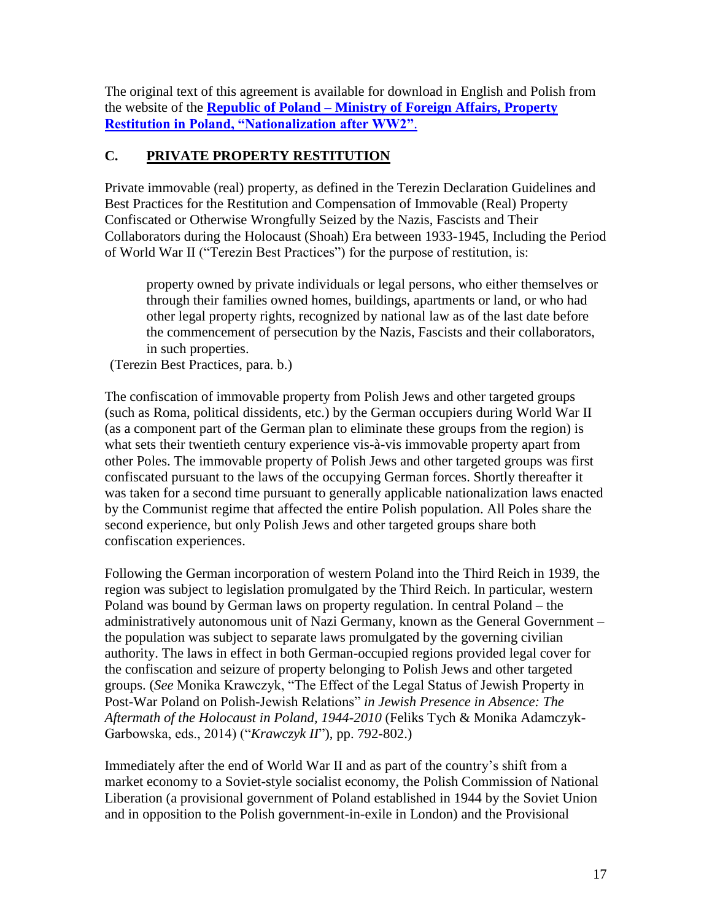The original text of this agreement is available for download in English and Polish from the website of the **Republic of Poland – Ministry of Foreign Affairs, Property Restitution in Poland, "Nationalization after WW2"**.

## C. PRIVATE PROPERTY RESTITUTION

Private immovable (real) property, as defined in the Terezin Declaration Guidelines and Best Practices for the Restitution and Compensation of Immovable (Real) Property Confiscated or Otherwise Wrongfully Seized by the Nazis, Fascists and Their Collaborators during the Holocaust (Shoah) Era between 1933-1945, Including the Period of World War II ("Terezin Best Practices") for the purpose of restitution, is:

> property owned by private individuals or legal persons, who either themselves or through their families owned homes, buildings, apartments or land, or who had other legal property rights, recognized by national law as of the last date before the commencement of persecution by the Nazis, Fascists and their collaborators, in such properties.

(Terezin Best Practices, para. b.)

The confiscation of immovable property from Polish Jews and other targeted groups (such as Roma, political dissidents, etc.) by the German occupiers during World War II (as a component part of the German plan to eliminate these groups from the region) is what sets their twentieth century experience vis-à-vis immovable property apart from other Poles. The immovable property of Polish Jews and other targeted groups was first confiscated pursuant to the laws of the occupying German forces. Shortly thereafter it was taken for a second time pursuant to generally applicable nationalization laws enacted by the Communist regime that affected the entire Polish population. All Poles share the second experience, but only Polish Jews and other targeted groups share both confiscation experiences.

Following the German incorporation of western Poland into the Third Reich in 1939, the region was subject to legislation promulgated by the Third Reich. In particular, western Poland was bound by German laws on property regulation. In central Poland – the administratively autonomous unit of Nazi Germany, known as the General Government – the population was subject to separate laws promulgated by the governing civilian authority. The laws in effect in both German-occupied regions provided legal cover for the confiscation and seizure of property belonging to Polish Jews and other targeted groups. (*See* Monika Krawczyk, "The Effect of the Legal Status of Jewish Property in Post-War Poland on Polish-Jewish Relations" *in Jewish Presence in Absence: The Aftermath of the Holocaust in Poland, 1944-2010* (Feliks Tych & Monika Adamczyk-Garbowska, eds., 2014) ("*Krawczyk II*"), pp. 792-802.)

Immediately after the end of World War II and as part of the country's shift from a market economy to a Soviet-style socialist economy, the Polish Commission of National Liberation (a provisional government of Poland established in 1944 by the Soviet Union and in opposition to the Polish government-in-exile in London) and the Provisional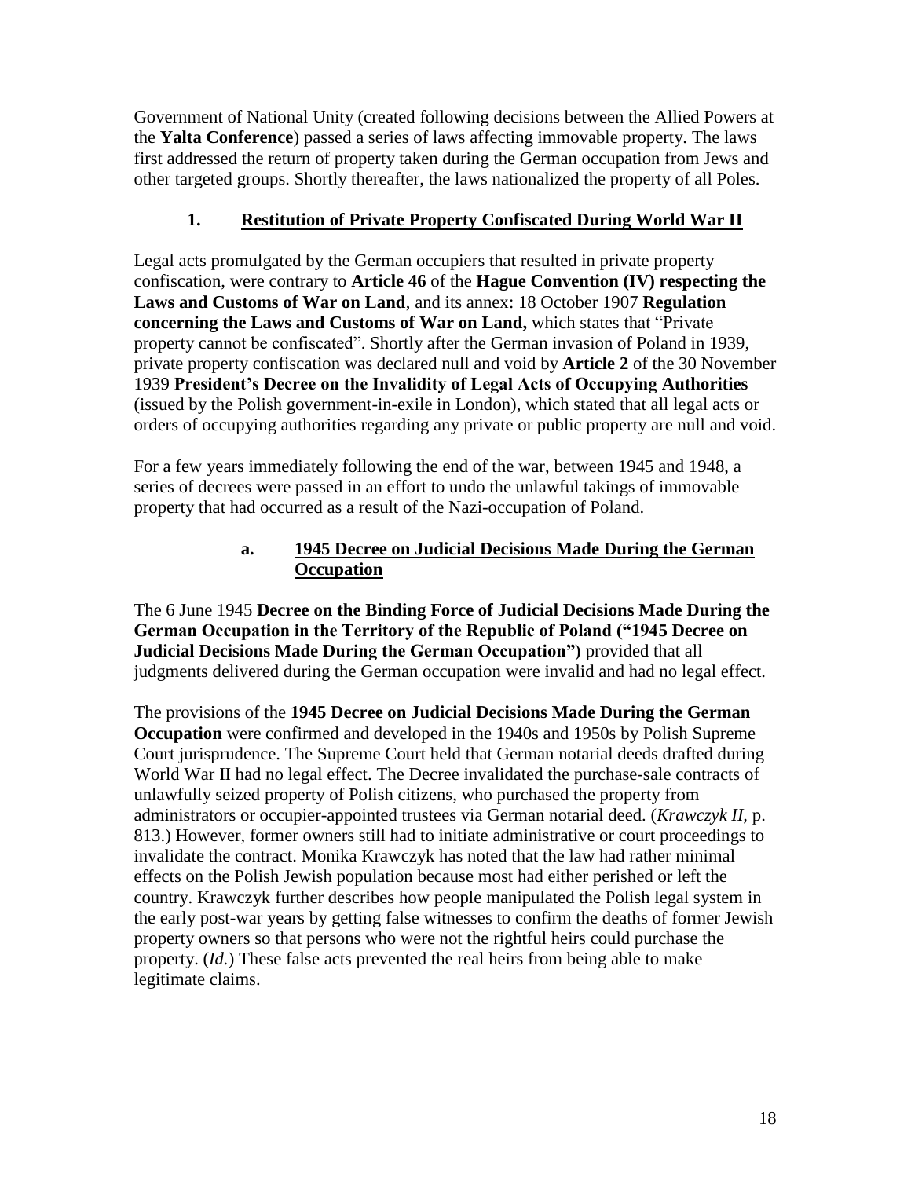Government of National Unity (created following decisions between the Allied Powers at the **Yalta Conference**) passed a series of laws affecting immovable property. The laws first addressed the return of property taken during the German occupation from Jews and other targeted groups. Shortly thereafter, the laws nationalized the property of all Poles.

### 1. Restitution of Private Property Confiscated During World War II

Legal acts promulgated by the German occupiers that resulted in private property confiscation, were contrary to **Article 46** of the **Hague Convention (IV) respecting the Laws and Customs of War on Land**, and its annex: 18 October 1907 **Regulation concerning the Laws and Customs of War on Land,** which states that "Private property cannot be confiscated". Shortly after the German invasion of Poland in 1939, private property confiscation was declared null and void by **Article 2** of the 30 November 1939 **President's Decree on the Invalidity of Legal Acts of Occupying Authorities** (issued by the Polish government-in-exile in London), which stated that all legal acts or orders of occupying authorities regarding any private or public property are null and void.

For a few years immediately following the end of the war, between 1945 and 1948, a series of decrees were passed in an effort to undo the unlawful takings of immovable property that had occurred as a result of the Nazi-occupation of Poland.

#### a. 1945 Decree on Judicial Decisions Made During the German Occupation

The 6 June 1945 **Decree on the Binding Force of Judicial Decisions Made During the German Occupation in the Territory of the Republic of Poland ("1945 Decree on Judicial Decisions Made During the German Occupation")** provided that all judgments delivered during the German occupation were invalid and had no legal effect.

The provisions of the **1945 Decree on Judicial Decisions Made During the German Occupation** were confirmed and developed in the 1940s and 1950s by Polish Supreme Court jurisprudence. The Supreme Court held that German notarial deeds drafted during World War II had no legal effect. The Decree invalidated the purchase-sale contracts of unlawfully seized property of Polish citizens, who purchased the property from administrators or occupier-appointed trustees via German notarial deed. (*Krawczyk II,* p. 813.) However, former owners still had to initiate administrative or court proceedings to invalidate the contract. Monika Krawczyk has noted that the law had rather minimal effects on the Polish Jewish population because most had either perished or left the country. Krawczyk further describes how people manipulated the Polish legal system in the early post-war years by getting false witnesses to confirm the deaths of former Jewish property owners so that persons who were not the rightful heirs could purchase the property. (*Id.*) These false acts prevented the real heirs from being able to make legitimate claims.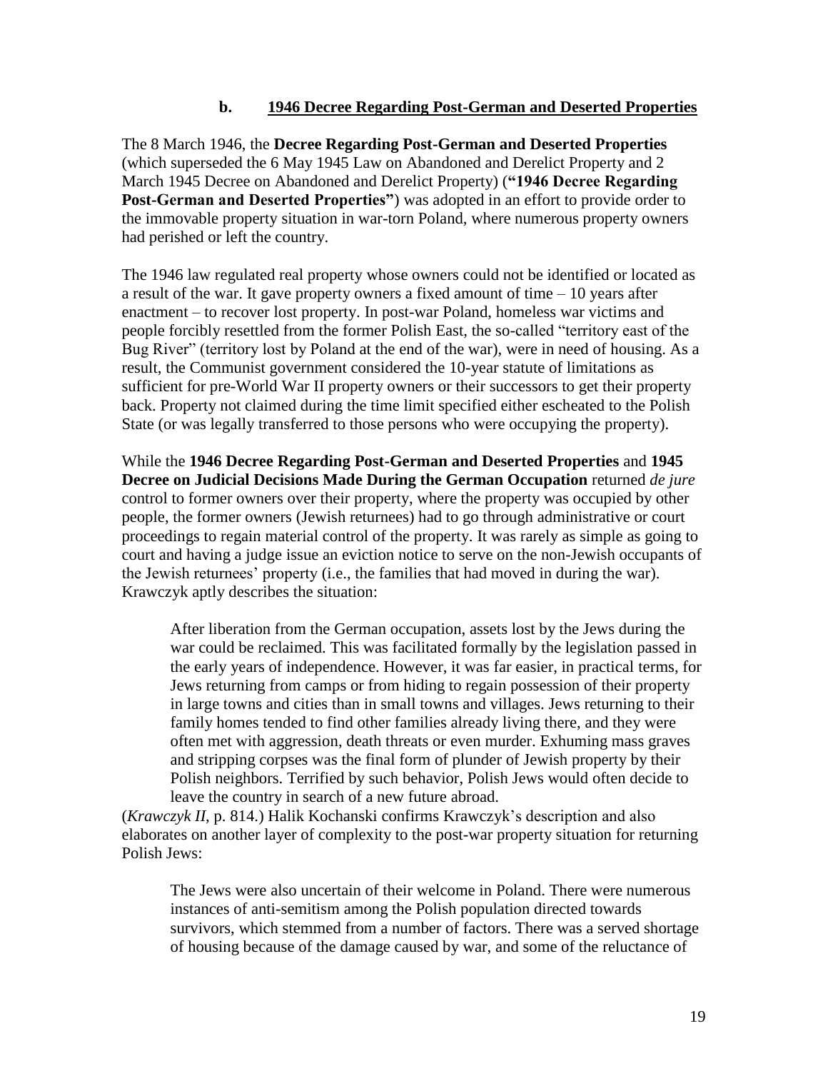### b. 1946 Decree Regarding Post-German and Deserted Properties

The 8 March 1946, the **Decree Regarding Post-German and Deserted Properties** (which superseded the 6 May 1945 Law on Abandoned and Derelict Property and 2 March 1945 Decree on Abandoned and Derelict Property) (**"1946 Decree Regarding Post-German and Deserted Properties"**) was adopted in an effort to provide order to the immovable property situation in war-torn Poland, where numerous property owners had perished or left the country.

The 1946 law regulated real property whose owners could not be identified or located as a result of the war. It gave property owners a fixed amount of time – 10 years after enactment – to recover lost property. In post-war Poland, homeless war victims and people forcibly resettled from the former Polish East, the so-called "territory east of the Bug River" (territory lost by Poland at the end of the war), were in need of housing. As a result, the Communist government considered the 10-year statute of limitations as sufficient for pre-World War II property owners or their successors to get their property back. Property not claimed during the time limit specified either escheated to the Polish State (or was legally transferred to those persons who were occupying the property).

While the **1946 Decree Regarding Post-German and Deserted Properties** and **1945 Decree on Judicial Decisions Made During the German Occupation** returned *de jure* control to former owners over their property, where the property was occupied by other people, the former owners (Jewish returnees) had to go through administrative or court proceedings to regain material control of the property. It was rarely as simple as going to court and having a judge issue an eviction notice to serve on the non-Jewish occupants of the Jewish returnees' property (i.e., the families that had moved in during the war). Krawczyk aptly describes the situation:

> After liberation from the German occupation, assets lost by the Jews during the war could be reclaimed. This was facilitated formally by the legislation passed in the early years of independence. However, it was far easier, in practical terms, for Jews returning from camps or from hiding to regain possession of their property in large towns and cities than in small towns and villages. Jews returning to their family homes tended to find other families already living there, and they were often met with aggression, death threats or even murder. Exhuming mass graves and stripping corpses was the final form of plunder of Jewish property by their Polish neighbors. Terrified by such behavior, Polish Jews would often decide to leave the country in search of a new future abroad.

(*Krawczyk II*, p. 814.) Halik Kochanski confirms Krawczyk's description and also elaborates on another layer of complexity to the post-war property situation for returning Polish Jews:

> The Jews were also uncertain of their welcome in Poland. There were numerous instances of anti-semitism among the Polish population directed towards survivors, which stemmed from a number of factors. There was a served shortage of housing because of the damage caused by war, and some of the reluctance of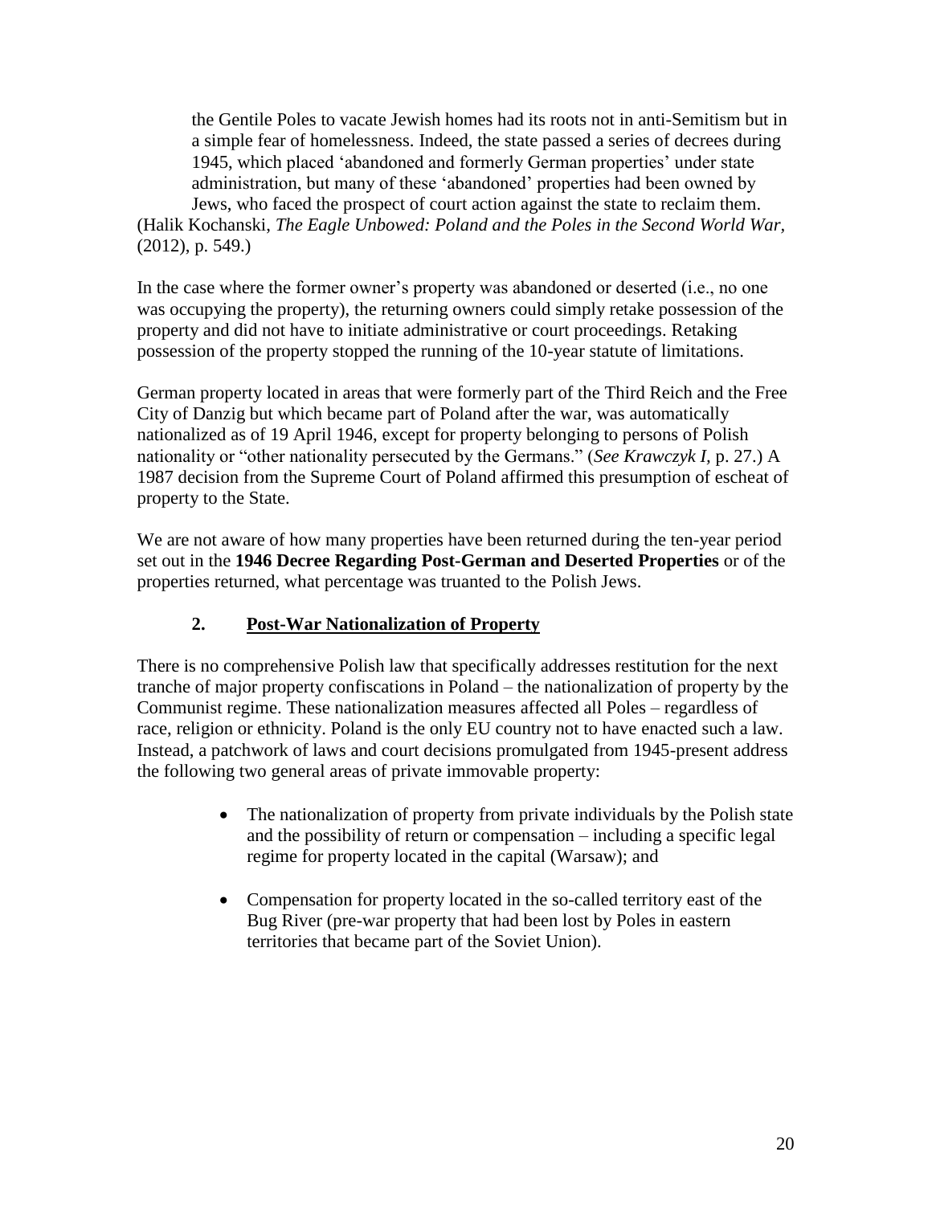> the Gentile Poles to vacate Jewish homes had its roots not in anti-Semitism but in a simple fear of homelessness. Indeed, the state passed a series of decrees during 1945, which placed 'abandoned and formerly German properties' under state administration, but many of these 'abandoned' properties had been owned by Jews, who faced the prospect of court action against the state to reclaim them.

(Halik Kochanski, *The Eagle Unbowed: Poland and the Poles in the Second World War*, (2012), p. 549.)

In the case where the former owner's property was abandoned or deserted (i.e., no one was occupying the property), the returning owners could simply retake possession of the property and did not have to initiate administrative or court proceedings. Retaking possession of the property stopped the running of the 10-year statute of limitations.

German property located in areas that were formerly part of the Third Reich and the Free City of Danzig but which became part of Poland after the war, was automatically nationalized as of 19 April 1946, except for property belonging to persons of Polish nationality or "other nationality persecuted by the Germans." (*See Krawczyk I*, p. 27.) A 1987 decision from the Supreme Court of Poland affirmed this presumption of escheat of property to the State.

We are not aware of how many properties have been returned during the ten-year period set out in the **1946 Decree Regarding Post-German and Deserted Properties** or of the properties returned, what percentage was truanted to the Polish Jews.

## 2. Post-War Nationalization of Property

There is no comprehensive Polish law that specifically addresses restitution for the next tranche of major property confiscations in Poland – the nationalization of property by the Communist regime. These nationalization measures affected all Poles – regardless of race, religion or ethnicity. Poland is the only EU country not to have enacted such a law. Instead, a patchwork of laws and court decisions promulgated from 1945-present address the following two general areas of private immovable property:

- The nationalization of property from private individuals by the Polish state and the possibility of return or compensation – including a specific legal regime for property located in the capital (Warsaw); and
- Compensation for property located in the so-called territory east of the Bug River (pre-war property that had been lost by Poles in eastern territories that became part of the Soviet Union).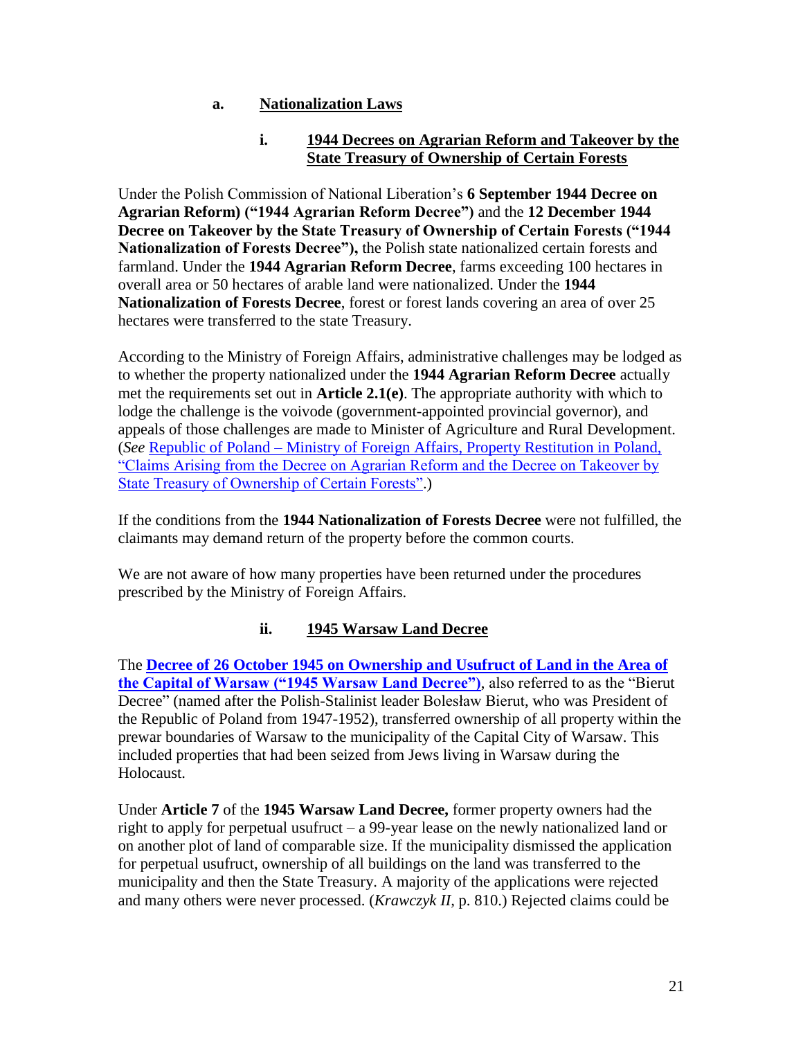### a. Nationalization Laws

#### i. 1944 Decrees on Agrarian Reform and Takeover by the State Treasury of Ownership of Certain Forests

Under the Polish Commission of National Liberation's **6 September 1944 Decree on Agrarian Reform) ("1944 Agrarian Reform Decree")** and the **12 December 1944 Decree on Takeover by the State Treasury of Ownership of Certain Forests ("1944 Nationalization of Forests Decree"),** the Polish state nationalized certain forests and farmland. Under the **1944 Agrarian Reform Decree**, farms exceeding 100 hectares in overall area or 50 hectares of arable land were nationalized. Under the **1944 Nationalization of Forests Decree**, forest or forest lands covering an area of over 25 hectares were transferred to the state Treasury.

According to the Ministry of Foreign Affairs, administrative challenges may be lodged as to whether the property nationalized under the **1944 Agrarian Reform Decree** actually met the requirements set out in **Article 2.1(e)**. The appropriate authority with which to lodge the challenge is the voivode (government-appointed provincial governor), and appeals of those challenges are made to Minister of Agriculture and Rural Development. (*See* Republic of Poland – Ministry of Foreign Affairs, Property Restitution in Poland, "Claims Arising from the Decree on Agrarian Reform and the Decree on Takeover by State Treasury of Ownership of Certain Forests".)

If the conditions from the **1944 Nationalization of Forests Decree** were not fulfilled, the claimants may demand return of the property before the common courts.

We are not aware of how many properties have been returned under the procedures prescribed by the Ministry of Foreign Affairs.

#### ii. 1945 Warsaw Land Decree

The **Decree of 26 October 1945 on Ownership and Usufruct of Land in the Area of the Capital of Warsaw ("1945 Warsaw Land Decree")**, also referred to as the "Bierut Decree" (named after the Polish-Stalinist leader Bolesław Bierut, who was President of the Republic of Poland from 1947-1952), transferred ownership of all property within the prewar boundaries of Warsaw to the municipality of the Capital City of Warsaw. This included properties that had been seized from Jews living in Warsaw during the Holocaust.

Under **Article 7** of the **1945 Warsaw Land Decree,** former property owners had the right to apply for perpetual usufruct – a 99-year lease on the newly nationalized land or on another plot of land of comparable size. If the municipality dismissed the application for perpetual usufruct, ownership of all buildings on the land was transferred to the municipality and then the State Treasury. A majority of the applications were rejected and many others were never processed. (*Krawczyk II,* p. 810.) Rejected claims could be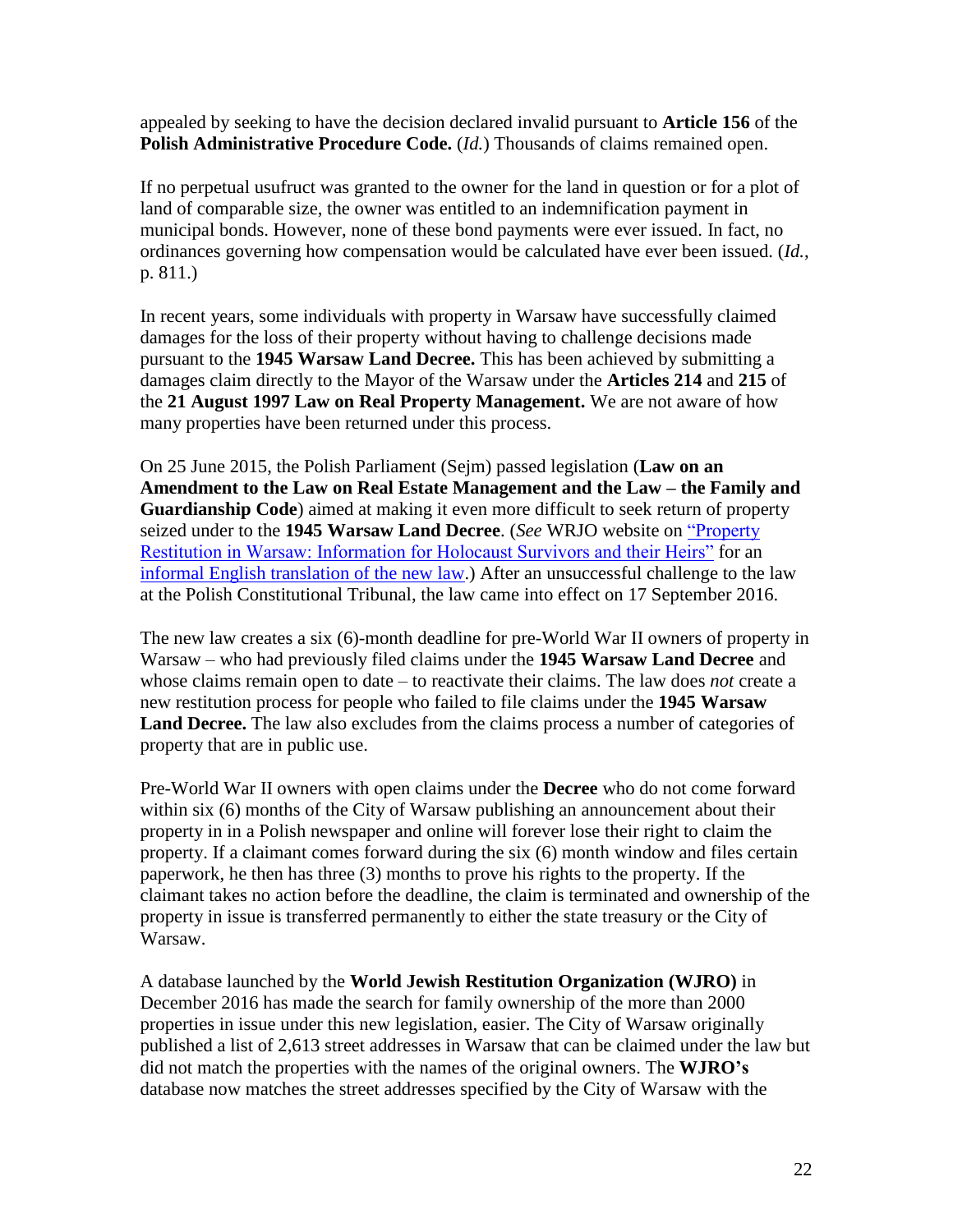appealed by seeking to have the decision declared invalid pursuant to **Article 156** of the **Polish Administrative Procedure Code.** (*Id.*) Thousands of claims remained open.

If no perpetual usufruct was granted to the owner for the land in question or for a plot of land of comparable size, the owner was entitled to an indemnification payment in municipal bonds. However, none of these bond payments were ever issued. In fact, no ordinances governing how compensation would be calculated have ever been issued. (*Id.*, p. 811.)

In recent years, some individuals with property in Warsaw have successfully claimed damages for the loss of their property without having to challenge decisions made pursuant to the **1945 Warsaw Land Decree.** This has been achieved by submitting a damages claim directly to the Mayor of the Warsaw under the **Articles 214** and **215** of the **21 August 1997 Law on Real Property Management.** We are not aware of how many properties have been returned under this process.

On 25 June 2015, the Polish Parliament (Sejm) passed legislation (**Law on an Amendment to the Law on Real Estate Management and the Law – the Family and Guardianship Code**) aimed at making it even more difficult to seek return of property seized under to the **1945 Warsaw Land Decree**. (*See* WRJO website on "Property Restitution in Warsaw: Information for Holocaust Survivors and their Heirs" for an informal English translation of the new law.) After an unsuccessful challenge to the law at the Polish Constitutional Tribunal, the law came into effect on 17 September 2016.

The new law creates a six (6)-month deadline for pre-World War II owners of property in Warsaw – who had previously filed claims under the **1945 Warsaw Land Decree** and whose claims remain open to date – to reactivate their claims. The law does *not* create a new restitution process for people who failed to file claims under the **1945 Warsaw Land Decree.** The law also excludes from the claims process a number of categories of property that are in public use.

Pre-World War II owners with open claims under the **Decree** who do not come forward within six (6) months of the City of Warsaw publishing an announcement about their property in in a Polish newspaper and online will forever lose their right to claim the property. If a claimant comes forward during the six (6) month window and files certain paperwork, he then has three (3) months to prove his rights to the property. If the claimant takes no action before the deadline, the claim is terminated and ownership of the property in issue is transferred permanently to either the state treasury or the City of Warsaw.

A database launched by the **World Jewish Restitution Organization (WJRO)** in December 2016 has made the search for family ownership of the more than 2000 properties in issue under this new legislation, easier. The City of Warsaw originally published a list of 2,613 street addresses in Warsaw that can be claimed under the law but did not match the properties with the names of the original owners. The **WJRO's** database now matches the street addresses specified by the City of Warsaw with the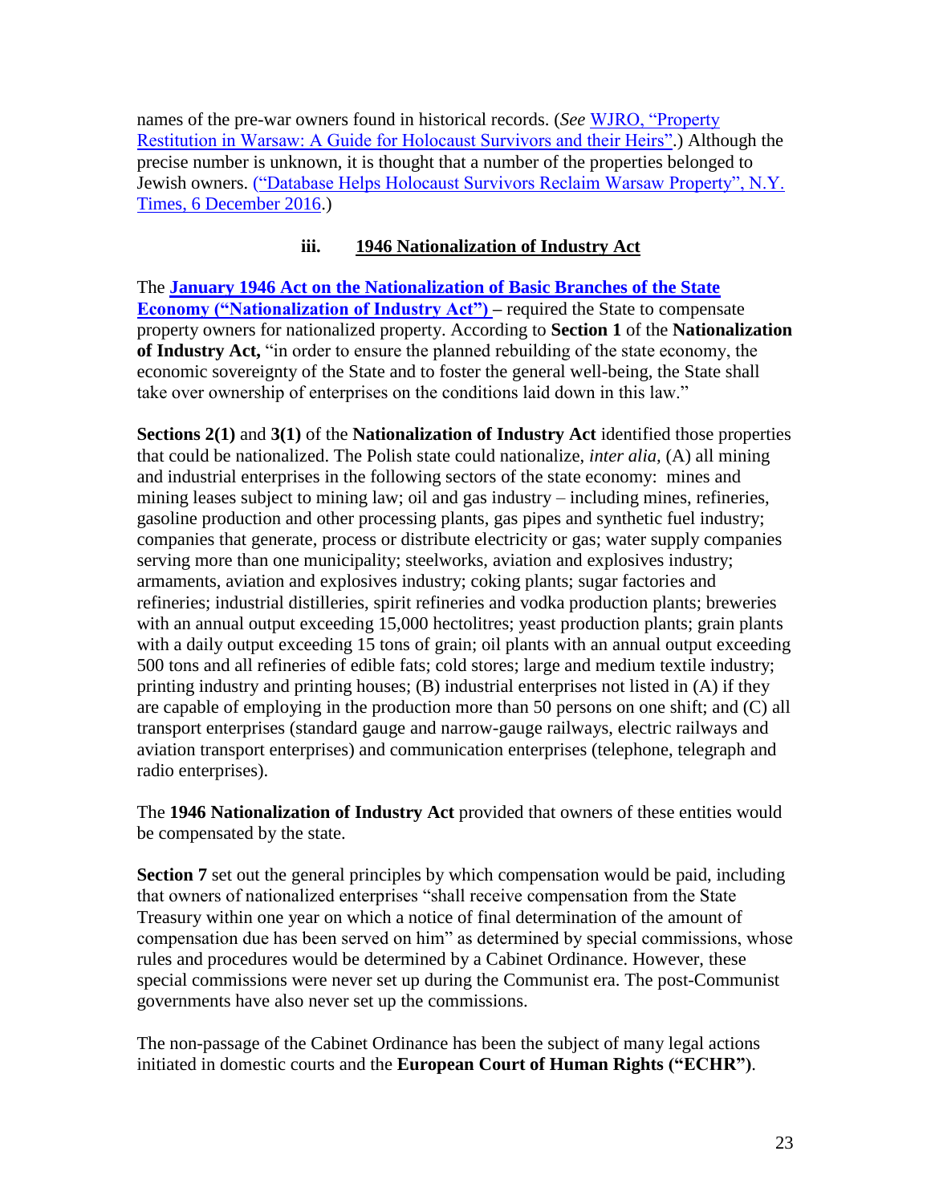names of the pre-war owners found in historical records. (*See* WJRO, "Property Restitution in Warsaw: A Guide for Holocaust Survivors and their Heirs".) Although the precise number is unknown, it is thought that a number of the properties belonged to Jewish owners. ("Database Helps Holocaust Survivors Reclaim Warsaw Property", N.Y. Times, 6 December 2016.)

### iii. 1946 Nationalization of Industry Act

The **January 1946 Act on the Nationalization of Basic Branches of the State Economy ("Nationalization of Industry Act")** – required the State to compensate property owners for nationalized property. According to **Section 1** of the **Nationalization of Industry Act,** "in order to ensure the planned rebuilding of the state economy, the economic sovereignty of the State and to foster the general well-being, the State shall take over ownership of enterprises on the conditions laid down in this law."

**Sections 2(1)** and **3(1)** of the **Nationalization of Industry Act** identified those properties that could be nationalized. The Polish state could nationalize, *inter alia,* (A) all mining and industrial enterprises in the following sectors of the state economy: mines and mining leases subject to mining law; oil and gas industry – including mines, refineries, gasoline production and other processing plants, gas pipes and synthetic fuel industry; companies that generate, process or distribute electricity or gas; water supply companies serving more than one municipality; steelworks, aviation and explosives industry; armaments, aviation and explosives industry; coking plants; sugar factories and refineries; industrial distilleries, spirit refineries and vodka production plants; breweries with an annual output exceeding 15,000 hectolitres; yeast production plants; grain plants with a daily output exceeding 15 tons of grain; oil plants with an annual output exceeding 500 tons and all refineries of edible fats; cold stores; large and medium textile industry; printing industry and printing houses; (B) industrial enterprises not listed in (A) if they are capable of employing in the production more than 50 persons on one shift; and (C) all transport enterprises (standard gauge and narrow-gauge railways, electric railways and aviation transport enterprises) and communication enterprises (telephone, telegraph and radio enterprises).

The **1946 Nationalization of Industry Act** provided that owners of these entities would be compensated by the state.

**Section 7** set out the general principles by which compensation would be paid, including that owners of nationalized enterprises "shall receive compensation from the State Treasury within one year on which a notice of final determination of the amount of compensation due has been served on him" as determined by special commissions, whose rules and procedures would be determined by a Cabinet Ordinance. However, these special commissions were never set up during the Communist era. The post-Communist governments have also never set up the commissions.

The non-passage of the Cabinet Ordinance has been the subject of many legal actions initiated in domestic courts and the **European Court of Human Rights ("ECHR")**.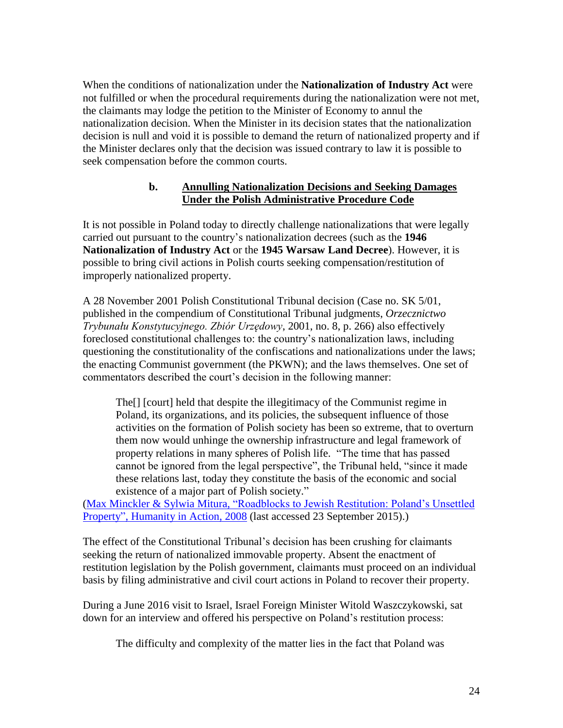When the conditions of nationalization under the **Nationalization of Industry Act** were not fulfilled or when the procedural requirements during the nationalization were not met, the claimants may lodge the petition to the Minister of Economy to annul the nationalization decision. When the Minister in its decision states that the nationalization decision is null and void it is possible to demand the return of nationalized property and if the Minister declares only that the decision was issued contrary to law it is possible to seek compensation before the common courts.

### b. Annulling Nationalization Decisions and Seeking Damages Under the Polish Administrative Procedure Code

It is not possible in Poland today to directly challenge nationalizations that were legally carried out pursuant to the country's nationalization decrees (such as the **1946 Nationalization of Industry Act** or the **1945 Warsaw Land Decree**). However, it is possible to bring civil actions in Polish courts seeking compensation/restitution of improperly nationalized property.

A 28 November 2001 Polish Constitutional Tribunal decision (Case no. SK 5/01, published in the compendium of Constitutional Tribunal judgments, *Orzecznictwo Trybunału Konstytucyjnego. Zbiór Urzędowy*, 2001, no. 8, p. 266) also effectively foreclosed constitutional challenges to: the country's nationalization laws, including questioning the constitutionality of the confiscations and nationalizations under the laws; the enacting Communist government (the PKWN); and the laws themselves. One set of commentators described the court's decision in the following manner:

> The[] [court] held that despite the illegitimacy of the Communist regime in Poland, its organizations, and its policies, the subsequent influence of those activities on the formation of Polish society has been so extreme, that to overturn them now would unhinge the ownership infrastructure and legal framework of property relations in many spheres of Polish life. "The time that has passed cannot be ignored from the legal perspective", the Tribunal held, "since it made these relations last, today they constitute the basis of the economic and social existence of a major part of Polish society."

(Max Minckler & Sylwia Mitura, "Roadblocks to Jewish Restitution: Poland's Unsettled Property", Humanity in Action, 2008 (last accessed 23 September 2015).)

The effect of the Constitutional Tribunal's decision has been crushing for claimants seeking the return of nationalized immovable property. Absent the enactment of restitution legislation by the Polish government, claimants must proceed on an individual basis by filing administrative and civil court actions in Poland to recover their property.

During a June 2016 visit to Israel, Israel Foreign Minister Witold Waszczykowski, sat down for an interview and offered his perspective on Poland's restitution process:

> The difficulty and complexity of the matter lies in the fact that Poland was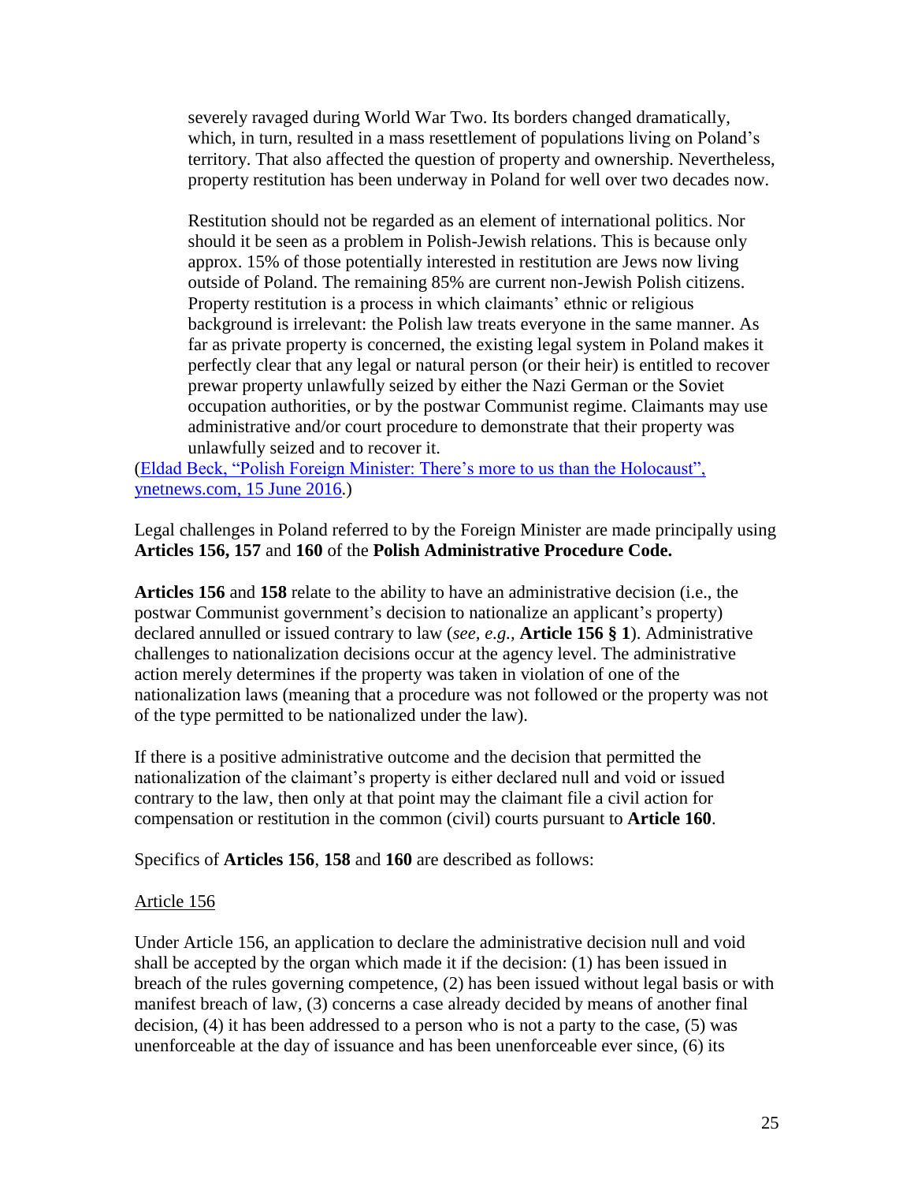> severely ravaged during World War Two. Its borders changed dramatically, which, in turn, resulted in a mass resettlement of populations living on Poland's territory. That also affected the question of property and ownership. Nevertheless, property restitution has been underway in Poland for well over two decades now.
>
> Restitution should not be regarded as an element of international politics. Nor should it be seen as a problem in Polish-Jewish relations. This is because only approx. 15% of those potentially interested in restitution are Jews now living outside of Poland. The remaining 85% are current non-Jewish Polish citizens. Property restitution is a process in which claimants' ethnic or religious background is irrelevant: the Polish law treats everyone in the same manner. As far as private property is concerned, the existing legal system in Poland makes it perfectly clear that any legal or natural person (or their heir) is entitled to recover prewar property unlawfully seized by either the Nazi German or the Soviet occupation authorities, or by the postwar Communist regime. Claimants may use administrative and/or court procedure to demonstrate that their property was unlawfully seized and to recover it.

(Eldad Beck, "Polish Foreign Minister: There's more to us than the Holocaust", ynetnews.com, 15 June 2016.)

Legal challenges in Poland referred to by the Foreign Minister are made principally using **Articles 156, 157** and **160** of the **Polish Administrative Procedure Code.**

**Articles 156** and **158** relate to the ability to have an administrative decision (i.e., the postwar Communist government's decision to nationalize an applicant's property) declared annulled or issued contrary to law (*see, e.g.,* **Article 156 § 1**). Administrative challenges to nationalization decisions occur at the agency level. The administrative action merely determines if the property was taken in violation of one of the nationalization laws (meaning that a procedure was not followed or the property was not of the type permitted to be nationalized under the law).

If there is a positive administrative outcome and the decision that permitted the nationalization of the claimant's property is either declared null and void or issued contrary to the law, then only at that point may the claimant file a civil action for compensation or restitution in the common (civil) courts pursuant to **Article 160**.

Specifics of **Articles 156**, **158** and **160** are described as follows:

Article 156

Under Article 156, an application to declare the administrative decision null and void shall be accepted by the organ which made it if the decision: (1) has been issued in breach of the rules governing competence, (2) has been issued without legal basis or with manifest breach of law, (3) concerns a case already decided by means of another final decision, (4) it has been addressed to a person who is not a party to the case, (5) was unenforceable at the day of issuance and has been unenforceable ever since, (6) its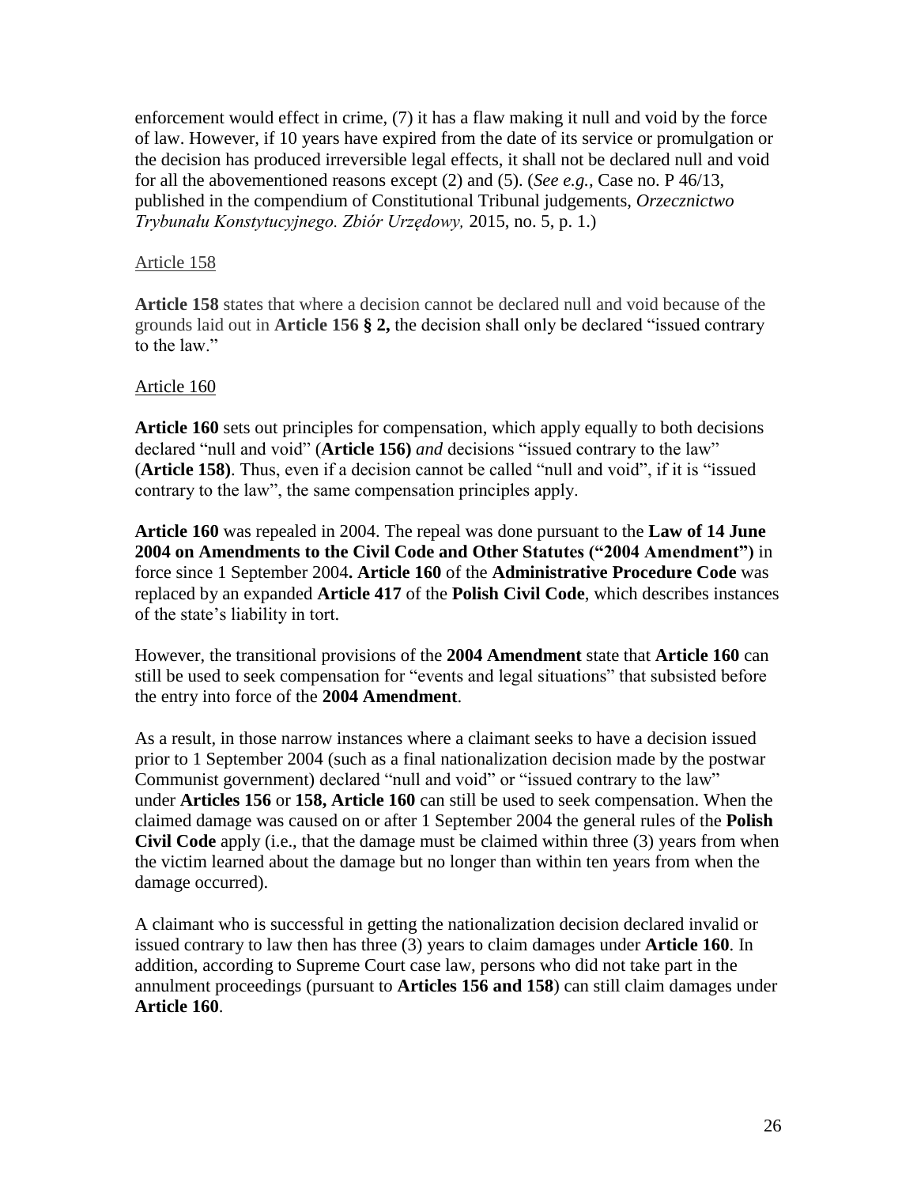enforcement would effect in crime, (7) it has a flaw making it null and void by the force of law. However, if 10 years have expired from the date of its service or promulgation or the decision has produced irreversible legal effects, it shall not be declared null and void for all the abovementioned reasons except (2) and (5). (*See e.g.,* Case no. P 46/13, published in the compendium of Constitutional Tribunal judgements, *Orzecznictwo Trybunału Konstytucyjnego. Zbiór Urzędowy,* 2015, no. 5, p. 1.)

Article 158

**Article 158** states that where a decision cannot be declared null and void because of the grounds laid out in **Article 156 § 2,** the decision shall only be declared "issued contrary to the law."

Article 160

**Article 160** sets out principles for compensation, which apply equally to both decisions declared "null and void" (**Article 156)** *and* decisions "issued contrary to the law" (**Article 158)**. Thus, even if a decision cannot be called "null and void", if it is "issued contrary to the law", the same compensation principles apply.

**Article 160** was repealed in 2004. The repeal was done pursuant to the **Law of 14 June 2004 on Amendments to the Civil Code and Other Statutes ("2004 Amendment")** in force since 1 September 2004**. Article 160** of the **Administrative Procedure Code** was replaced by an expanded **Article 417** of the **Polish Civil Code**, which describes instances of the state's liability in tort.

However, the transitional provisions of the **2004 Amendment** state that **Article 160** can still be used to seek compensation for "events and legal situations" that subsisted before the entry into force of the **2004 Amendment**.

As a result, in those narrow instances where a claimant seeks to have a decision issued prior to 1 September 2004 (such as a final nationalization decision made by the postwar Communist government) declared "null and void" or "issued contrary to the law" under **Articles 156** or **158, Article 160** can still be used to seek compensation. When the claimed damage was caused on or after 1 September 2004 the general rules of the **Polish Civil Code** apply (i.e., that the damage must be claimed within three (3) years from when the victim learned about the damage but no longer than within ten years from when the damage occurred).

A claimant who is successful in getting the nationalization decision declared invalid or issued contrary to law then has three (3) years to claim damages under **Article 160**. In addition, according to Supreme Court case law, persons who did not take part in the annulment proceedings (pursuant to **Articles 156 and 158**) can still claim damages under **Article 160**.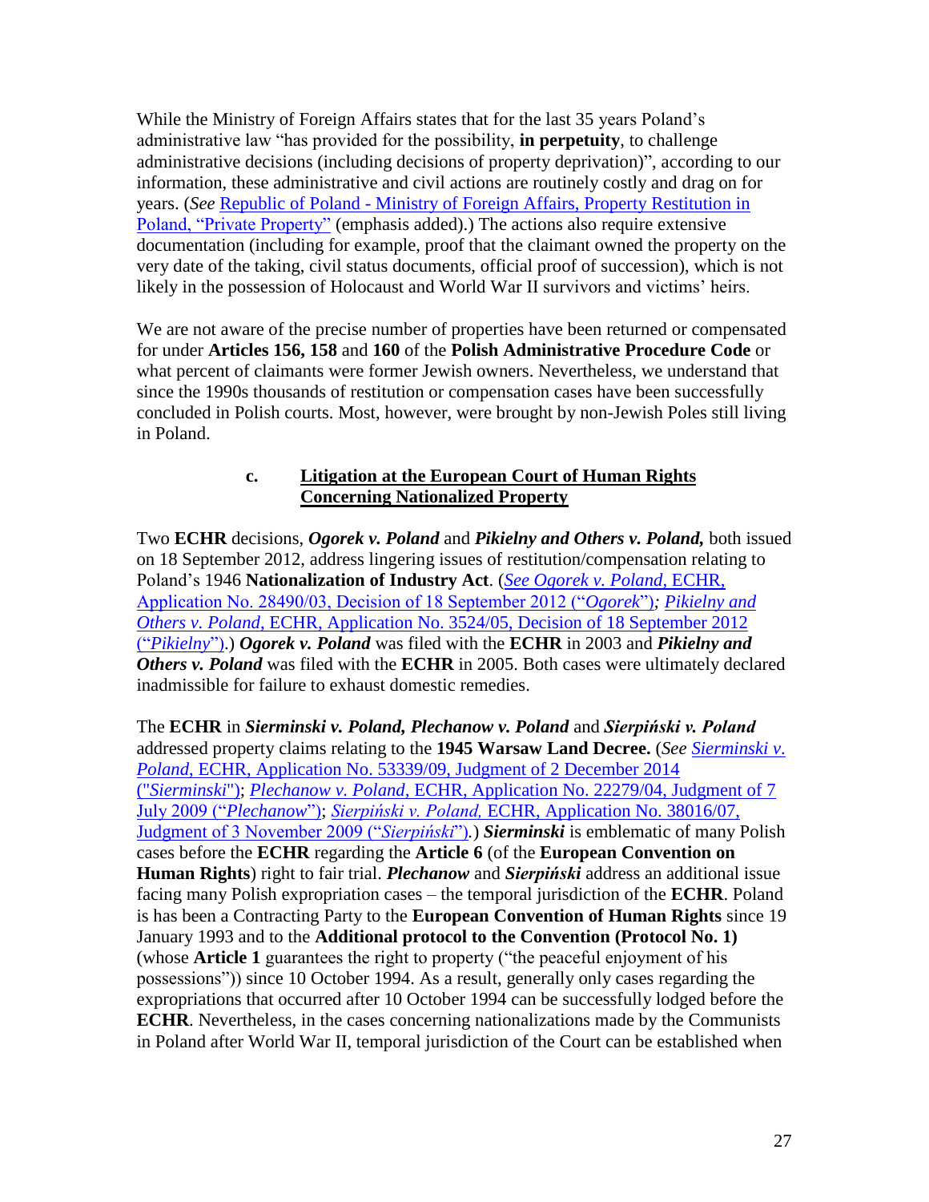While the Ministry of Foreign Affairs states that for the last 35 years Poland's administrative law "has provided for the possibility, **in perpetuity**, to challenge administrative decisions (including decisions of property deprivation)", according to our information, these administrative and civil actions are routinely costly and drag on for years. (*See* Republic of Poland - Ministry of Foreign Affairs, Property Restitution in Poland, "Private Property" (emphasis added).) The actions also require extensive documentation (including for example, proof that the claimant owned the property on the very date of the taking, civil status documents, official proof of succession), which is not likely in the possession of Holocaust and World War II survivors and victims' heirs.

We are not aware of the precise number of properties have been returned or compensated for under **Articles 156, 158** and **160** of the **Polish Administrative Procedure Code** or what percent of claimants were former Jewish owners. Nevertheless, we understand that since the 1990s thousands of restitution or compensation cases have been successfully concluded in Polish courts. Most, however, were brought by non-Jewish Poles still living in Poland.

### c. Litigation at the European Court of Human Rights Concerning Nationalized Property

Two **ECHR** decisions, ***Ogorek v. Poland*** and ***Pikielny and Others v. Poland,*** both issued on 18 September 2012, address lingering issues of restitution/compensation relating to Poland's 1946 **Nationalization of Industry Act**. (*See Ogorek v. Poland*, ECHR, Application No. 28490/03, Decision of 18 September 2012 ("*Ogorek*")*; Pikielny and Others v. Poland*, ECHR, Application No. 3524/05, Decision of 18 September 2012 ("*Pikielny*").) ***Ogorek v. Poland*** was filed with the **ECHR** in 2003 and ***Pikielny and Others v. Poland*** was filed with the **ECHR** in 2005. Both cases were ultimately declared inadmissible for failure to exhaust domestic remedies.

The **ECHR** in ***Sierminski v. Poland, Plechanow v. Poland*** and ***Sierpiński v. Poland*** addressed property claims relating to the **1945 Warsaw Land Decree.** (*See Sierminski v. Poland*, ECHR, Application No. 53339/09, Judgment of 2 December 2014 ("*Sierminski*"); *Plechanow v. Poland*, ECHR, Application No. 22279/04, Judgment of 7 July 2009 ("*Plechanow*"); *Sierpiński v. Poland,* ECHR, Application No. 38016/07, Judgment of 3 November 2009 ("*Sierpiński*").) ***Sierminski*** is emblematic of many Polish cases before the **ECHR** regarding the **Article 6** (of the **European Convention on Human Rights**) right to fair trial. ***Plechanow*** and ***Sierpiński*** address an additional issue facing many Polish expropriation cases – the temporal jurisdiction of the **ECHR**. Poland is has been a Contracting Party to the **European Convention of Human Rights** since 19 January 1993 and to the **Additional protocol to the Convention (Protocol No. 1)** (whose **Article 1** guarantees the right to property ("the peaceful enjoyment of his possessions")) since 10 October 1994. As a result, generally only cases regarding the expropriations that occurred after 10 October 1994 can be successfully lodged before the **ECHR**. Nevertheless, in the cases concerning nationalizations made by the Communists in Poland after World War II, temporal jurisdiction of the Court can be established when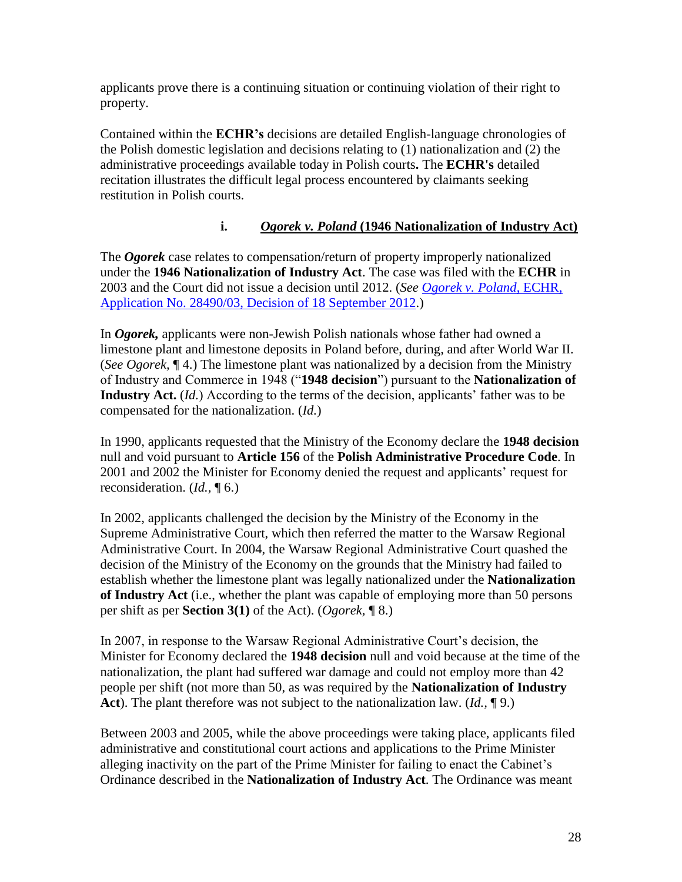applicants prove there is a continuing situation or continuing violation of their right to property.

Contained within the **ECHR's** decisions are detailed English-language chronologies of the Polish domestic legislation and decisions relating to (1) nationalization and (2) the administrative proceedings available today in Polish courts**.** The **ECHR's** detailed recitation illustrates the difficult legal process encountered by claimants seeking restitution in Polish courts.

#### i. *Ogorek v. Poland* (1946 Nationalization of Industry Act)

The ***Ogorek*** case relates to compensation/return of property improperly nationalized under the **1946 Nationalization of Industry Act**. The case was filed with the **ECHR** in 2003 and the Court did not issue a decision until 2012. (*See* [*Ogorek v. Poland*, ECHR, Application No. 28490/03, Decision of 18 September 2012](#).)

In ***Ogorek,*** applicants were non-Jewish Polish nationals whose father had owned a limestone plant and limestone deposits in Poland before, during, and after World War II. (*See Ogorek,* ¶ 4.) The limestone plant was nationalized by a decision from the Ministry of Industry and Commerce in 1948 ("**1948 decision**") pursuant to the **Nationalization of Industry Act.** (*Id.*) According to the terms of the decision, applicants' father was to be compensated for the nationalization. (*Id.*)

In 1990, applicants requested that the Ministry of the Economy declare the **1948 decision** null and void pursuant to **Article 156** of the **Polish Administrative Procedure Code**. In 2001 and 2002 the Minister for Economy denied the request and applicants' request for reconsideration. (*Id.,* ¶ 6.)

In 2002, applicants challenged the decision by the Ministry of the Economy in the Supreme Administrative Court, which then referred the matter to the Warsaw Regional Administrative Court. In 2004, the Warsaw Regional Administrative Court quashed the decision of the Ministry of the Economy on the grounds that the Ministry had failed to establish whether the limestone plant was legally nationalized under the **Nationalization of Industry Act** (i.e., whether the plant was capable of employing more than 50 persons per shift as per **Section 3(1)** of the Act). (*Ogorek,* ¶ 8.)

In 2007, in response to the Warsaw Regional Administrative Court's decision, the Minister for Economy declared the **1948 decision** null and void because at the time of the nationalization, the plant had suffered war damage and could not employ more than 42 people per shift (not more than 50, as was required by the **Nationalization of Industry Act**). The plant therefore was not subject to the nationalization law. (*Id.,* ¶ 9.)

Between 2003 and 2005, while the above proceedings were taking place, applicants filed administrative and constitutional court actions and applications to the Prime Minister alleging inactivity on the part of the Prime Minister for failing to enact the Cabinet's Ordinance described in the **Nationalization of Industry Act**. The Ordinance was meant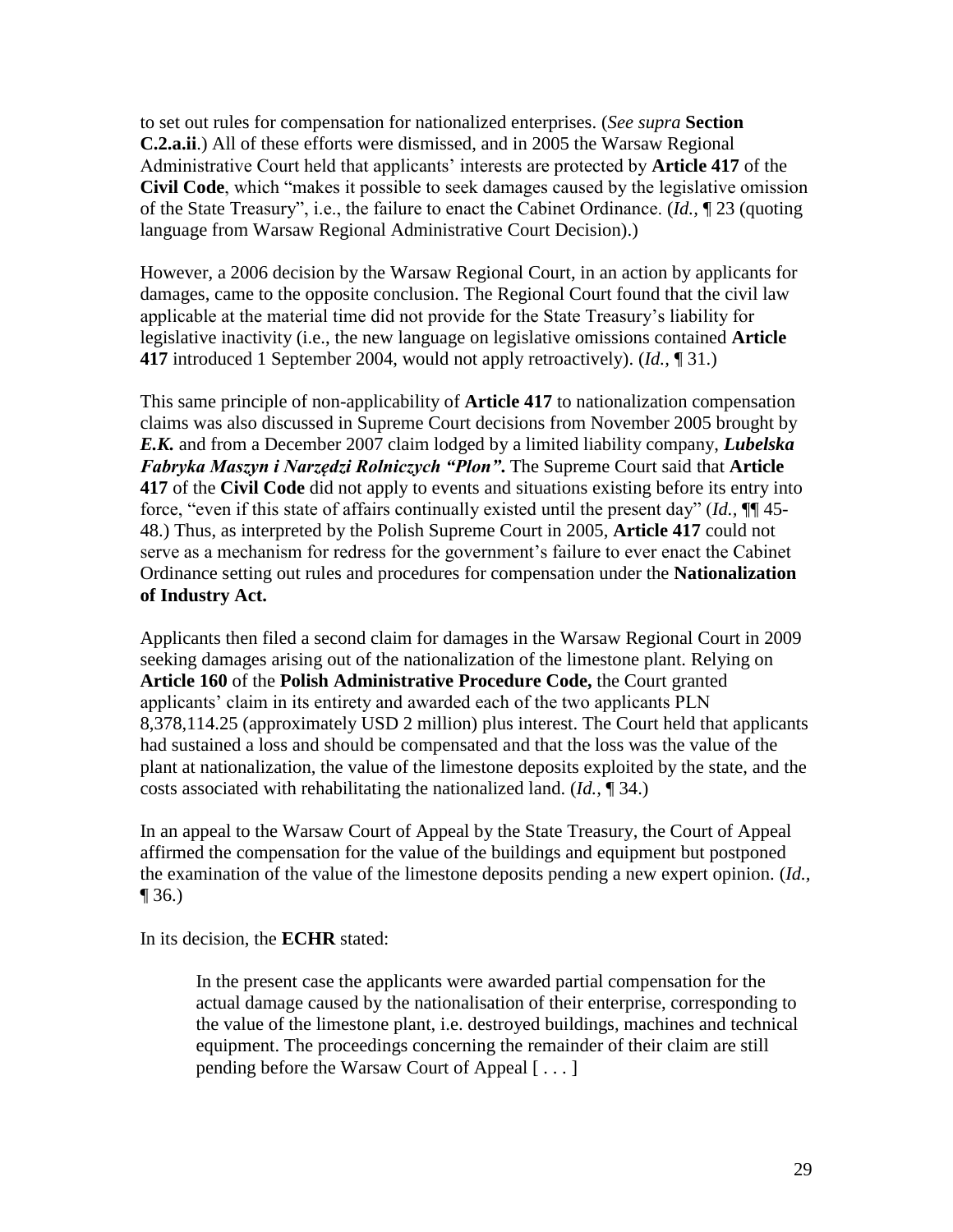to set out rules for compensation for nationalized enterprises. (*See supra* **Section C.2.a.ii**.) All of these efforts were dismissed, and in 2005 the Warsaw Regional Administrative Court held that applicants' interests are protected by **Article 417** of the **Civil Code**, which "makes it possible to seek damages caused by the legislative omission of the State Treasury", i.e., the failure to enact the Cabinet Ordinance. (*Id.,* ¶ 23 (quoting language from Warsaw Regional Administrative Court Decision).)

However, a 2006 decision by the Warsaw Regional Court, in an action by applicants for damages, came to the opposite conclusion. The Regional Court found that the civil law applicable at the material time did not provide for the State Treasury's liability for legislative inactivity (i.e., the new language on legislative omissions contained **Article 417** introduced 1 September 2004, would not apply retroactively). (*Id.,* ¶ 31.)

This same principle of non-applicability of **Article 417** to nationalization compensation claims was also discussed in Supreme Court decisions from November 2005 brought by ***E.K.*** and from a December 2007 claim lodged by a limited liability company, ***Lubelska Fabryka Maszyn i Narzędzi Rolniczych "Plon".*** The Supreme Court said that **Article 417** of the **Civil Code** did not apply to events and situations existing before its entry into force, "even if this state of affairs continually existed until the present day" (*Id.*, ¶¶ 45-48.) Thus, as interpreted by the Polish Supreme Court in 2005, **Article 417** could not serve as a mechanism for redress for the government's failure to ever enact the Cabinet Ordinance setting out rules and procedures for compensation under the **Nationalization of Industry Act.**

Applicants then filed a second claim for damages in the Warsaw Regional Court in 2009 seeking damages arising out of the nationalization of the limestone plant. Relying on **Article 160** of the **Polish Administrative Procedure Code,** the Court granted applicants' claim in its entirety and awarded each of the two applicants PLN 8,378,114.25 (approximately USD 2 million) plus interest. The Court held that applicants had sustained a loss and should be compensated and that the loss was the value of the plant at nationalization, the value of the limestone deposits exploited by the state, and the costs associated with rehabilitating the nationalized land. (*Id.,* ¶ 34.)

In an appeal to the Warsaw Court of Appeal by the State Treasury, the Court of Appeal affirmed the compensation for the value of the buildings and equipment but postponed the examination of the value of the limestone deposits pending a new expert opinion. (*Id.,* ¶ 36.)

In its decision, the **ECHR** stated:

> In the present case the applicants were awarded partial compensation for the actual damage caused by the nationalisation of their enterprise, corresponding to the value of the limestone plant, i.e. destroyed buildings, machines and technical equipment. The proceedings concerning the remainder of their claim are still pending before the Warsaw Court of Appeal [ . . . ]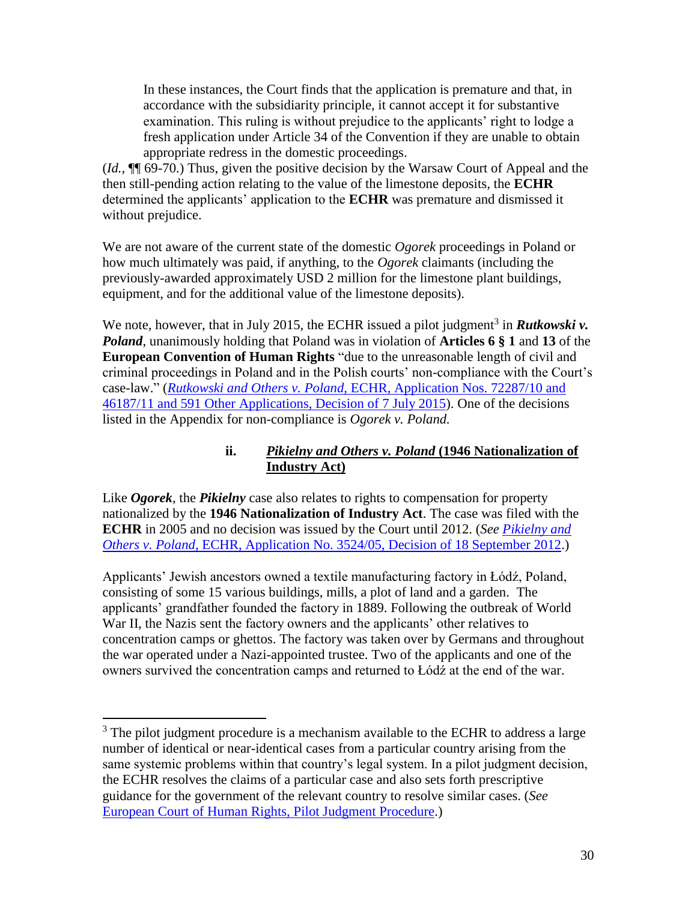> In these instances, the Court finds that the application is premature and that, in accordance with the subsidiarity principle, it cannot accept it for substantive examination. This ruling is without prejudice to the applicants' right to lodge a fresh application under Article 34 of the Convention if they are unable to obtain appropriate redress in the domestic proceedings.

(*Id.*, ¶¶ 69-70.) Thus, given the positive decision by the Warsaw Court of Appeal and the then still-pending action relating to the value of the limestone deposits, the **ECHR** determined the applicants' application to the **ECHR** was premature and dismissed it without prejudice.

We are not aware of the current state of the domestic *Ogorek* proceedings in Poland or how much ultimately was paid, if anything, to the *Ogorek* claimants (including the previously-awarded approximately USD 2 million for the limestone plant buildings, equipment, and for the additional value of the limestone deposits).

We note, however, that in July 2015, the ECHR issued a pilot judgment[3] in ***Rutkowski v. Poland***, unanimously holding that Poland was in violation of **Articles 6 § 1** and **13** of the **European Convention of Human Rights** "due to the unreasonable length of civil and criminal proceedings in Poland and in the Polish courts' non-compliance with the Court's case-law." (*Rutkowski and Others v. Poland*, ECHR, Application Nos. 72287/10 and 46187/11 and 591 Other Applications, Decision of 7 July 2015). One of the decisions listed in the Appendix for non-compliance is *Ogorek v. Poland.*

#### ii. *Pikielny and Others v. Poland* (1946 Nationalization of Industry Act)

Like ***Ogorek***, the ***Pikielny*** case also relates to rights to compensation for property nationalized by the **1946 Nationalization of Industry Act**. The case was filed with the **ECHR** in 2005 and no decision was issued by the Court until 2012. (*See Pikielny and Others v. Poland*, ECHR, Application No. 3524/05, Decision of 18 September 2012.)

Applicants' Jewish ancestors owned a textile manufacturing factory in Łódź, Poland, consisting of some 15 various buildings, mills, a plot of land and a garden. The applicants' grandfather founded the factory in 1889. Following the outbreak of World War II, the Nazis sent the factory owners and the applicants' other relatives to concentration camps or ghettos. The factory was taken over by Germans and throughout the war operated under a Nazi-appointed trustee. Two of the applicants and one of the owners survived the concentration camps and returned to Łódź at the end of the war.

---

[3] The pilot judgment procedure is a mechanism available to the ECHR to address a large number of identical or near-identical cases from a particular country arising from the same systemic problems within that country's legal system. In a pilot judgment decision, the ECHR resolves the claims of a particular case and also sets forth prescriptive guidance for the government of the relevant country to resolve similar cases. (*See* European Court of Human Rights, Pilot Judgment Procedure.)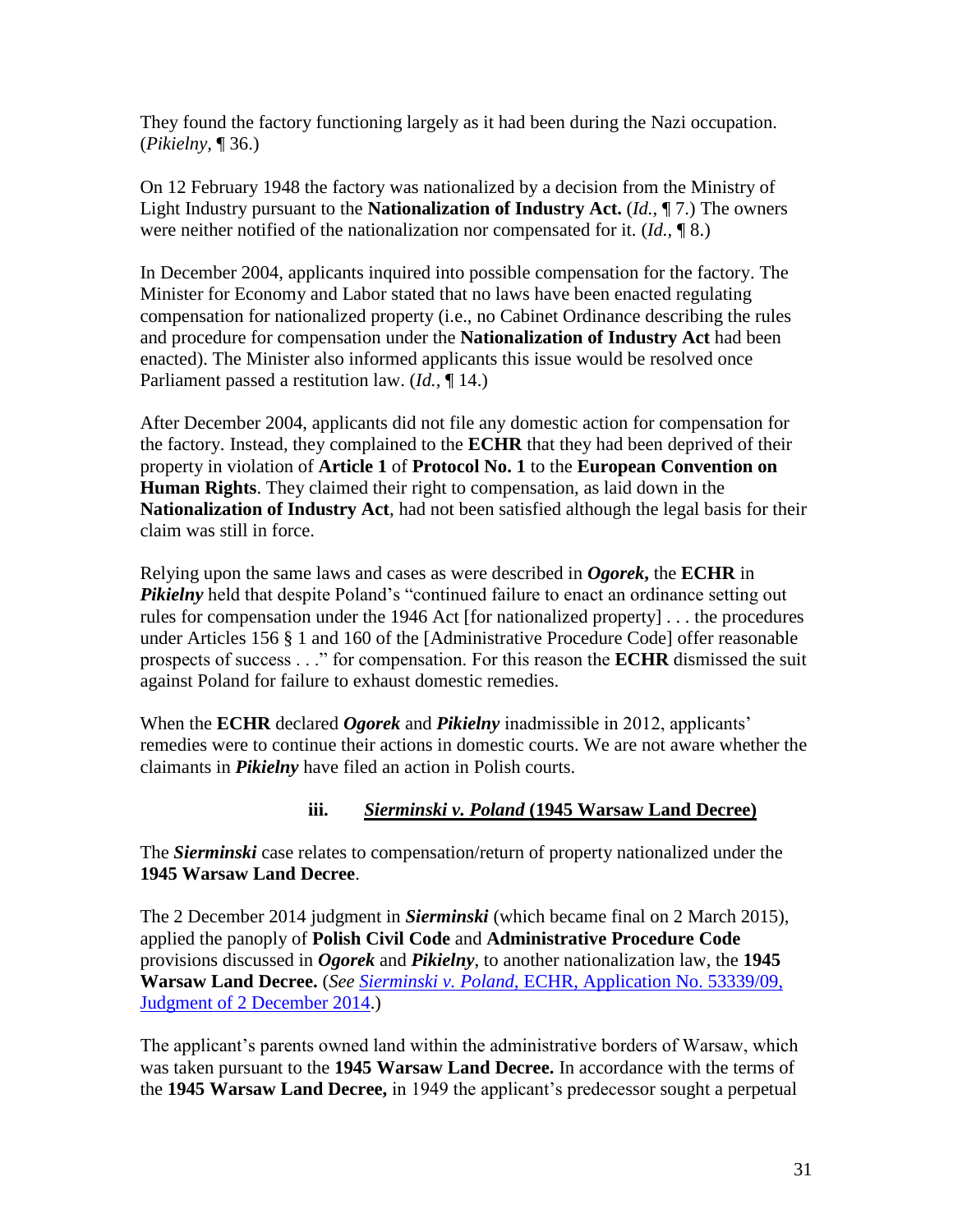They found the factory functioning largely as it had been during the Nazi occupation. (*Pikielny,* ¶ 36.)

On 12 February 1948 the factory was nationalized by a decision from the Ministry of Light Industry pursuant to the **Nationalization of Industry Act.** (*Id.,* ¶ 7.) The owners were neither notified of the nationalization nor compensated for it. (*Id.,* ¶ 8.)

In December 2004, applicants inquired into possible compensation for the factory. The Minister for Economy and Labor stated that no laws have been enacted regulating compensation for nationalized property (i.e., no Cabinet Ordinance describing the rules and procedure for compensation under the **Nationalization of Industry Act** had been enacted). The Minister also informed applicants this issue would be resolved once Parliament passed a restitution law. (*Id.,* ¶ 14.)

After December 2004, applicants did not file any domestic action for compensation for the factory. Instead, they complained to the **ECHR** that they had been deprived of their property in violation of **Article 1** of **Protocol No. 1** to the **European Convention on Human Rights**. They claimed their right to compensation, as laid down in the **Nationalization of Industry Act**, had not been satisfied although the legal basis for their claim was still in force.

Relying upon the same laws and cases as were described in ***Ogorek***, the **ECHR** in ***Pikielny*** held that despite Poland's "continued failure to enact an ordinance setting out rules for compensation under the 1946 Act [for nationalized property] . . . the procedures under Articles 156 § 1 and 160 of the [Administrative Procedure Code] offer reasonable prospects of success . . ." for compensation. For this reason the **ECHR** dismissed the suit against Poland for failure to exhaust domestic remedies.

When the **ECHR** declared ***Ogorek*** and ***Pikielny*** inadmissible in 2012, applicants' remedies were to continue their actions in domestic courts. We are not aware whether the claimants in ***Pikielny*** have filed an action in Polish courts.

#### iii. *Sierminski v. Poland* (1945 Warsaw Land Decree)

The ***Sierminski*** case relates to compensation/return of property nationalized under the **1945 Warsaw Land Decree**.

The 2 December 2014 judgment in ***Sierminski*** (which became final on 2 March 2015), applied the panoply of **Polish Civil Code** and **Administrative Procedure Code** provisions discussed in ***Ogorek*** and ***Pikielny***, to another nationalization law, the **1945 Warsaw Land Decree.** (*See* [*Sierminski v. Poland*, ECHR, Application No. 53339/09, Judgment of 2 December 2014](#).)

The applicant's parents owned land within the administrative borders of Warsaw, which was taken pursuant to the **1945 Warsaw Land Decree.** In accordance with the terms of the **1945 Warsaw Land Decree,** in 1949 the applicant's predecessor sought a perpetual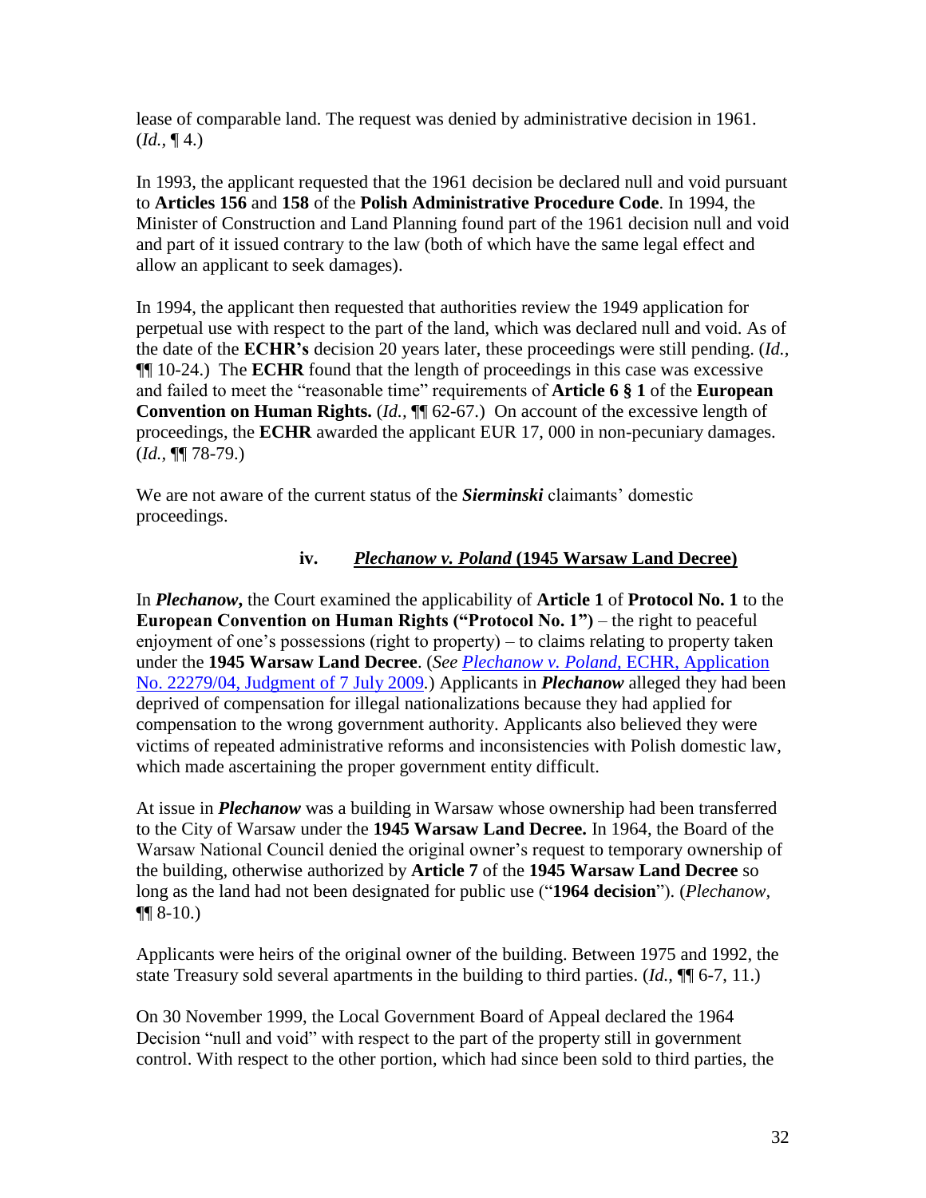lease of comparable land. The request was denied by administrative decision in 1961. (*Id.*, ¶ 4.)

In 1993, the applicant requested that the 1961 decision be declared null and void pursuant to **Articles 156** and **158** of the **Polish Administrative Procedure Code**. In 1994, the Minister of Construction and Land Planning found part of the 1961 decision null and void and part of it issued contrary to the law (both of which have the same legal effect and allow an applicant to seek damages).

In 1994, the applicant then requested that authorities review the 1949 application for perpetual use with respect to the part of the land, which was declared null and void. As of the date of the **ECHR's** decision 20 years later, these proceedings were still pending. (*Id.*, ¶¶ 10-24.) The **ECHR** found that the length of proceedings in this case was excessive and failed to meet the "reasonable time" requirements of **Article 6 § 1** of the **European Convention on Human Rights.** (*Id.*, ¶¶ 62-67.) On account of the excessive length of proceedings, the **ECHR** awarded the applicant EUR 17, 000 in non-pecuniary damages. (*Id.*, ¶¶ 78-79.)

We are not aware of the current status of the ***Sierminski*** claimants' domestic proceedings.

#### iv. *Plechanow v. Poland* (1945 Warsaw Land Decree)

In ***Plechanow***, the Court examined the applicability of **Article 1** of **Protocol No. 1** to the **European Convention on Human Rights ("Protocol No. 1")** – the right to peaceful enjoyment of one's possessions (right to property) – to claims relating to property taken under the **1945 Warsaw Land Decree**. (*See* [*Plechanow v. Poland*, ECHR, Application No. 22279/04, Judgment of 7 July 2009](#).) Applicants in ***Plechanow*** alleged they had been deprived of compensation for illegal nationalizations because they had applied for compensation to the wrong government authority. Applicants also believed they were victims of repeated administrative reforms and inconsistencies with Polish domestic law, which made ascertaining the proper government entity difficult.

At issue in ***Plechanow*** was a building in Warsaw whose ownership had been transferred to the City of Warsaw under the **1945 Warsaw Land Decree.** In 1964, the Board of the Warsaw National Council denied the original owner's request to temporary ownership of the building, otherwise authorized by **Article 7** of the **1945 Warsaw Land Decree** so long as the land had not been designated for public use ("**1964 decision**"). (*Plechanow*, ¶¶ 8-10.)

Applicants were heirs of the original owner of the building. Between 1975 and 1992, the state Treasury sold several apartments in the building to third parties. (*Id.*, ¶¶ 6-7, 11.)

On 30 November 1999, the Local Government Board of Appeal declared the 1964 Decision "null and void" with respect to the part of the property still in government control. With respect to the other portion, which had since been sold to third parties, the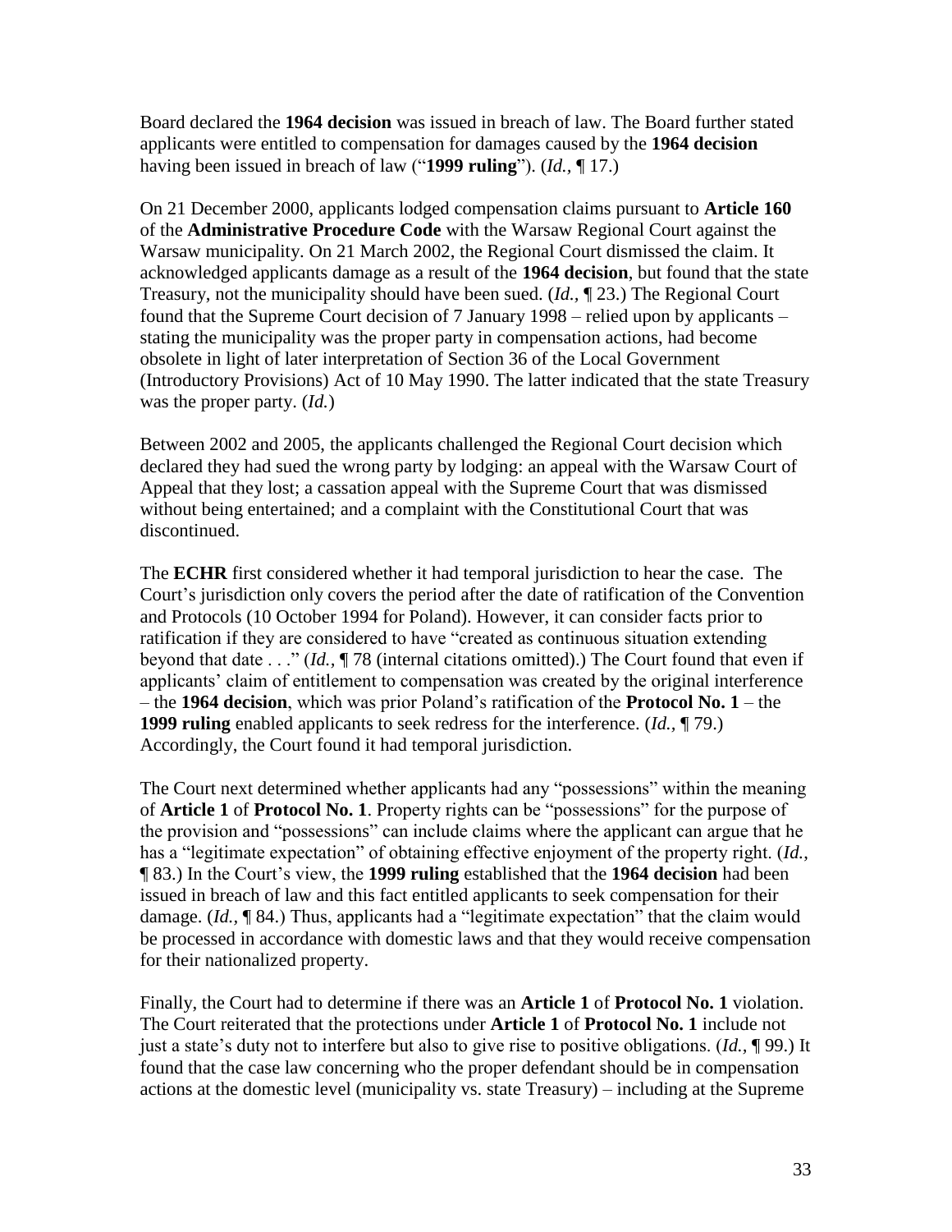Board declared the **1964 decision** was issued in breach of law. The Board further stated applicants were entitled to compensation for damages caused by the **1964 decision** having been issued in breach of law ("**1999 ruling**"). (*Id.,* ¶ 17.)

On 21 December 2000, applicants lodged compensation claims pursuant to **Article 160** of the **Administrative Procedure Code** with the Warsaw Regional Court against the Warsaw municipality. On 21 March 2002, the Regional Court dismissed the claim. It acknowledged applicants damage as a result of the **1964 decision**, but found that the state Treasury, not the municipality should have been sued. (*Id.,* ¶ 23.) The Regional Court found that the Supreme Court decision of 7 January 1998 – relied upon by applicants – stating the municipality was the proper party in compensation actions, had become obsolete in light of later interpretation of Section 36 of the Local Government (Introductory Provisions) Act of 10 May 1990. The latter indicated that the state Treasury was the proper party. (*Id.*)

Between 2002 and 2005, the applicants challenged the Regional Court decision which declared they had sued the wrong party by lodging: an appeal with the Warsaw Court of Appeal that they lost; a cassation appeal with the Supreme Court that was dismissed without being entertained; and a complaint with the Constitutional Court that was discontinued.

The **ECHR** first considered whether it had temporal jurisdiction to hear the case. The Court's jurisdiction only covers the period after the date of ratification of the Convention and Protocols (10 October 1994 for Poland). However, it can consider facts prior to ratification if they are considered to have "created as continuous situation extending beyond that date . . ." (*Id.,* ¶ 78 (internal citations omitted).) The Court found that even if applicants' claim of entitlement to compensation was created by the original interference – the **1964 decision**, which was prior Poland's ratification of the **Protocol No. 1** – the **1999 ruling** enabled applicants to seek redress for the interference. (*Id.,* ¶ 79.) Accordingly, the Court found it had temporal jurisdiction.

The Court next determined whether applicants had any "possessions" within the meaning of **Article 1** of **Protocol No. 1**. Property rights can be "possessions" for the purpose of the provision and "possessions" can include claims where the applicant can argue that he has a "legitimate expectation" of obtaining effective enjoyment of the property right. (*Id.*, ¶ 83.) In the Court's view, the **1999 ruling** established that the **1964 decision** had been issued in breach of law and this fact entitled applicants to seek compensation for their damage. (*Id.,* ¶ 84.) Thus, applicants had a "legitimate expectation" that the claim would be processed in accordance with domestic laws and that they would receive compensation for their nationalized property.

Finally, the Court had to determine if there was an **Article 1** of **Protocol No. 1** violation. The Court reiterated that the protections under **Article 1** of **Protocol No. 1** include not just a state's duty not to interfere but also to give rise to positive obligations. (*Id.,* ¶ 99.) It found that the case law concerning who the proper defendant should be in compensation actions at the domestic level (municipality vs. state Treasury) – including at the Supreme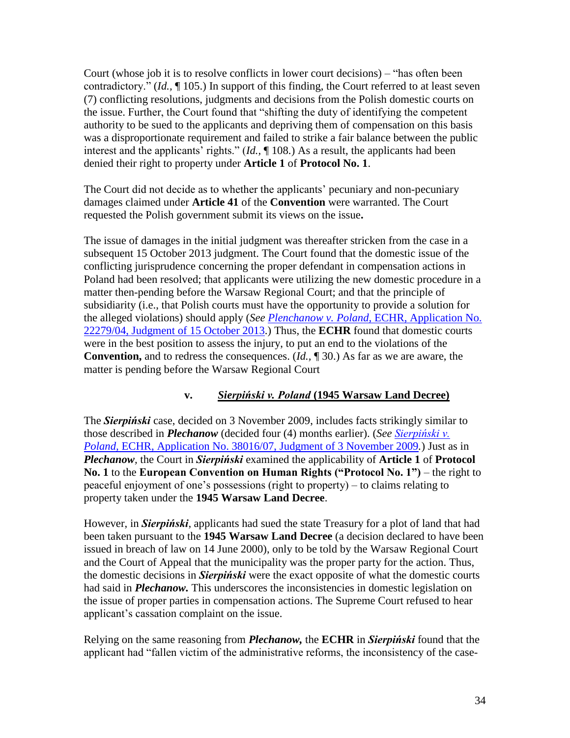Court (whose job it is to resolve conflicts in lower court decisions) – "has often been contradictory." (*Id.*, ¶ 105.) In support of this finding, the Court referred to at least seven (7) conflicting resolutions, judgments and decisions from the Polish domestic courts on the issue. Further, the Court found that "shifting the duty of identifying the competent authority to be sued to the applicants and depriving them of compensation on this basis was a disproportionate requirement and failed to strike a fair balance between the public interest and the applicants' rights." (*Id.*, ¶ 108.) As a result, the applicants had been denied their right to property under **Article 1** of **Protocol No. 1**.

The Court did not decide as to whether the applicants' pecuniary and non-pecuniary damages claimed under **Article 41** of the **Convention** were warranted. The Court requested the Polish government submit its views on the issue**.**

The issue of damages in the initial judgment was thereafter stricken from the case in a subsequent 15 October 2013 judgment. The Court found that the domestic issue of the conflicting jurisprudence concerning the proper defendant in compensation actions in Poland had been resolved; that applicants were utilizing the new domestic procedure in a matter then-pending before the Warsaw Regional Court; and that the principle of subsidiarity (i.e., that Polish courts must have the opportunity to provide a solution for the alleged violations) should apply (*See* [*Plenchanow v. Poland*, ECHR, Application No. 22279/04, Judgment of 15 October 2013](#).) Thus, the **ECHR** found that domestic courts were in the best position to assess the injury, to put an end to the violations of the **Convention,** and to redress the consequences. (*Id.*, ¶ 30.) As far as we are aware, the matter is pending before the Warsaw Regional Court

### v. *Sierpiński v. Poland* (1945 Warsaw Land Decree)

The ***Sierpiński*** case, decided on 3 November 2009, includes facts strikingly similar to those described in ***Plechanow*** (decided four (4) months earlier). (*See* [*Sierpiński v. Poland*, ECHR, Application No. 38016/07, Judgment of 3 November 2009](#).) Just as in ***Plechanow***, the Court in ***Sierpiński*** examined the applicability of **Article 1** of **Protocol No. 1** to the **European Convention on Human Rights ("Protocol No. 1")** – the right to peaceful enjoyment of one's possessions (right to property) – to claims relating to property taken under the **1945 Warsaw Land Decree**.

However, in ***Sierpiński***, applicants had sued the state Treasury for a plot of land that had been taken pursuant to the **1945 Warsaw Land Decree** (a decision declared to have been issued in breach of law on 14 June 2000), only to be told by the Warsaw Regional Court and the Court of Appeal that the municipality was the proper party for the action. Thus, the domestic decisions in ***Sierpiński*** were the exact opposite of what the domestic courts had said in ***Plechanow.*** This underscores the inconsistencies in domestic legislation on the issue of proper parties in compensation actions. The Supreme Court refused to hear applicant's cassation complaint on the issue.

Relying on the same reasoning from ***Plechanow,*** the **ECHR** in ***Sierpiński*** found that the applicant had "fallen victim of the administrative reforms, the inconsistency of the case-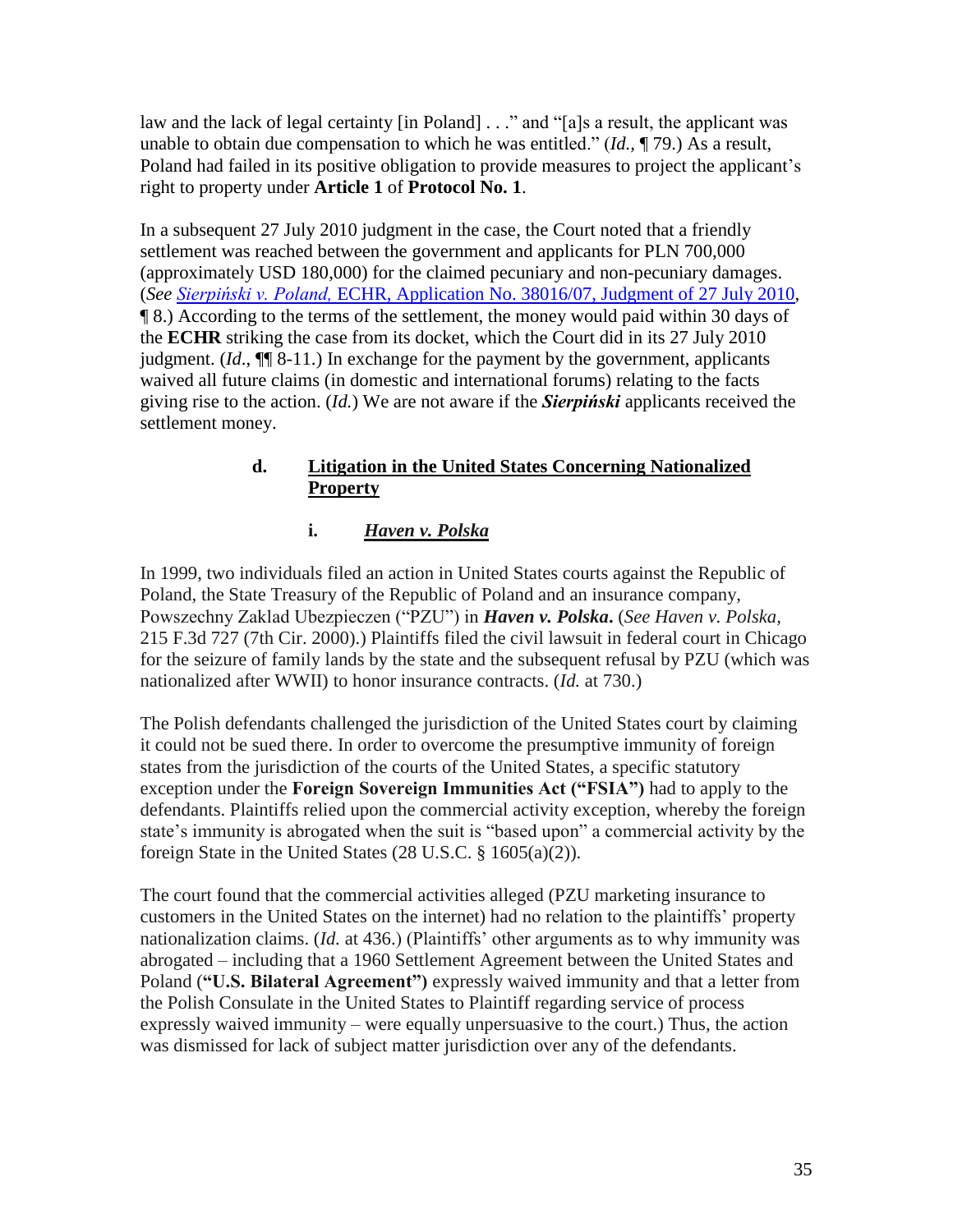law and the lack of legal certainty [in Poland] . . ." and "[a]s a result, the applicant was unable to obtain due compensation to which he was entitled." (*Id.*, ¶ 79.) As a result, Poland had failed in its positive obligation to provide measures to project the applicant's right to property under **Article 1** of **Protocol No. 1**.

In a subsequent 27 July 2010 judgment in the case, the Court noted that a friendly settlement was reached between the government and applicants for PLN 700,000 (approximately USD 180,000) for the claimed pecuniary and non-pecuniary damages. (*See Sierpiński v. Poland,* ECHR, Application No. 38016/07, Judgment of 27 July 2010, ¶ 8.) According to the terms of the settlement, the money would paid within 30 days of the **ECHR** striking the case from its docket, which the Court did in its 27 July 2010 judgment. (*Id*., ¶¶ 8-11.) In exchange for the payment by the government, applicants waived all future claims (in domestic and international forums) relating to the facts giving rise to the action. (*Id.*) We are not aware if the ***Sierpiński*** applicants received the settlement money.

#### d. Litigation in the United States Concerning Nationalized Property

##### i. *Haven v. Polska*

In 1999, two individuals filed an action in United States courts against the Republic of Poland, the State Treasury of the Republic of Poland and an insurance company, Powszechny Zaklad Ubezpieczen ("PZU") in ***Haven v. Polska***. (*See Haven v. Polska,* 215 F.3d 727 (7th Cir. 2000).) Plaintiffs filed the civil lawsuit in federal court in Chicago for the seizure of family lands by the state and the subsequent refusal by PZU (which was nationalized after WWII) to honor insurance contracts. (*Id.* at 730.)

The Polish defendants challenged the jurisdiction of the United States court by claiming it could not be sued there. In order to overcome the presumptive immunity of foreign states from the jurisdiction of the courts of the United States, a specific statutory exception under the **Foreign Sovereign Immunities Act ("FSIA")** had to apply to the defendants. Plaintiffs relied upon the commercial activity exception, whereby the foreign state's immunity is abrogated when the suit is "based upon" a commercial activity by the foreign State in the United States (28 U.S.C. § 1605(a)(2)).

The court found that the commercial activities alleged (PZU marketing insurance to customers in the United States on the internet) had no relation to the plaintiffs' property nationalization claims. (*Id.* at 436.) (Plaintiffs' other arguments as to why immunity was abrogated – including that a 1960 Settlement Agreement between the United States and Poland (**"U.S. Bilateral Agreement"**) expressly waived immunity and that a letter from the Polish Consulate in the United States to Plaintiff regarding service of process expressly waived immunity – were equally unpersuasive to the court.) Thus, the action was dismissed for lack of subject matter jurisdiction over any of the defendants.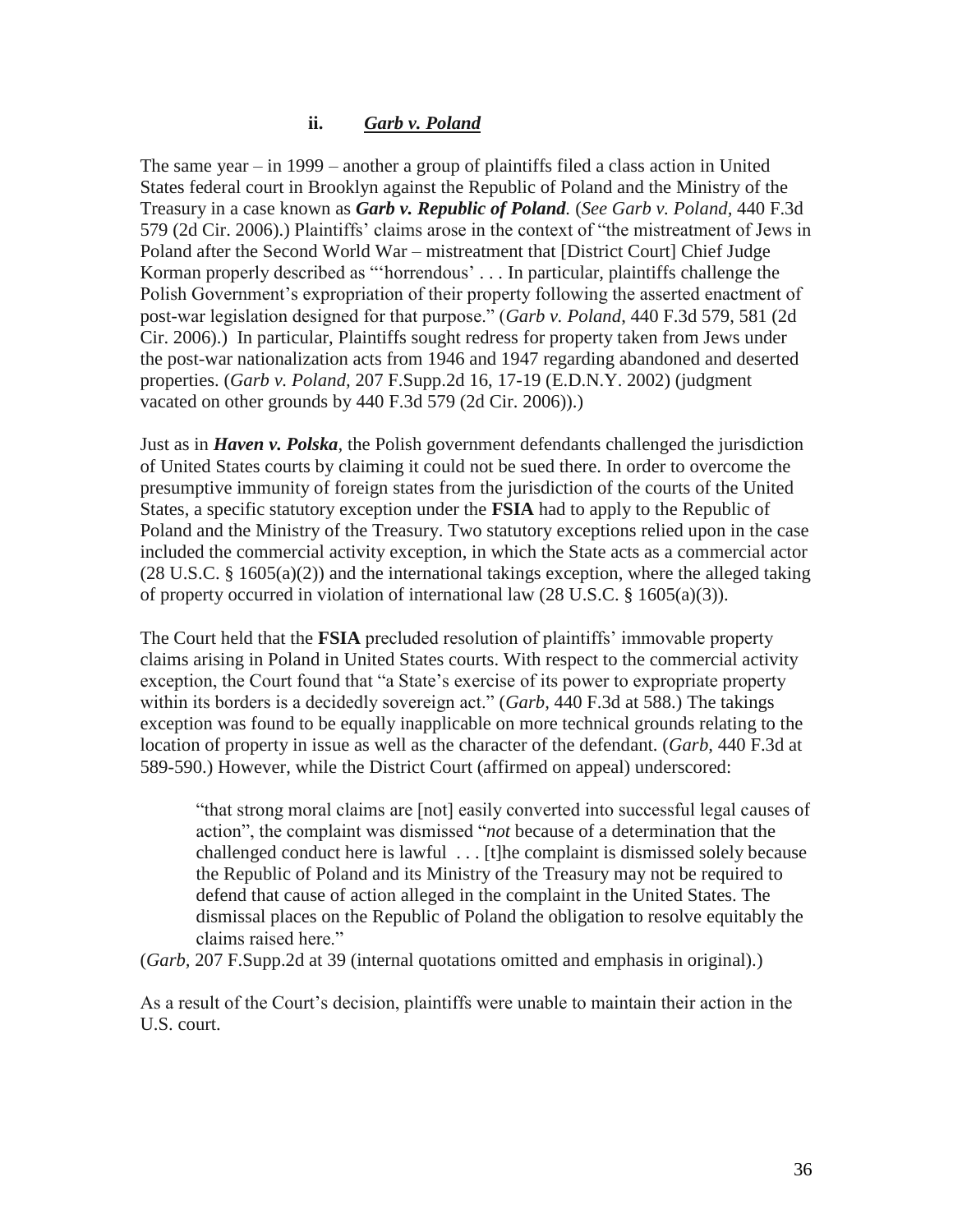### ii. ***Garb v. Poland***

The same year – in 1999 – another a group of plaintiffs filed a class action in United States federal court in Brooklyn against the Republic of Poland and the Ministry of the Treasury in a case known as ***Garb v. Republic of Poland.*** (*See Garb v. Poland*, 440 F.3d 579 (2d Cir. 2006).) Plaintiffs' claims arose in the context of "the mistreatment of Jews in Poland after the Second World War – mistreatment that [District Court] Chief Judge Korman properly described as "'horrendous' . . . In particular, plaintiffs challenge the Polish Government's expropriation of their property following the asserted enactment of post-war legislation designed for that purpose." (*Garb v. Poland*, 440 F.3d 579, 581 (2d Cir. 2006).) In particular, Plaintiffs sought redress for property taken from Jews under the post-war nationalization acts from 1946 and 1947 regarding abandoned and deserted properties. (*Garb v. Poland*, 207 F.Supp.2d 16, 17-19 (E.D.N.Y. 2002) (judgment vacated on other grounds by 440 F.3d 579 (2d Cir. 2006)).)

Just as in ***Haven v. Polska***, the Polish government defendants challenged the jurisdiction of United States courts by claiming it could not be sued there. In order to overcome the presumptive immunity of foreign states from the jurisdiction of the courts of the United States, a specific statutory exception under the **FSIA** had to apply to the Republic of Poland and the Ministry of the Treasury. Two statutory exceptions relied upon in the case included the commercial activity exception, in which the State acts as a commercial actor (28 U.S.C. § 1605(a)(2)) and the international takings exception, where the alleged taking of property occurred in violation of international law (28 U.S.C. § 1605(a)(3)).

The Court held that the **FSIA** precluded resolution of plaintiffs' immovable property claims arising in Poland in United States courts. With respect to the commercial activity exception, the Court found that "a State's exercise of its power to expropriate property within its borders is a decidedly sovereign act." (*Garb*, 440 F.3d at 588.) The takings exception was found to be equally inapplicable on more technical grounds relating to the location of property in issue as well as the character of the defendant. (*Garb*, 440 F.3d at 589-590.) However, while the District Court (affirmed on appeal) underscored:

> "that strong moral claims are [not] easily converted into successful legal causes of action", the complaint was dismissed "*not* because of a determination that the challenged conduct here is lawful . . . [t]he complaint is dismissed solely because the Republic of Poland and its Ministry of the Treasury may not be required to defend that cause of action alleged in the complaint in the United States. The dismissal places on the Republic of Poland the obligation to resolve equitably the claims raised here."

(*Garb*, 207 F.Supp.2d at 39 (internal quotations omitted and emphasis in original).)

As a result of the Court's decision, plaintiffs were unable to maintain their action in the U.S. court.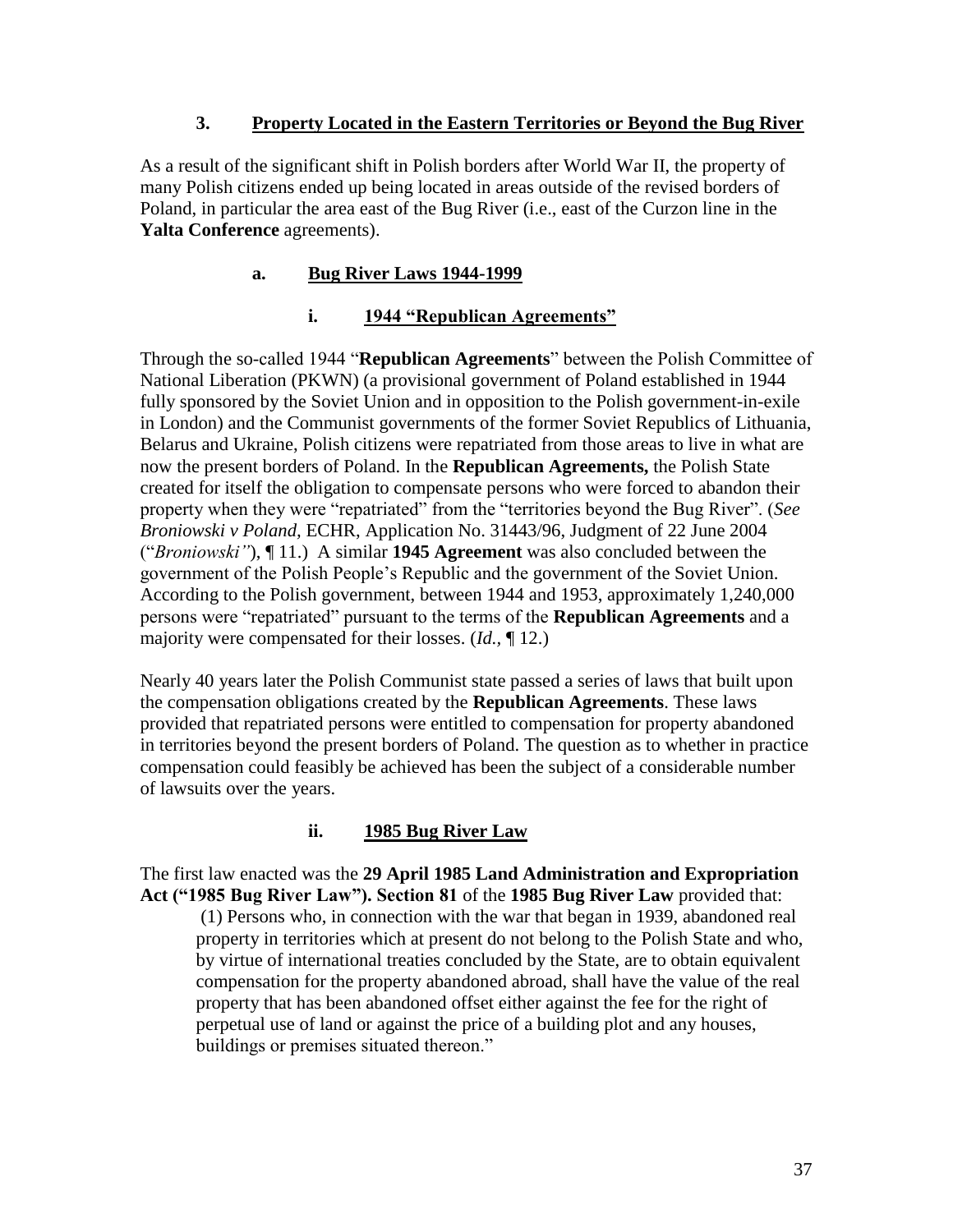### 3. Property Located in the Eastern Territories or Beyond the Bug River

As a result of the significant shift in Polish borders after World War II, the property of many Polish citizens ended up being located in areas outside of the revised borders of Poland, in particular the area east of the Bug River (i.e., east of the Curzon line in the **Yalta Conference** agreements).

#### a. Bug River Laws 1944-1999

##### i. 1944 "Republican Agreements"

Through the so-called 1944 "**Republican Agreements**" between the Polish Committee of National Liberation (PKWN) (a provisional government of Poland established in 1944 fully sponsored by the Soviet Union and in opposition to the Polish government-in-exile in London) and the Communist governments of the former Soviet Republics of Lithuania, Belarus and Ukraine, Polish citizens were repatriated from those areas to live in what are now the present borders of Poland. In the **Republican Agreements,** the Polish State created for itself the obligation to compensate persons who were forced to abandon their property when they were "repatriated" from the "territories beyond the Bug River". (*See Broniowski v Poland*, ECHR, Application No. 31443/96, Judgment of 22 June 2004 ("*Broniowski"*), ¶ 11.) A similar **1945 Agreement** was also concluded between the government of the Polish People's Republic and the government of the Soviet Union. According to the Polish government, between 1944 and 1953, approximately 1,240,000 persons were "repatriated" pursuant to the terms of the **Republican Agreements** and a majority were compensated for their losses. (*Id.*, ¶ 12.)

Nearly 40 years later the Polish Communist state passed a series of laws that built upon the compensation obligations created by the **Republican Agreements**. These laws provided that repatriated persons were entitled to compensation for property abandoned in territories beyond the present borders of Poland. The question as to whether in practice compensation could feasibly be achieved has been the subject of a considerable number of lawsuits over the years.

##### ii. 1985 Bug River Law

The first law enacted was the **29 April 1985 Land Administration and Expropriation Act ("1985 Bug River Law"). Section 81** of the **1985 Bug River Law** provided that:

> (1) Persons who, in connection with the war that began in 1939, abandoned real property in territories which at present do not belong to the Polish State and who, by virtue of international treaties concluded by the State, are to obtain equivalent compensation for the property abandoned abroad, shall have the value of the real property that has been abandoned offset either against the fee for the right of perpetual use of land or against the price of a building plot and any houses, buildings or premises situated thereon."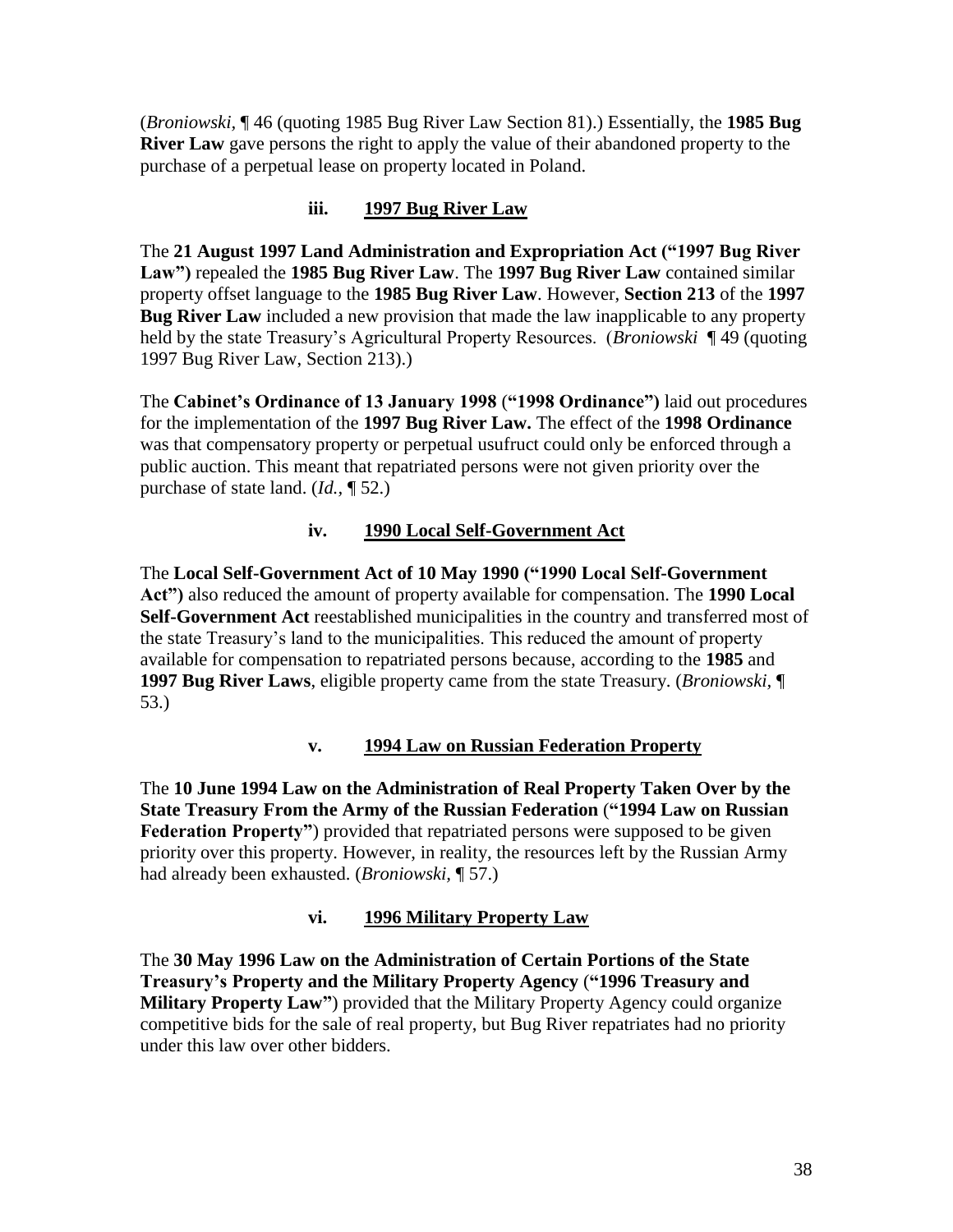(*Broniowski*, ¶ 46 (quoting 1985 Bug River Law Section 81).) Essentially, the **1985 Bug River Law** gave persons the right to apply the value of their abandoned property to the purchase of a perpetual lease on property located in Poland.

### iii. 1997 Bug River Law

The **21 August 1997 Land Administration and Expropriation Act ("1997 Bug River Law")** repealed the **1985 Bug River Law**. The **1997 Bug River Law** contained similar property offset language to the **1985 Bug River Law**. However, **Section 213** of the **1997 Bug River Law** included a new provision that made the law inapplicable to any property held by the state Treasury's Agricultural Property Resources. (*Broniowski* ¶ 49 (quoting 1997 Bug River Law, Section 213).)

The **Cabinet's Ordinance of 13 January 1998** (**"1998 Ordinance")** laid out procedures for the implementation of the **1997 Bug River Law.** The effect of the **1998 Ordinance** was that compensatory property or perpetual usufruct could only be enforced through a public auction. This meant that repatriated persons were not given priority over the purchase of state land. (*Id.*, ¶ 52.)

### iv. 1990 Local Self-Government Act

The **Local Self-Government Act of 10 May 1990 ("1990 Local Self-Government Act")** also reduced the amount of property available for compensation. The **1990 Local Self-Government Act** reestablished municipalities in the country and transferred most of the state Treasury's land to the municipalities. This reduced the amount of property available for compensation to repatriated persons because, according to the **1985** and **1997 Bug River Laws**, eligible property came from the state Treasury. (*Broniowski*, ¶ 53.)

### v. 1994 Law on Russian Federation Property

The **10 June 1994 Law on the Administration of Real Property Taken Over by the State Treasury From the Army of the Russian Federation** (**"1994 Law on Russian Federation Property"**) provided that repatriated persons were supposed to be given priority over this property. However, in reality, the resources left by the Russian Army had already been exhausted. (*Broniowski*, ¶ 57.)

### vi. 1996 Military Property Law

The **30 May 1996 Law on the Administration of Certain Portions of the State Treasury's Property and the Military Property Agency** (**"1996 Treasury and Military Property Law"**) provided that the Military Property Agency could organize competitive bids for the sale of real property, but Bug River repatriates had no priority under this law over other bidders.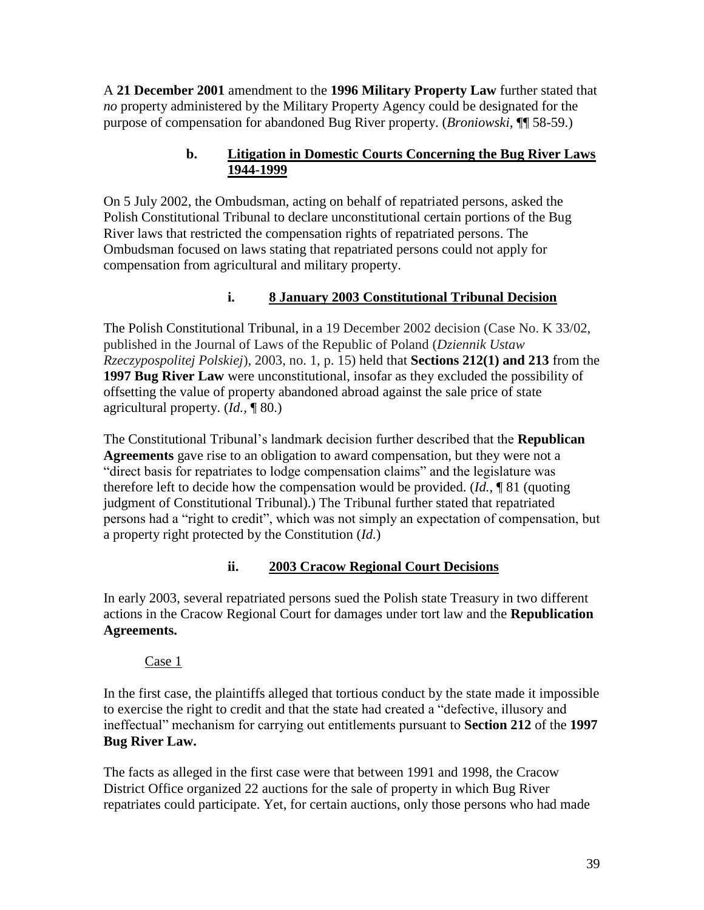A **21 December 2001** amendment to the **1996 Military Property Law** further stated that *no* property administered by the Military Property Agency could be designated for the purpose of compensation for abandoned Bug River property. (*Broniowski*, ¶¶ 58-59.)

### b. Litigation in Domestic Courts Concerning the Bug River Laws 1944-1999

On 5 July 2002, the Ombudsman, acting on behalf of repatriated persons, asked the Polish Constitutional Tribunal to declare unconstitutional certain portions of the Bug River laws that restricted the compensation rights of repatriated persons. The Ombudsman focused on laws stating that repatriated persons could not apply for compensation from agricultural and military property.

#### i. 8 January 2003 Constitutional Tribunal Decision

The Polish Constitutional Tribunal, in a 19 December 2002 decision (Case No. K 33/02, published in the Journal of Laws of the Republic of Poland (*Dziennik Ustaw Rzeczypospolitej Polskiej*), 2003, no. 1, p. 15) held that **Sections 212(1) and 213** from the **1997 Bug River Law** were unconstitutional, insofar as they excluded the possibility of offsetting the value of property abandoned abroad against the sale price of state agricultural property. (*Id.*, ¶ 80.)

The Constitutional Tribunal's landmark decision further described that the **Republican Agreements** gave rise to an obligation to award compensation, but they were not a "direct basis for repatriates to lodge compensation claims" and the legislature was therefore left to decide how the compensation would be provided. (*Id.*, ¶ 81 (quoting judgment of Constitutional Tribunal).) The Tribunal further stated that repatriated persons had a "right to credit", which was not simply an expectation of compensation, but a property right protected by the Constitution (*Id.*)

#### ii. 2003 Cracow Regional Court Decisions

In early 2003, several repatriated persons sued the Polish state Treasury in two different actions in the Cracow Regional Court for damages under tort law and the **Republication Agreements.**

Case 1

In the first case, the plaintiffs alleged that tortious conduct by the state made it impossible to exercise the right to credit and that the state had created a "defective, illusory and ineffectual" mechanism for carrying out entitlements pursuant to **Section 212** of the **1997 Bug River Law.**

The facts as alleged in the first case were that between 1991 and 1998, the Cracow District Office organized 22 auctions for the sale of property in which Bug River repatriates could participate. Yet, for certain auctions, only those persons who had made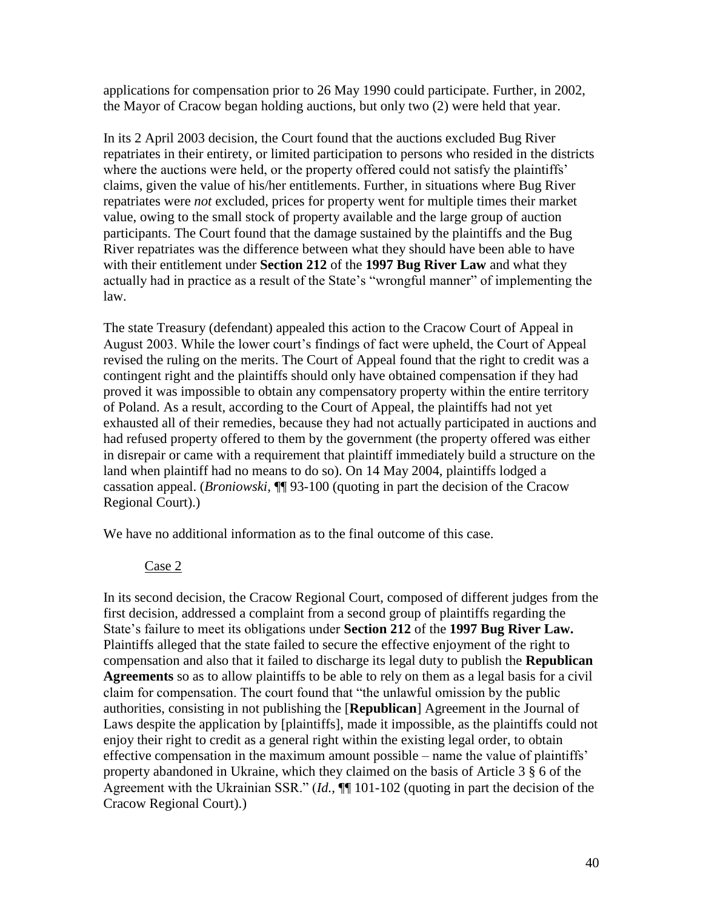applications for compensation prior to 26 May 1990 could participate. Further, in 2002, the Mayor of Cracow began holding auctions, but only two (2) were held that year.

In its 2 April 2003 decision, the Court found that the auctions excluded Bug River repatriates in their entirety, or limited participation to persons who resided in the districts where the auctions were held, or the property offered could not satisfy the plaintiffs' claims, given the value of his/her entitlements. Further, in situations where Bug River repatriates were *not* excluded, prices for property went for multiple times their market value, owing to the small stock of property available and the large group of auction participants. The Court found that the damage sustained by the plaintiffs and the Bug River repatriates was the difference between what they should have been able to have with their entitlement under **Section 212** of the **1997 Bug River Law** and what they actually had in practice as a result of the State's "wrongful manner" of implementing the law.

The state Treasury (defendant) appealed this action to the Cracow Court of Appeal in August 2003. While the lower court's findings of fact were upheld, the Court of Appeal revised the ruling on the merits. The Court of Appeal found that the right to credit was a contingent right and the plaintiffs should only have obtained compensation if they had proved it was impossible to obtain any compensatory property within the entire territory of Poland. As a result, according to the Court of Appeal, the plaintiffs had not yet exhausted all of their remedies, because they had not actually participated in auctions and had refused property offered to them by the government (the property offered was either in disrepair or came with a requirement that plaintiff immediately build a structure on the land when plaintiff had no means to do so). On 14 May 2004, plaintiffs lodged a cassation appeal. (*Broniowski*, ¶¶ 93-100 (quoting in part the decision of the Cracow Regional Court).)

We have no additional information as to the final outcome of this case.

Case 2

In its second decision, the Cracow Regional Court, composed of different judges from the first decision, addressed a complaint from a second group of plaintiffs regarding the State's failure to meet its obligations under **Section 212** of the **1997 Bug River Law.** Plaintiffs alleged that the state failed to secure the effective enjoyment of the right to compensation and also that it failed to discharge its legal duty to publish the **Republican Agreements** so as to allow plaintiffs to be able to rely on them as a legal basis for a civil claim for compensation. The court found that "the unlawful omission by the public authorities, consisting in not publishing the [**Republican**] Agreement in the Journal of Laws despite the application by [plaintiffs], made it impossible, as the plaintiffs could not enjoy their right to credit as a general right within the existing legal order, to obtain effective compensation in the maximum amount possible – name the value of plaintiffs' property abandoned in Ukraine, which they claimed on the basis of Article 3 § 6 of the Agreement with the Ukrainian SSR." (*Id.*, ¶¶ 101-102 (quoting in part the decision of the Cracow Regional Court).)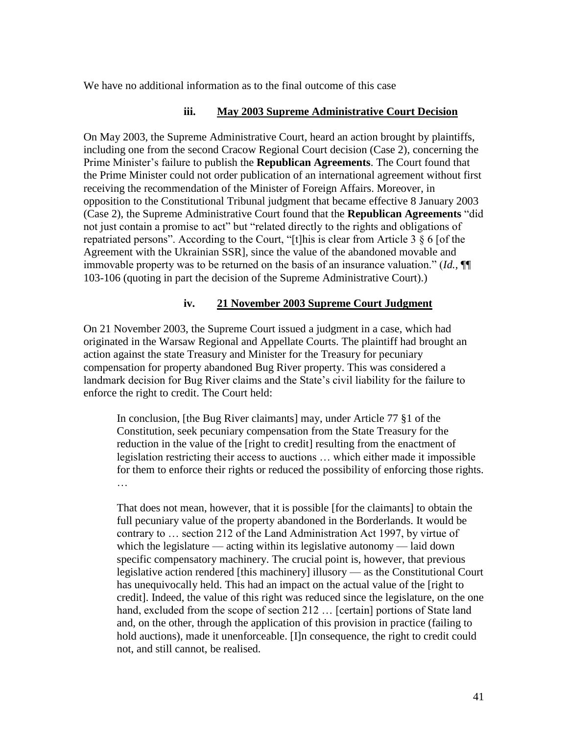We have no additional information as to the final outcome of this case

#### iii. May 2003 Supreme Administrative Court Decision

On May 2003, the Supreme Administrative Court, heard an action brought by plaintiffs, including one from the second Cracow Regional Court decision (Case 2), concerning the Prime Minister's failure to publish the **Republican Agreements**. The Court found that the Prime Minister could not order publication of an international agreement without first receiving the recommendation of the Minister of Foreign Affairs. Moreover, in opposition to the Constitutional Tribunal judgment that became effective 8 January 2003 (Case 2), the Supreme Administrative Court found that the **Republican Agreements** "did not just contain a promise to act" but "related directly to the rights and obligations of repatriated persons". According to the Court, "[t]his is clear from Article 3 § 6 [of the Agreement with the Ukrainian SSR], since the value of the abandoned movable and immovable property was to be returned on the basis of an insurance valuation." (*Id.*, ¶¶ 103-106 (quoting in part the decision of the Supreme Administrative Court).)

#### iv. 21 November 2003 Supreme Court Judgment

On 21 November 2003, the Supreme Court issued a judgment in a case, which had originated in the Warsaw Regional and Appellate Courts. The plaintiff had brought an action against the state Treasury and Minister for the Treasury for pecuniary compensation for property abandoned Bug River property. This was considered a landmark decision for Bug River claims and the State's civil liability for the failure to enforce the right to credit. The Court held:

> In conclusion, [the Bug River claimants] may, under Article 77 §1 of the Constitution, seek pecuniary compensation from the State Treasury for the reduction in the value of the [right to credit] resulting from the enactment of legislation restricting their access to auctions … which either made it impossible for them to enforce their rights or reduced the possibility of enforcing those rights. …
>
> That does not mean, however, that it is possible [for the claimants] to obtain the full pecuniary value of the property abandoned in the Borderlands. It would be contrary to … section 212 of the Land Administration Act 1997, by virtue of which the legislature — acting within its legislative autonomy — laid down specific compensatory machinery. The crucial point is, however, that previous legislative action rendered [this machinery] illusory — as the Constitutional Court has unequivocally held. This had an impact on the actual value of the [right to credit]. Indeed, the value of this right was reduced since the legislature, on the one hand, excluded from the scope of section 212 … [certain] portions of State land and, on the other, through the application of this provision in practice (failing to hold auctions), made it unenforceable. [I]n consequence, the right to credit could not, and still cannot, be realised.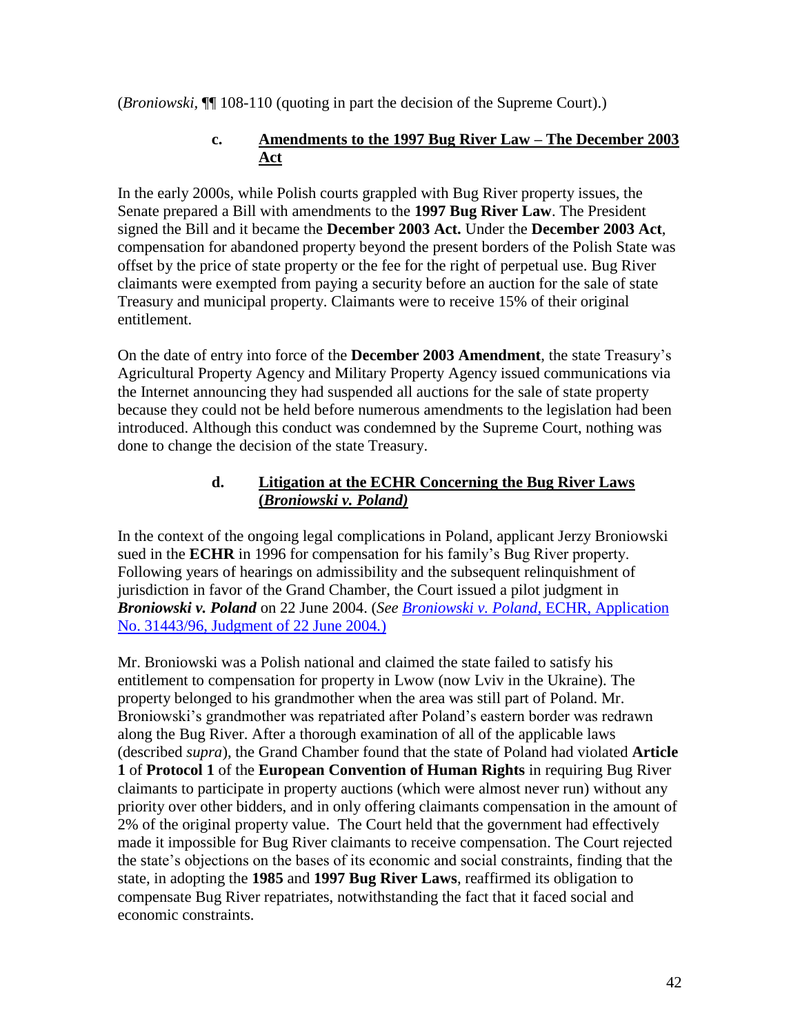(*Broniowski*, ¶¶ 108-110 (quoting in part the decision of the Supreme Court).)

#### c. Amendments to the 1997 Bug River Law – The December 2003 Act

In the early 2000s, while Polish courts grappled with Bug River property issues, the Senate prepared a Bill with amendments to the **1997 Bug River Law**. The President signed the Bill and it became the **December 2003 Act.** Under the **December 2003 Act**, compensation for abandoned property beyond the present borders of the Polish State was offset by the price of state property or the fee for the right of perpetual use. Bug River claimants were exempted from paying a security before an auction for the sale of state Treasury and municipal property. Claimants were to receive 15% of their original entitlement.

On the date of entry into force of the **December 2003 Amendment**, the state Treasury's Agricultural Property Agency and Military Property Agency issued communications via the Internet announcing they had suspended all auctions for the sale of state property because they could not be held before numerous amendments to the legislation had been introduced. Although this conduct was condemned by the Supreme Court, nothing was done to change the decision of the state Treasury.

#### d. Litigation at the ECHR Concerning the Bug River Laws (*Broniowski v. Poland)*

In the context of the ongoing legal complications in Poland, applicant Jerzy Broniowski sued in the **ECHR** in 1996 for compensation for his family's Bug River property. Following years of hearings on admissibility and the subsequent relinquishment of jurisdiction in favor of the Grand Chamber, the Court issued a pilot judgment in ***Broniowski v. Poland*** on 22 June 2004. (*See Broniowski v. Poland,* ECHR, Application No. 31443/96, Judgment of 22 June 2004.)

Mr. Broniowski was a Polish national and claimed the state failed to satisfy his entitlement to compensation for property in Lwow (now Lviv in the Ukraine). The property belonged to his grandmother when the area was still part of Poland. Mr. Broniowski's grandmother was repatriated after Poland's eastern border was redrawn along the Bug River. After a thorough examination of all of the applicable laws (described *supra*), the Grand Chamber found that the state of Poland had violated **Article 1** of **Protocol 1** of the **European Convention of Human Rights** in requiring Bug River claimants to participate in property auctions (which were almost never run) without any priority over other bidders, and in only offering claimants compensation in the amount of 2% of the original property value. The Court held that the government had effectively made it impossible for Bug River claimants to receive compensation. The Court rejected the state's objections on the bases of its economic and social constraints, finding that the state, in adopting the **1985** and **1997 Bug River Laws**, reaffirmed its obligation to compensate Bug River repatriates, notwithstanding the fact that it faced social and economic constraints.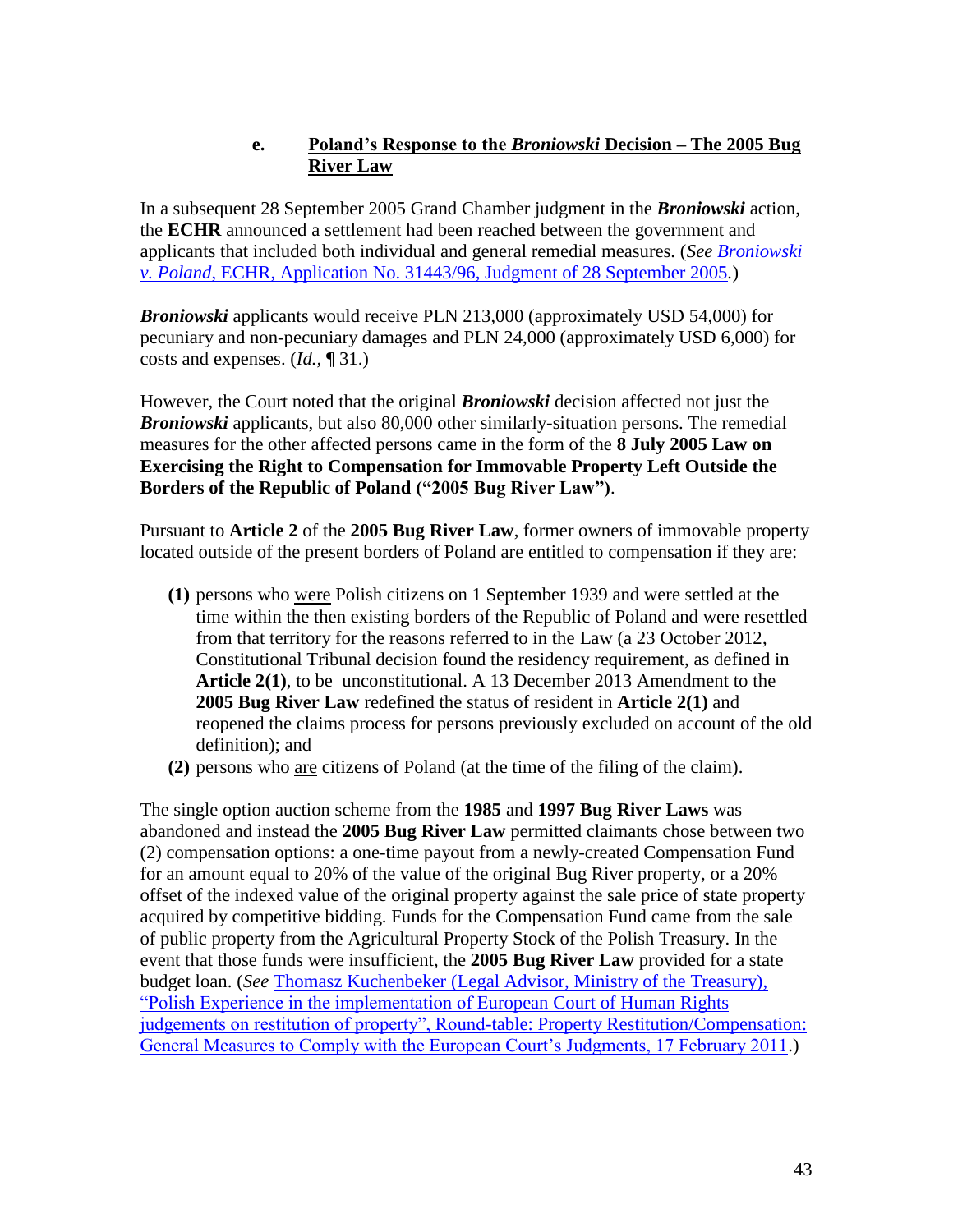### e. Poland's Response to the *Broniowski* Decision – The 2005 Bug River Law

In a subsequent 28 September 2005 Grand Chamber judgment in the ***Broniowski*** action, the **ECHR** announced a settlement had been reached between the government and applicants that included both individual and general remedial measures. (*See* *Broniowski v. Poland*, ECHR, Application No. 31443/96, Judgment of 28 September 2005.)

***Broniowski*** applicants would receive PLN 213,000 (approximately USD 54,000) for pecuniary and non-pecuniary damages and PLN 24,000 (approximately USD 6,000) for costs and expenses. (*Id.*, ¶ 31.)

However, the Court noted that the original ***Broniowski*** decision affected not just the ***Broniowski*** applicants, but also 80,000 other similarly-situation persons. The remedial measures for the other affected persons came in the form of the **8 July 2005 Law on Exercising the Right to Compensation for Immovable Property Left Outside the Borders of the Republic of Poland ("2005 Bug River Law")**.

Pursuant to **Article 2** of the **2005 Bug River Law**, former owners of immovable property located outside of the present borders of Poland are entitled to compensation if they are:

**(1)** persons who were Polish citizens on 1 September 1939 and were settled at the time within the then existing borders of the Republic of Poland and were resettled from that territory for the reasons referred to in the Law (a 23 October 2012, Constitutional Tribunal decision found the residency requirement, as defined in **Article 2(1)**, to be unconstitutional. A 13 December 2013 Amendment to the **2005 Bug River Law** redefined the status of resident in **Article 2(1)** and reopened the claims process for persons previously excluded on account of the old definition); and

**(2)** persons who are citizens of Poland (at the time of the filing of the claim).

The single option auction scheme from the **1985** and **1997 Bug River Laws** was abandoned and instead the **2005 Bug River Law** permitted claimants chose between two (2) compensation options: a one-time payout from a newly-created Compensation Fund for an amount equal to 20% of the value of the original Bug River property, or a 20% offset of the indexed value of the original property against the sale price of state property acquired by competitive bidding. Funds for the Compensation Fund came from the sale of public property from the Agricultural Property Stock of the Polish Treasury. In the event that those funds were insufficient, the **2005 Bug River Law** provided for a state budget loan. (*See* Thomasz Kuchenbeker (Legal Advisor, Ministry of the Treasury), "Polish Experience in the implementation of European Court of Human Rights judgements on restitution of property", Round-table: Property Restitution/Compensation: General Measures to Comply with the European Court's Judgments, 17 February 2011.)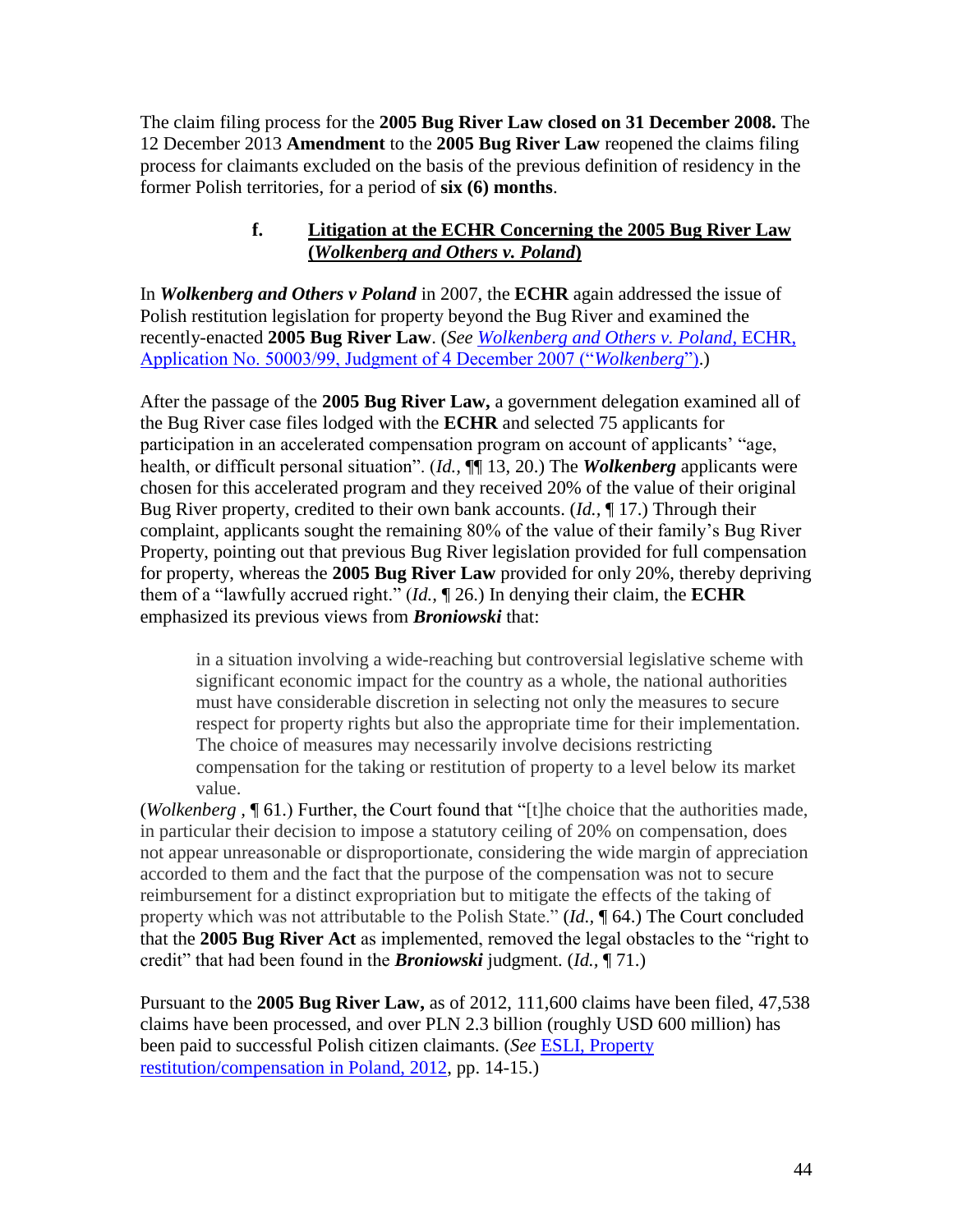The claim filing process for the **2005 Bug River Law closed on 31 December 2008.** The 12 December 2013 **Amendment** to the **2005 Bug River Law** reopened the claims filing process for claimants excluded on the basis of the previous definition of residency in the former Polish territories, for a period of **six (6) months**.

### f. Litigation at the ECHR Concerning the 2005 Bug River Law (*Wolkenberg and Others v. Poland*)

In ***Wolkenberg and Others v Poland*** in 2007, the **ECHR** again addressed the issue of Polish restitution legislation for property beyond the Bug River and examined the recently-enacted **2005 Bug River Law**. (*See* [*Wolkenberg and Others v. Poland*, ECHR, Application No. 50003/99, Judgment of 4 December 2007 ("*Wolkenberg*")](#).)

After the passage of the **2005 Bug River Law,** a government delegation examined all of the Bug River case files lodged with the **ECHR** and selected 75 applicants for participation in an accelerated compensation program on account of applicants' "age, health, or difficult personal situation". (*Id.*, ¶¶ 13, 20.) The ***Wolkenberg*** applicants were chosen for this accelerated program and they received 20% of the value of their original Bug River property, credited to their own bank accounts. (*Id.*, ¶ 17.) Through their complaint, applicants sought the remaining 80% of the value of their family's Bug River Property, pointing out that previous Bug River legislation provided for full compensation for property, whereas the **2005 Bug River Law** provided for only 20%, thereby depriving them of a "lawfully accrued right." (*Id.*, ¶ 26.) In denying their claim, the **ECHR** emphasized its previous views from ***Broniowski*** that:

> in a situation involving a wide-reaching but controversial legislative scheme with significant economic impact for the country as a whole, the national authorities must have considerable discretion in selecting not only the measures to secure respect for property rights but also the appropriate time for their implementation. The choice of measures may necessarily involve decisions restricting compensation for the taking or restitution of property to a level below its market value.

(*Wolkenberg* , ¶ 61.) Further, the Court found that "[t]he choice that the authorities made, in particular their decision to impose a statutory ceiling of 20% on compensation, does not appear unreasonable or disproportionate, considering the wide margin of appreciation accorded to them and the fact that the purpose of the compensation was not to secure reimbursement for a distinct expropriation but to mitigate the effects of the taking of property which was not attributable to the Polish State." (*Id.*, ¶ 64.) The Court concluded that the **2005 Bug River Act** as implemented, removed the legal obstacles to the "right to credit" that had been found in the ***Broniowski*** judgment. (*Id.*, ¶ 71.)

Pursuant to the **2005 Bug River Law,** as of 2012, 111,600 claims have been filed, 47,538 claims have been processed, and over PLN 2.3 billion (roughly USD 600 million) has been paid to successful Polish citizen claimants. (*See* [ESLI, Property restitution/compensation in Poland, 2012](#), pp. 14-15.)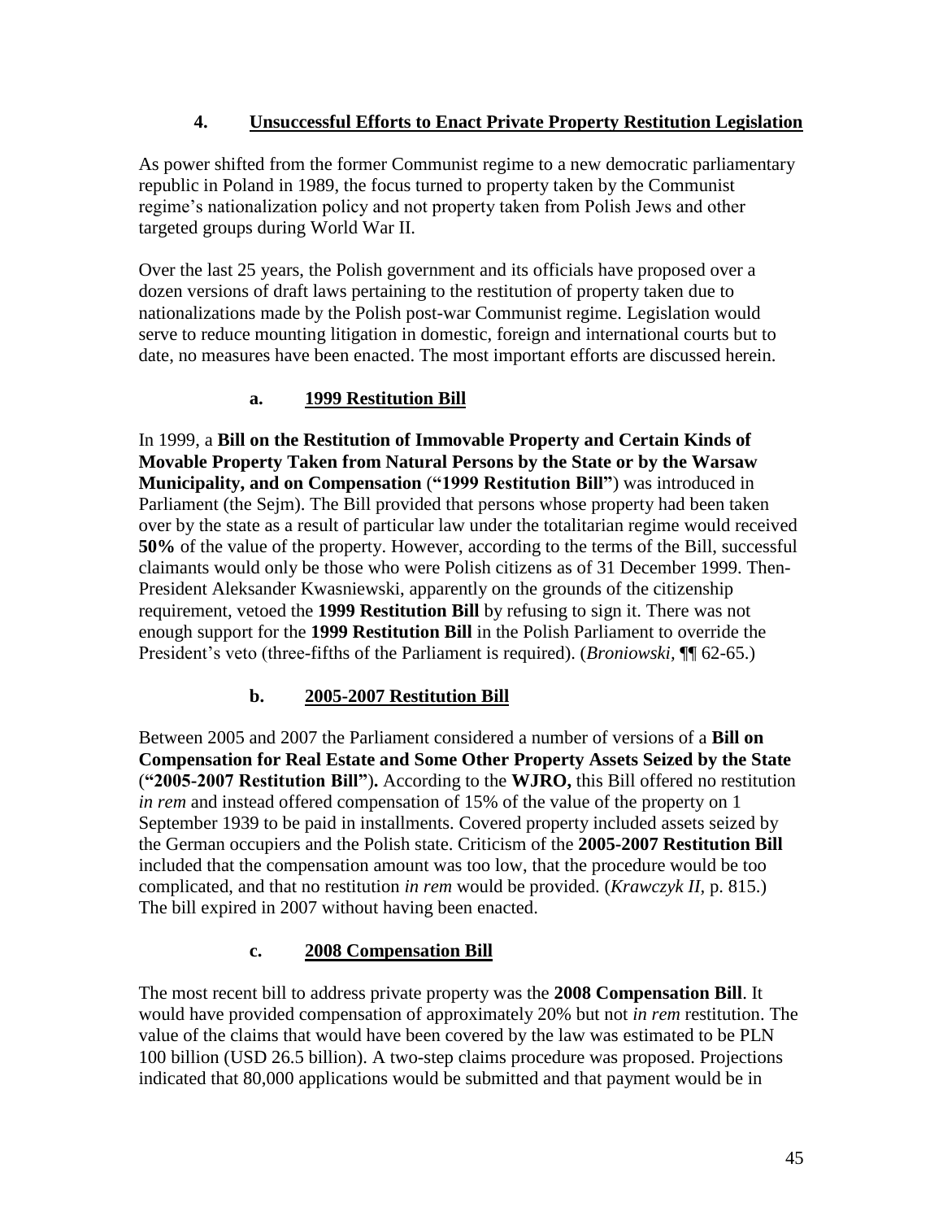### 4. Unsuccessful Efforts to Enact Private Property Restitution Legislation

As power shifted from the former Communist regime to a new democratic parliamentary republic in Poland in 1989, the focus turned to property taken by the Communist regime's nationalization policy and not property taken from Polish Jews and other targeted groups during World War II.

Over the last 25 years, the Polish government and its officials have proposed over a dozen versions of draft laws pertaining to the restitution of property taken due to nationalizations made by the Polish post-war Communist regime. Legislation would serve to reduce mounting litigation in domestic, foreign and international courts but to date, no measures have been enacted. The most important efforts are discussed herein.

#### a. 1999 Restitution Bill

In 1999, a **Bill on the Restitution of Immovable Property and Certain Kinds of Movable Property Taken from Natural Persons by the State or by the Warsaw Municipality, and on Compensation** (**"1999 Restitution Bill"**) was introduced in Parliament (the Sejm). The Bill provided that persons whose property had been taken over by the state as a result of particular law under the totalitarian regime would received **50%** of the value of the property. However, according to the terms of the Bill, successful claimants would only be those who were Polish citizens as of 31 December 1999. Then-President Aleksander Kwasniewski, apparently on the grounds of the citizenship requirement, vetoed the **1999 Restitution Bill** by refusing to sign it. There was not enough support for the **1999 Restitution Bill** in the Polish Parliament to override the President's veto (three-fifths of the Parliament is required). (*Broniowski*, ¶¶ 62-65.)

#### b. 2005-2007 Restitution Bill

Between 2005 and 2007 the Parliament considered a number of versions of a **Bill on Compensation for Real Estate and Some Other Property Assets Seized by the State** (**"2005-2007 Restitution Bill"**)**.** According to the **WJRO,** this Bill offered no restitution *in rem* and instead offered compensation of 15% of the value of the property on 1 September 1939 to be paid in installments. Covered property included assets seized by the German occupiers and the Polish state. Criticism of the **2005-2007 Restitution Bill** included that the compensation amount was too low, that the procedure would be too complicated, and that no restitution *in rem* would be provided. (*Krawczyk II,* p. 815.) The bill expired in 2007 without having been enacted.

#### c. 2008 Compensation Bill

The most recent bill to address private property was the **2008 Compensation Bill**. It would have provided compensation of approximately 20% but not *in rem* restitution. The value of the claims that would have been covered by the law was estimated to be PLN 100 billion (USD 26.5 billion). A two-step claims procedure was proposed. Projections indicated that 80,000 applications would be submitted and that payment would be in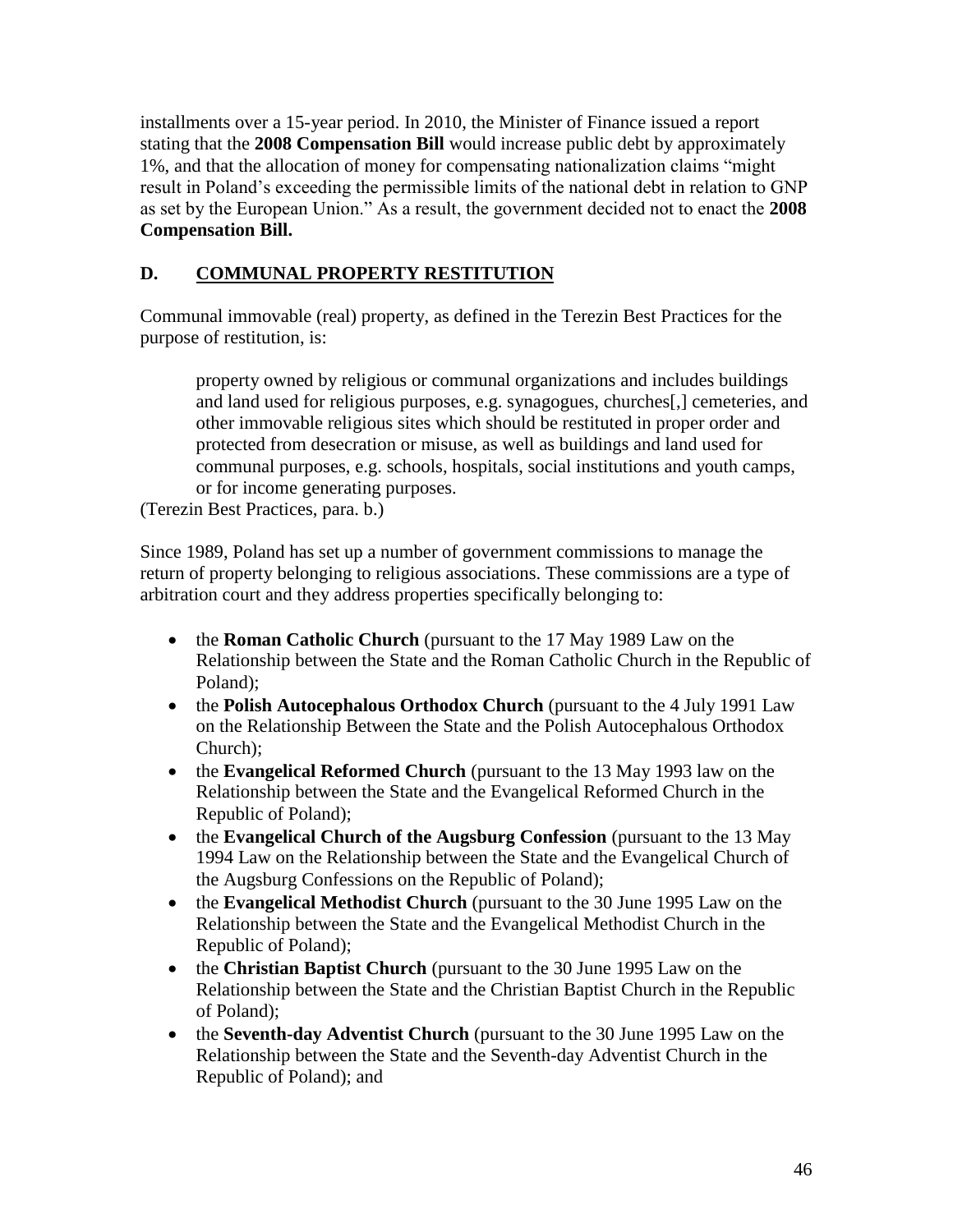installments over a 15-year period. In 2010, the Minister of Finance issued a report stating that the **2008 Compensation Bill** would increase public debt by approximately 1%, and that the allocation of money for compensating nationalization claims "might result in Poland's exceeding the permissible limits of the national debt in relation to GNP as set by the European Union." As a result, the government decided not to enact the **2008 Compensation Bill.**

## D. COMMUNAL PROPERTY RESTITUTION

Communal immovable (real) property, as defined in the Terezin Best Practices for the purpose of restitution, is:

> property owned by religious or communal organizations and includes buildings and land used for religious purposes, e.g. synagogues, churches[,] cemeteries, and other immovable religious sites which should be restituted in proper order and protected from desecration or misuse, as well as buildings and land used for communal purposes, e.g. schools, hospitals, social institutions and youth camps, or for income generating purposes.

(Terezin Best Practices, para. b.)

Since 1989, Poland has set up a number of government commissions to manage the return of property belonging to religious associations. These commissions are a type of arbitration court and they address properties specifically belonging to:

- the **Roman Catholic Church** (pursuant to the 17 May 1989 Law on the Relationship between the State and the Roman Catholic Church in the Republic of Poland);
- the **Polish Autocephalous Orthodox Church** (pursuant to the 4 July 1991 Law on the Relationship Between the State and the Polish Autocephalous Orthodox Church);
- the **Evangelical Reformed Church** (pursuant to the 13 May 1993 law on the Relationship between the State and the Evangelical Reformed Church in the Republic of Poland);
- the **Evangelical Church of the Augsburg Confession** (pursuant to the 13 May 1994 Law on the Relationship between the State and the Evangelical Church of the Augsburg Confessions on the Republic of Poland);
- the **Evangelical Methodist Church** (pursuant to the 30 June 1995 Law on the Relationship between the State and the Evangelical Methodist Church in the Republic of Poland);
- the **Christian Baptist Church** (pursuant to the 30 June 1995 Law on the Relationship between the State and the Christian Baptist Church in the Republic of Poland);
- the **Seventh-day Adventist Church** (pursuant to the 30 June 1995 Law on the Relationship between the State and the Seventh-day Adventist Church in the Republic of Poland); and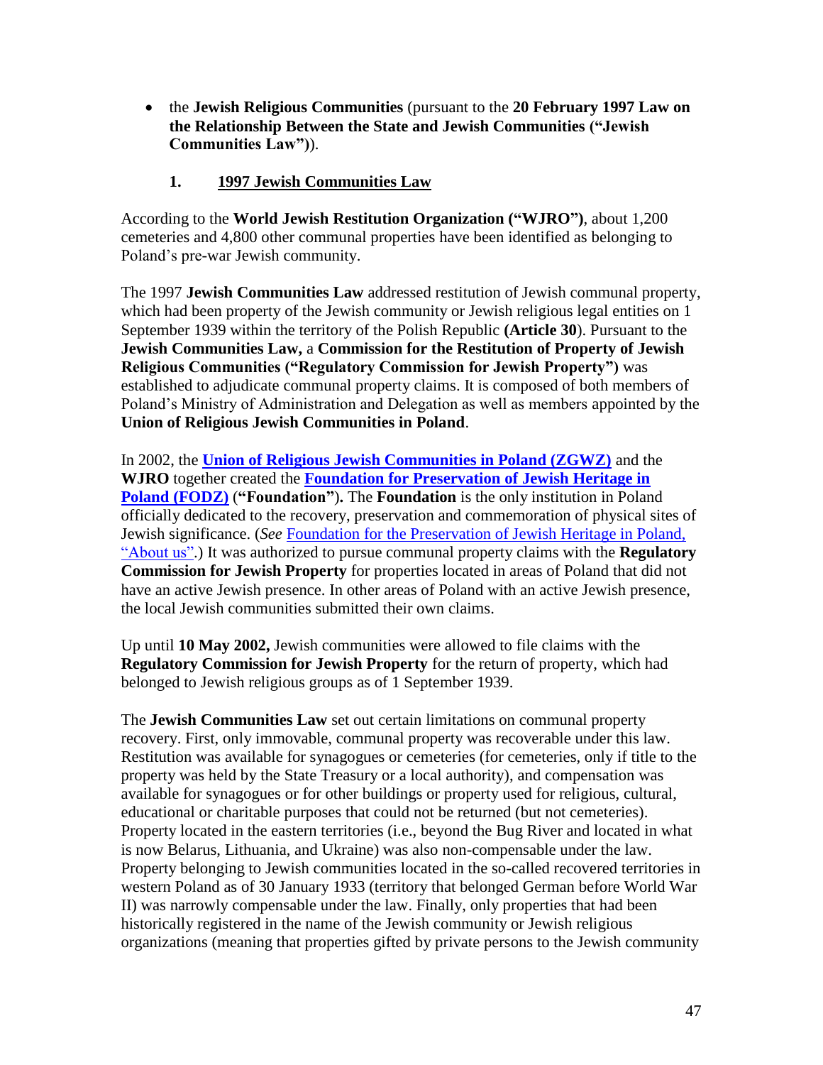- the **Jewish Religious Communities** (pursuant to the **20 February 1997 Law on the Relationship Between the State and Jewish Communities ("Jewish Communities Law")**).

### 1. 1997 Jewish Communities Law

According to the **World Jewish Restitution Organization ("WJRO")**, about 1,200 cemeteries and 4,800 other communal properties have been identified as belonging to Poland's pre-war Jewish community.

The 1997 **Jewish Communities Law** addressed restitution of Jewish communal property, which had been property of the Jewish community or Jewish religious legal entities on 1 September 1939 within the territory of the Polish Republic **(Article 30**). Pursuant to the **Jewish Communities Law,** a **Commission for the Restitution of Property of Jewish Religious Communities ("Regulatory Commission for Jewish Property")** was established to adjudicate communal property claims. It is composed of both members of Poland's Ministry of Administration and Delegation as well as members appointed by the **Union of Religious Jewish Communities in Poland**.

In 2002, the **Union of Religious Jewish Communities in Poland (ZGWZ)** and the **WJRO** together created the **Foundation for Preservation of Jewish Heritage in Poland (FODZ)** (**"Foundation").** The **Foundation** is the only institution in Poland officially dedicated to the recovery, preservation and commemoration of physical sites of Jewish significance. (*See* Foundation for the Preservation of Jewish Heritage in Poland, "About us".) It was authorized to pursue communal property claims with the **Regulatory Commission for Jewish Property** for properties located in areas of Poland that did not have an active Jewish presence. In other areas of Poland with an active Jewish presence, the local Jewish communities submitted their own claims.

Up until **10 May 2002,** Jewish communities were allowed to file claims with the **Regulatory Commission for Jewish Property** for the return of property, which had belonged to Jewish religious groups as of 1 September 1939.

The **Jewish Communities Law** set out certain limitations on communal property recovery. First, only immovable, communal property was recoverable under this law. Restitution was available for synagogues or cemeteries (for cemeteries, only if title to the property was held by the State Treasury or a local authority), and compensation was available for synagogues or for other buildings or property used for religious, cultural, educational or charitable purposes that could not be returned (but not cemeteries). Property located in the eastern territories (i.e., beyond the Bug River and located in what is now Belarus, Lithuania, and Ukraine) was also non-compensable under the law. Property belonging to Jewish communities located in the so-called recovered territories in western Poland as of 30 January 1933 (territory that belonged German before World War II) was narrowly compensable under the law. Finally, only properties that had been historically registered in the name of the Jewish community or Jewish religious organizations (meaning that properties gifted by private persons to the Jewish community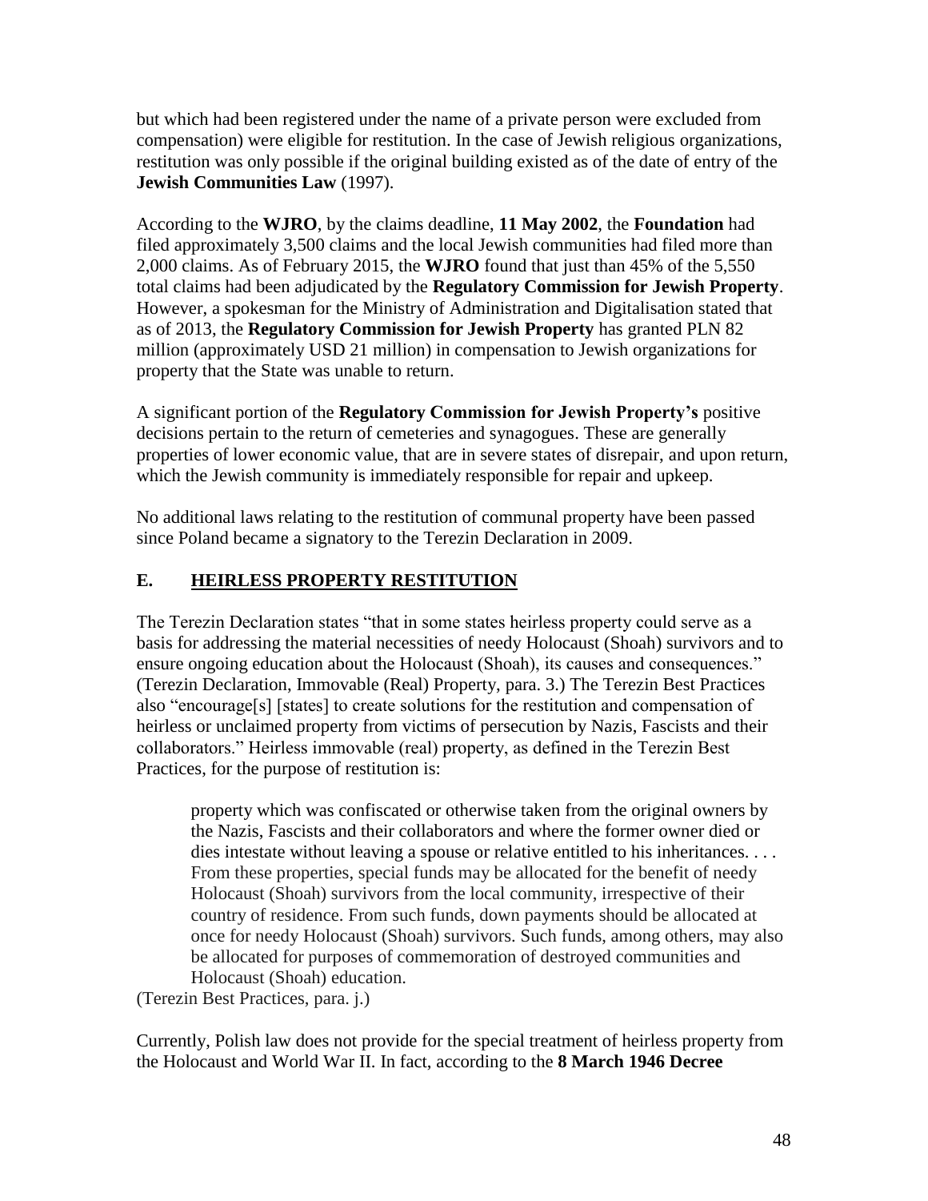but which had been registered under the name of a private person were excluded from compensation) were eligible for restitution. In the case of Jewish religious organizations, restitution was only possible if the original building existed as of the date of entry of the **Jewish Communities Law** (1997).

According to the **WJRO**, by the claims deadline, **11 May 2002**, the **Foundation** had filed approximately 3,500 claims and the local Jewish communities had filed more than 2,000 claims. As of February 2015, the **WJRO** found that just than 45% of the 5,550 total claims had been adjudicated by the **Regulatory Commission for Jewish Property**. However, a spokesman for the Ministry of Administration and Digitalisation stated that as of 2013, the **Regulatory Commission for Jewish Property** has granted PLN 82 million (approximately USD 21 million) in compensation to Jewish organizations for property that the State was unable to return.

A significant portion of the **Regulatory Commission for Jewish Property's** positive decisions pertain to the return of cemeteries and synagogues. These are generally properties of lower economic value, that are in severe states of disrepair, and upon return, which the Jewish community is immediately responsible for repair and upkeep.

No additional laws relating to the restitution of communal property have been passed since Poland became a signatory to the Terezin Declaration in 2009.

## E. HEIRLESS PROPERTY RESTITUTION

The Terezin Declaration states "that in some states heirless property could serve as a basis for addressing the material necessities of needy Holocaust (Shoah) survivors and to ensure ongoing education about the Holocaust (Shoah), its causes and consequences." (Terezin Declaration, Immovable (Real) Property, para. 3.) The Terezin Best Practices also "encourage[s] [states] to create solutions for the restitution and compensation of heirless or unclaimed property from victims of persecution by Nazis, Fascists and their collaborators." Heirless immovable (real) property, as defined in the Terezin Best Practices, for the purpose of restitution is:

> property which was confiscated or otherwise taken from the original owners by the Nazis, Fascists and their collaborators and where the former owner died or dies intestate without leaving a spouse or relative entitled to his inheritances. . . . From these properties, special funds may be allocated for the benefit of needy Holocaust (Shoah) survivors from the local community, irrespective of their country of residence. From such funds, down payments should be allocated at once for needy Holocaust (Shoah) survivors. Such funds, among others, may also be allocated for purposes of commemoration of destroyed communities and Holocaust (Shoah) education.

(Terezin Best Practices, para. j.)

Currently, Polish law does not provide for the special treatment of heirless property from the Holocaust and World War II. In fact, according to the **8 March 1946 Decree**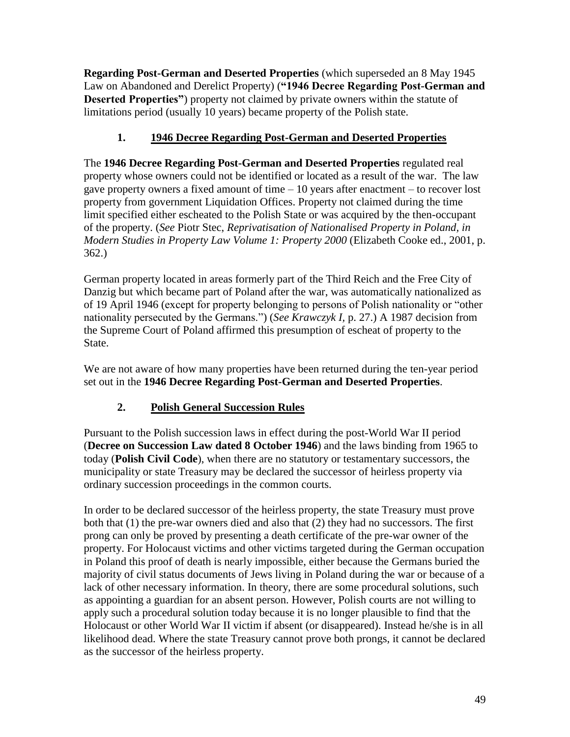**Regarding Post-German and Deserted Properties** (which superseded an 8 May 1945 Law on Abandoned and Derelict Property) (**"1946 Decree Regarding Post-German and Deserted Properties"**) property not claimed by private owners within the statute of limitations period (usually 10 years) became property of the Polish state.

### 1. <u>1946 Decree Regarding Post-German and Deserted Properties</u>

The **1946 Decree Regarding Post-German and Deserted Properties** regulated real property whose owners could not be identified or located as a result of the war. The law gave property owners a fixed amount of time – 10 years after enactment – to recover lost property from government Liquidation Offices. Property not claimed during the time limit specified either escheated to the Polish State or was acquired by the then-occupant of the property. (*See* Piotr Stec, *Reprivatisation of Nationalised Property in Poland, in Modern Studies in Property Law Volume 1: Property 2000* (Elizabeth Cooke ed., 2001, p. 362.)

German property located in areas formerly part of the Third Reich and the Free City of Danzig but which became part of Poland after the war, was automatically nationalized as of 19 April 1946 (except for property belonging to persons of Polish nationality or "other nationality persecuted by the Germans.") (*See Krawczyk I,* p. 27.) A 1987 decision from the Supreme Court of Poland affirmed this presumption of escheat of property to the State.

We are not aware of how many properties have been returned during the ten-year period set out in the **1946 Decree Regarding Post-German and Deserted Properties**.

### 2. <u>Polish General Succession Rules</u>

Pursuant to the Polish succession laws in effect during the post-World War II period (**Decree on Succession Law dated 8 October 1946**) and the laws binding from 1965 to today (**Polish Civil Code**), when there are no statutory or testamentary successors, the municipality or state Treasury may be declared the successor of heirless property via ordinary succession proceedings in the common courts.

In order to be declared successor of the heirless property, the state Treasury must prove both that (1) the pre-war owners died and also that (2) they had no successors. The first prong can only be proved by presenting a death certificate of the pre-war owner of the property. For Holocaust victims and other victims targeted during the German occupation in Poland this proof of death is nearly impossible, either because the Germans buried the majority of civil status documents of Jews living in Poland during the war or because of a lack of other necessary information. In theory, there are some procedural solutions, such as appointing a guardian for an absent person. However, Polish courts are not willing to apply such a procedural solution today because it is no longer plausible to find that the Holocaust or other World War II victim if absent (or disappeared). Instead he/she is in all likelihood dead. Where the state Treasury cannot prove both prongs, it cannot be declared as the successor of the heirless property.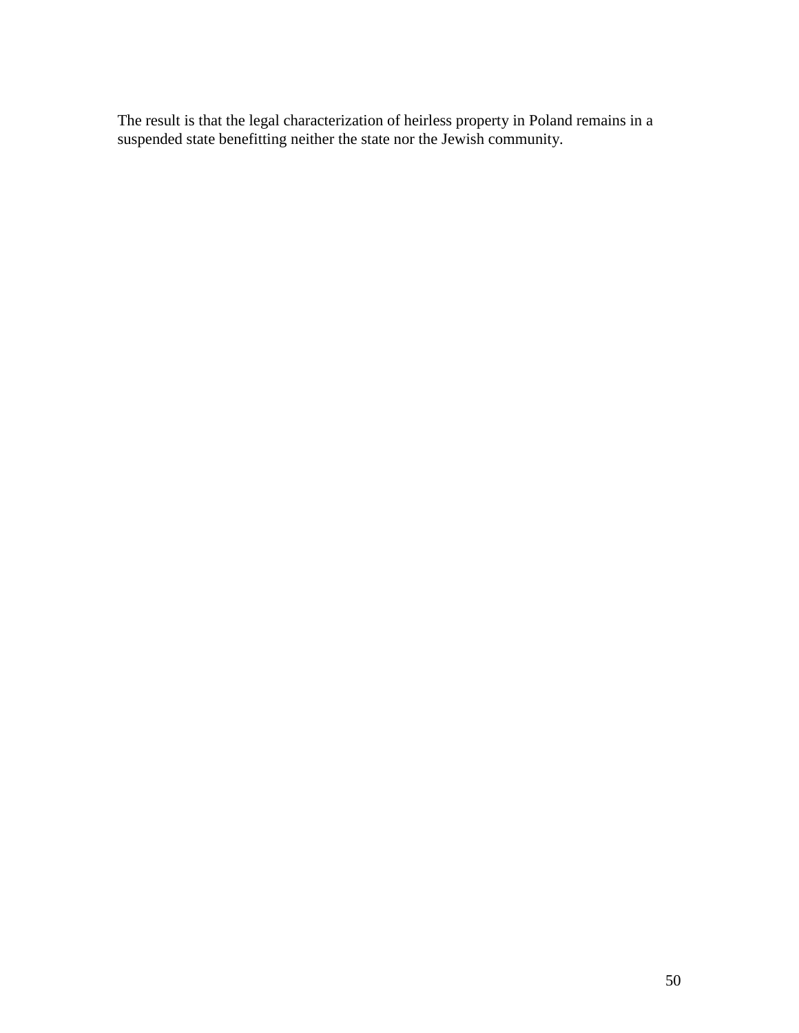The result is that the legal characterization of heirless property in Poland remains in a suspended state benefitting neither the state nor the Jewish community.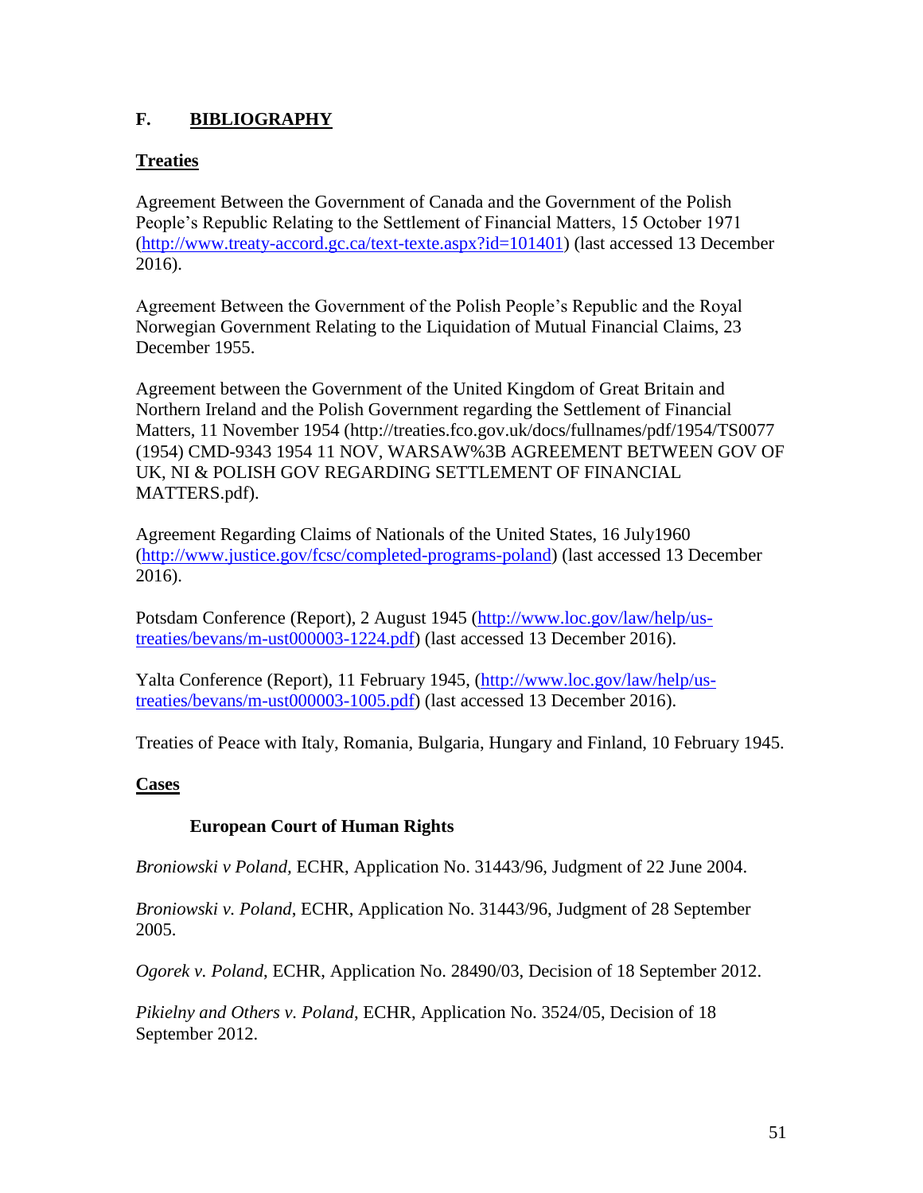## F. BIBLIOGRAPHY

### Treaties

Agreement Between the Government of Canada and the Government of the Polish People's Republic Relating to the Settlement of Financial Matters, 15 October 1971 (http://www.treaty-accord.gc.ca/text-texte.aspx?id=101401) (last accessed 13 December 2016).

Agreement Between the Government of the Polish People's Republic and the Royal Norwegian Government Relating to the Liquidation of Mutual Financial Claims, 23 December 1955.

Agreement between the Government of the United Kingdom of Great Britain and Northern Ireland and the Polish Government regarding the Settlement of Financial Matters, 11 November 1954 (http://treaties.fco.gov.uk/docs/fullnames/pdf/1954/TS0077 (1954) CMD-9343 1954 11 NOV, WARSAW%3B AGREEMENT BETWEEN GOV OF UK, NI & POLISH GOV REGARDING SETTLEMENT OF FINANCIAL MATTERS.pdf).

Agreement Regarding Claims of Nationals of the United States, 16 July1960 (http://www.justice.gov/fcsc/completed-programs-poland) (last accessed 13 December 2016).

Potsdam Conference (Report), 2 August 1945 (http://www.loc.gov/law/help/us-treaties/bevans/m-ust000003-1224.pdf) (last accessed 13 December 2016).

Yalta Conference (Report), 11 February 1945, (http://www.loc.gov/law/help/us-treaties/bevans/m-ust000003-1005.pdf) (last accessed 13 December 2016).

Treaties of Peace with Italy, Romania, Bulgaria, Hungary and Finland, 10 February 1945.

### Cases

#### European Court of Human Rights

*Broniowski v Poland*, ECHR, Application No. 31443/96, Judgment of 22 June 2004.

*Broniowski v. Poland*, ECHR, Application No. 31443/96, Judgment of 28 September 2005.

*Ogorek v. Poland*, ECHR, Application No. 28490/03, Decision of 18 September 2012.

*Pikielny and Others v. Poland*, ECHR, Application No. 3524/05, Decision of 18 September 2012.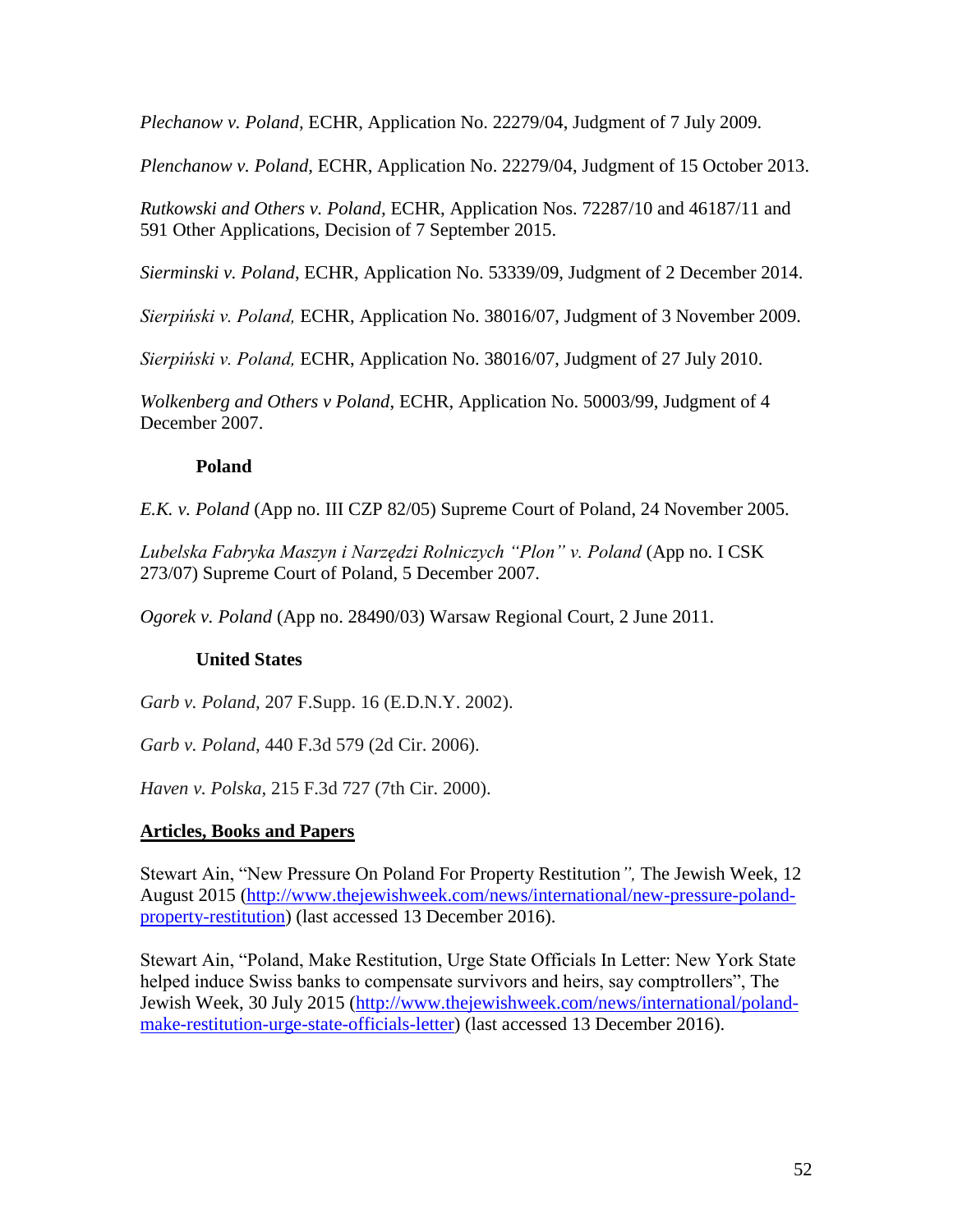*Plechanow v. Poland*, ECHR, Application No. 22279/04, Judgment of 7 July 2009.

*Plenchanow v. Poland*, ECHR, Application No. 22279/04, Judgment of 15 October 2013.

*Rutkowski and Others v. Poland*, ECHR, Application Nos. 72287/10 and 46187/11 and 591 Other Applications, Decision of 7 September 2015.

*Sierminski v. Poland*, ECHR, Application No. 53339/09, Judgment of 2 December 2014.

*Sierpiński v. Poland,* ECHR, Application No. 38016/07, Judgment of 3 November 2009.

*Sierpiński v. Poland,* ECHR, Application No. 38016/07, Judgment of 27 July 2010.

*Wolkenberg and Others v Poland*, ECHR, Application No. 50003/99, Judgment of 4 December 2007.

**Poland**

*E.K. v. Poland* (App no. III CZP 82/05) Supreme Court of Poland, 24 November 2005.

*Lubelska Fabryka Maszyn i Narzędzi Rolniczych "Plon" v. Poland* (App no. I CSK 273/07) Supreme Court of Poland, 5 December 2007.

*Ogorek v. Poland* (App no. 28490/03) Warsaw Regional Court, 2 June 2011.

**United States**

*Garb v. Poland*, 207 F.Supp. 16 (E.D.N.Y. 2002).

*Garb v. Poland*, 440 F.3d 579 (2d Cir. 2006).

*Haven v. Polska*, 215 F.3d 727 (7th Cir. 2000).

## Articles, Books and Papers

Stewart Ain, "New Pressure On Poland For Property Restitution*",* The Jewish Week, 12 August 2015 (http://www.thejewishweek.com/news/international/new-pressure-poland-property-restitution) (last accessed 13 December 2016).

Stewart Ain, "Poland, Make Restitution, Urge State Officials In Letter: New York State helped induce Swiss banks to compensate survivors and heirs, say comptrollers", The Jewish Week, 30 July 2015 (http://www.thejewishweek.com/news/international/poland-make-restitution-urge-state-officials-letter) (last accessed 13 December 2016).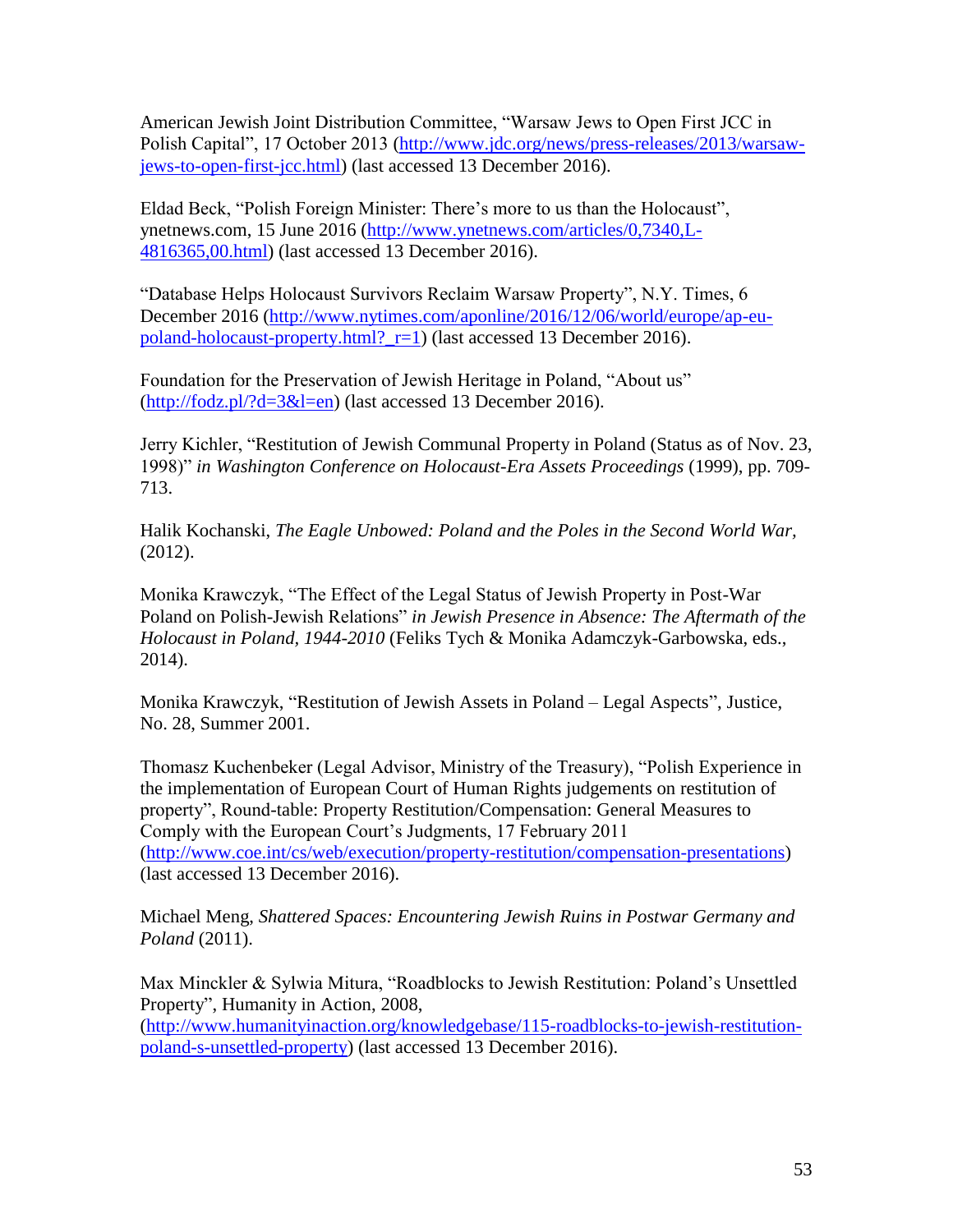American Jewish Joint Distribution Committee, “Warsaw Jews to Open First JCC in Polish Capital”, 17 October 2013 (http://www.jdc.org/news/press-releases/2013/warsaw-jews-to-open-first-jcc.html) (last accessed 13 December 2016).

Eldad Beck, “Polish Foreign Minister: There’s more to us than the Holocaust”, ynetnews.com, 15 June 2016 (http://www.ynetnews.com/articles/0,7340,L-4816365,00.html) (last accessed 13 December 2016).

“Database Helps Holocaust Survivors Reclaim Warsaw Property”, N.Y. Times, 6 December 2016 (http://www.nytimes.com/aponline/2016/12/06/world/europe/ap-eu-poland-holocaust-property.html?_r=1) (last accessed 13 December 2016).

Foundation for the Preservation of Jewish Heritage in Poland, “About us” (http://fodz.pl/?d=3&l=en) (last accessed 13 December 2016).

Jerry Kichler, “Restitution of Jewish Communal Property in Poland (Status as of Nov. 23, 1998)” *in Washington Conference on Holocaust-Era Assets Proceedings* (1999), pp. 709-713.

Halik Kochanski, *The Eagle Unbowed: Poland and the Poles in the Second World War*, (2012).

Monika Krawczyk, “The Effect of the Legal Status of Jewish Property in Post-War Poland on Polish-Jewish Relations” *in Jewish Presence in Absence: The Aftermath of the Holocaust in Poland, 1944-2010* (Feliks Tych & Monika Adamczyk-Garbowska, eds., 2014).

Monika Krawczyk, “Restitution of Jewish Assets in Poland – Legal Aspects”, Justice, No. 28, Summer 2001.

Thomasz Kuchenbeker (Legal Advisor, Ministry of the Treasury), “Polish Experience in the implementation of European Court of Human Rights judgements on restitution of property”, Round-table: Property Restitution/Compensation: General Measures to Comply with the European Court’s Judgments, 17 February 2011 (http://www.coe.int/cs/web/execution/property-restitution/compensation-presentations) (last accessed 13 December 2016).

Michael Meng, *Shattered Spaces: Encountering Jewish Ruins in Postwar Germany and Poland* (2011).

Max Minckler & Sylwia Mitura, “Roadblocks to Jewish Restitution: Poland’s Unsettled Property”, Humanity in Action, 2008, (http://www.humanityinaction.org/knowledgebase/115-roadblocks-to-jewish-restitution-poland-s-unsettled-property) (last accessed 13 December 2016).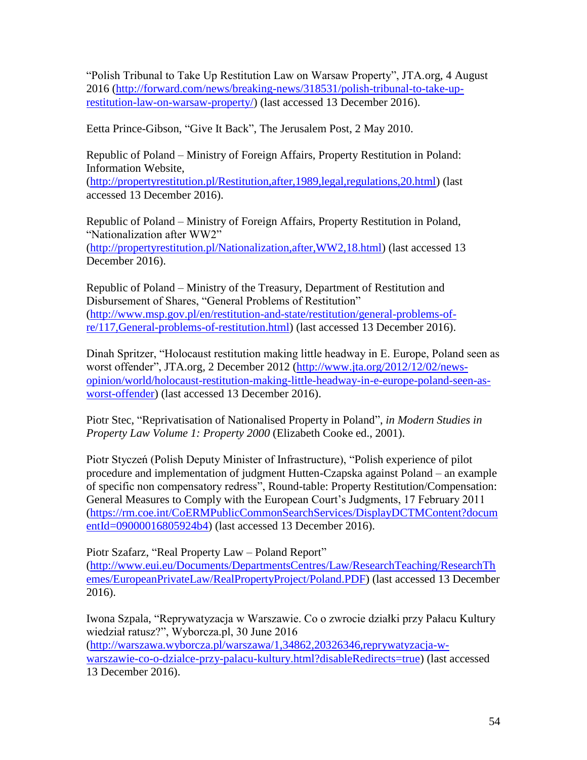"Polish Tribunal to Take Up Restitution Law on Warsaw Property", JTA.org, 4 August 2016 (http://forward.com/news/breaking-news/318531/polish-tribunal-to-take-up-restitution-law-on-warsaw-property/) (last accessed 13 December 2016).

Eetta Prince-Gibson, "Give It Back", The Jerusalem Post, 2 May 2010.

Republic of Poland – Ministry of Foreign Affairs, Property Restitution in Poland: Information Website, (http://propertyrestitution.pl/Restitution,after,1989,legal,regulations,20.html) (last accessed 13 December 2016).

Republic of Poland – Ministry of Foreign Affairs, Property Restitution in Poland, "Nationalization after WW2" (http://propertyrestitution.pl/Nationalization,after,WW2,18.html) (last accessed 13 December 2016).

Republic of Poland – Ministry of the Treasury, Department of Restitution and Disbursement of Shares, "General Problems of Restitution" (http://www.msp.gov.pl/en/restitution-and-state/restitution/general-problems-of-re/117,General-problems-of-restitution.html) (last accessed 13 December 2016).

Dinah Spritzer, "Holocaust restitution making little headway in E. Europe, Poland seen as worst offender", JTA.org, 2 December 2012 (http://www.jta.org/2012/12/02/news-opinion/world/holocaust-restitution-making-little-headway-in-e-europe-poland-seen-as-worst-offender) (last accessed 13 December 2016).

Piotr Stec, "Reprivatisation of Nationalised Property in Poland", *in Modern Studies in Property Law Volume 1: Property 2000* (Elizabeth Cooke ed., 2001).

Piotr Styczeń (Polish Deputy Minister of Infrastructure), "Polish experience of pilot procedure and implementation of judgment Hutten-Czapska against Poland – an example of specific non compensatory redress", Round-table: Property Restitution/Compensation: General Measures to Comply with the European Court's Judgments, 17 February 2011 (https://rm.coe.int/CoERMPublicCommonSearchServices/DisplayDCTMContent?documentId=09000016805924b4) (last accessed 13 December 2016).

Piotr Szafarz, "Real Property Law – Poland Report" (http://www.eui.eu/Documents/DepartmentsCentres/Law/ResearchTeaching/ResearchThemes/EuropeanPrivateLaw/RealPropertyProject/Poland.PDF) (last accessed 13 December 2016).

Iwona Szpala, "Reprywatyzacja w Warszawie. Co o zwrocie działki przy Pałacu Kultury wiedział ratusz?", Wyborcza.pl, 30 June 2016 (http://warszawa.wyborcza.pl/warszawa/1,34862,20326346,reprywatyzacja-w-warszawie-co-o-dzialce-przy-palacu-kultury.html?disableRedirects=true) (last accessed 13 December 2016).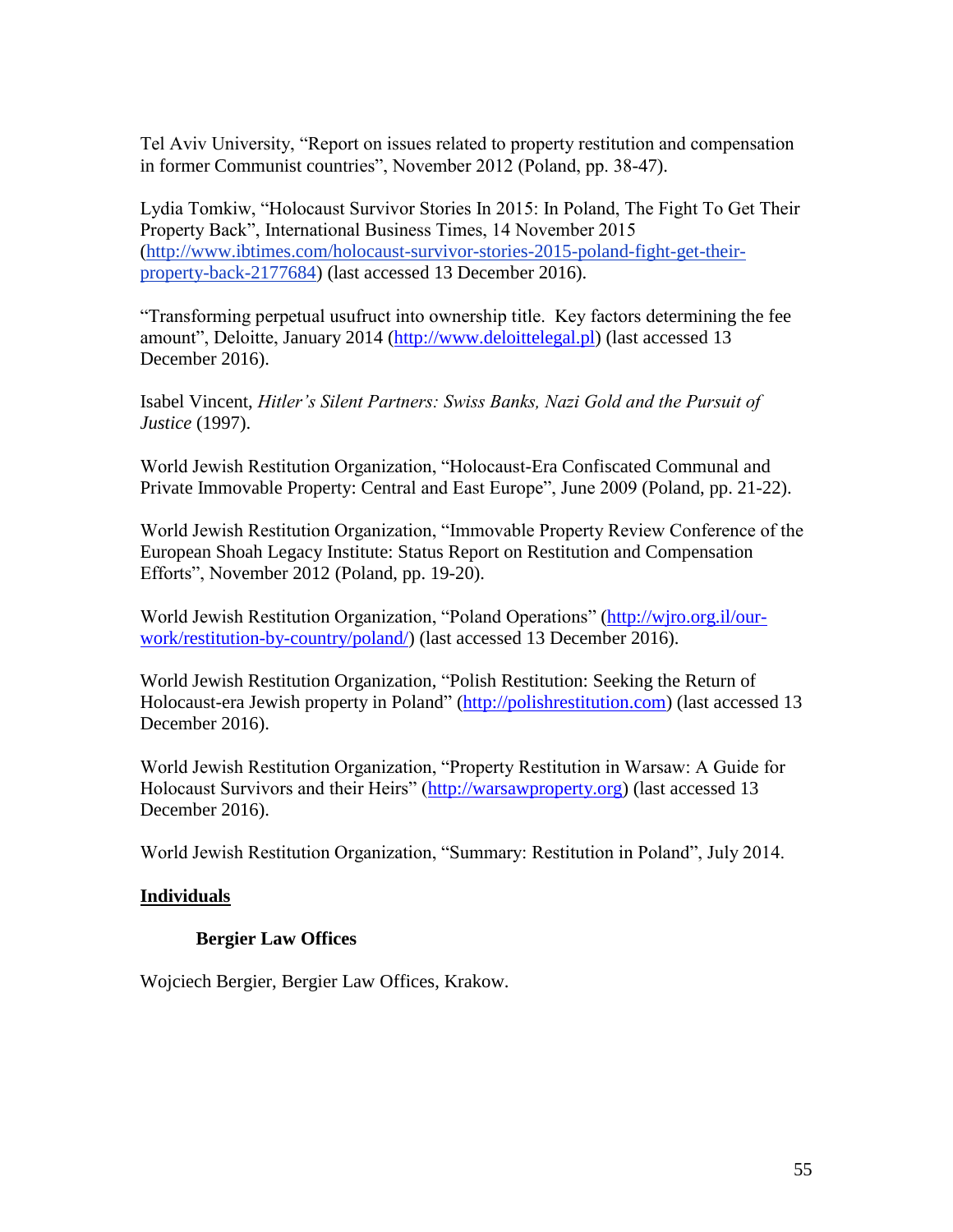Tel Aviv University, "Report on issues related to property restitution and compensation in former Communist countries", November 2012 (Poland, pp. 38-47).

Lydia Tomkiw, "Holocaust Survivor Stories In 2015: In Poland, The Fight To Get Their Property Back", International Business Times, 14 November 2015 (http://www.ibtimes.com/holocaust-survivor-stories-2015-poland-fight-get-their-property-back-2177684) (last accessed 13 December 2016).

"Transforming perpetual usufruct into ownership title. Key factors determining the fee amount", Deloitte, January 2014 (http://www.deloittelegal.pl) (last accessed 13 December 2016).

Isabel Vincent, *Hitler's Silent Partners: Swiss Banks, Nazi Gold and the Pursuit of Justice* (1997).

World Jewish Restitution Organization, "Holocaust-Era Confiscated Communal and Private Immovable Property: Central and East Europe", June 2009 (Poland, pp. 21-22).

World Jewish Restitution Organization, "Immovable Property Review Conference of the European Shoah Legacy Institute: Status Report on Restitution and Compensation Efforts", November 2012 (Poland, pp. 19-20).

World Jewish Restitution Organization, "Poland Operations" (http://wjro.org.il/our-work/restitution-by-country/poland/) (last accessed 13 December 2016).

World Jewish Restitution Organization, "Polish Restitution: Seeking the Return of Holocaust-era Jewish property in Poland" (http://polishrestitution.com) (last accessed 13 December 2016).

World Jewish Restitution Organization, "Property Restitution in Warsaw: A Guide for Holocaust Survivors and their Heirs" (http://warsawproperty.org) (last accessed 13 December 2016).

World Jewish Restitution Organization, "Summary: Restitution in Poland", July 2014.

## Individuals

### Bergier Law Offices

Wojciech Bergier, Bergier Law Offices, Krakow.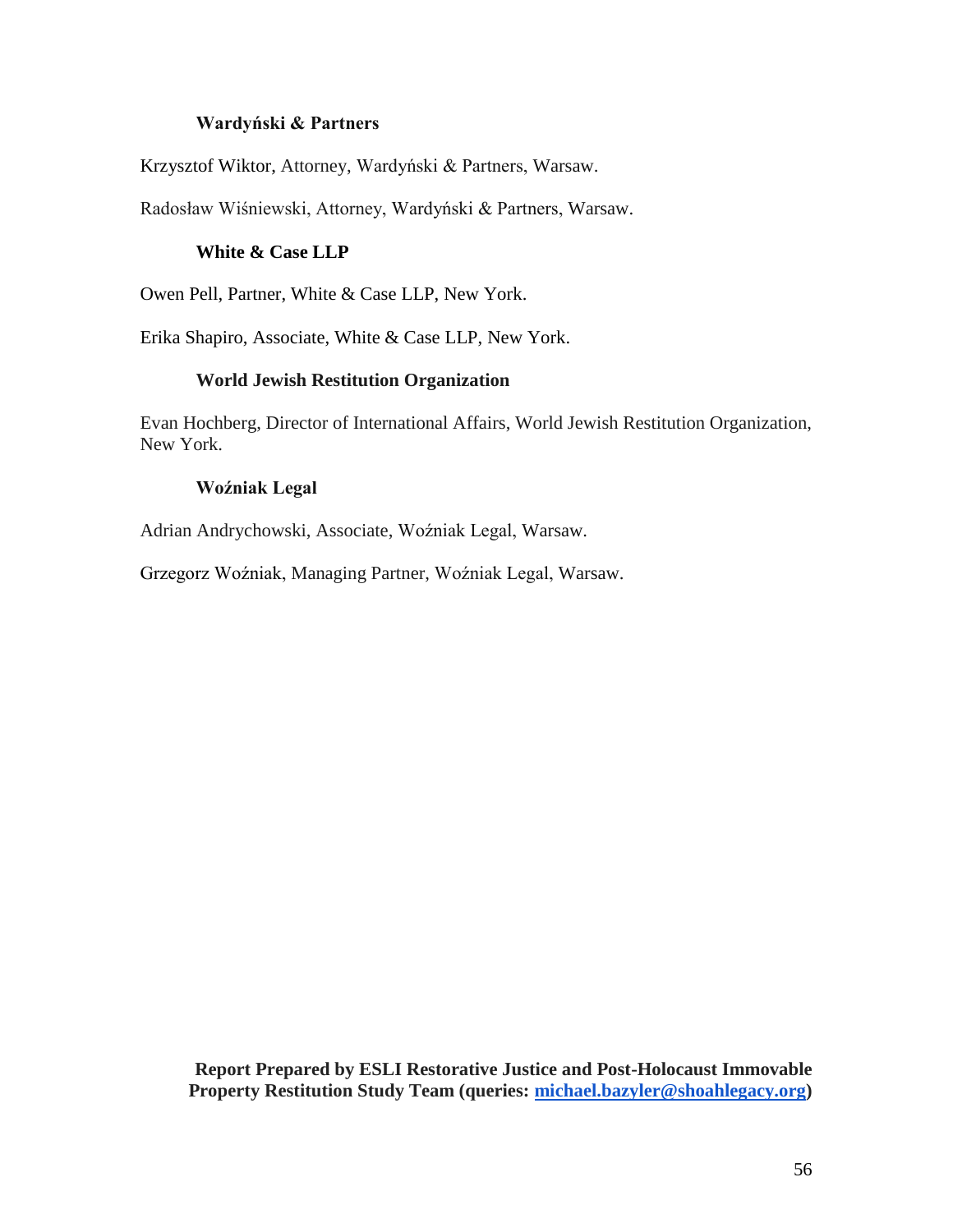### Wardyński & Partners

Krzysztof Wiktor, Attorney, Wardyński & Partners, Warsaw.

Radosław Wiśniewski, Attorney, Wardyński & Partners, Warsaw.

### White & Case LLP

Owen Pell, Partner, White & Case LLP, New York.

Erika Shapiro, Associate, White & Case LLP, New York.

### World Jewish Restitution Organization

Evan Hochberg, Director of International Affairs, World Jewish Restitution Organization, New York.

### Woźniak Legal

Adrian Andrychowski, Associate, Woźniak Legal, Warsaw.

Grzegorz Woźniak, Managing Partner, Woźniak Legal, Warsaw.

**Report Prepared by ESLI Restorative Justice and Post-Holocaust Immovable Property Restitution Study Team (queries: [michael.bazyler@shoahlegacy.org](mailto:michael.bazyler@shoahlegacy.org))**